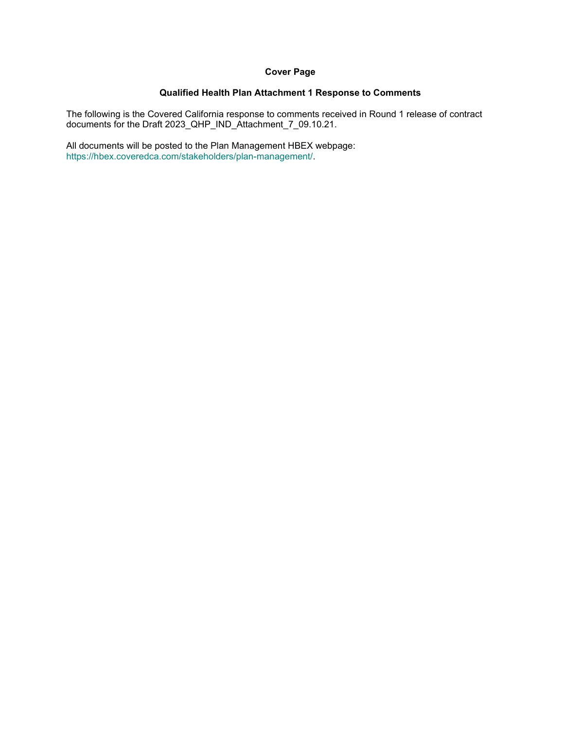**Cover Page**

**Qualified Health Plan Attachment 1 Response to Comments**

The following is the Covered California response to comments received in Round 1 release of contract documents for the Draft 2023_QHP_IND_Attachment_7_09.10.21.

All documents will be posted to the Plan Management HBEX webpage: https://hbex.coveredca.com/stakeholders/plan-management/.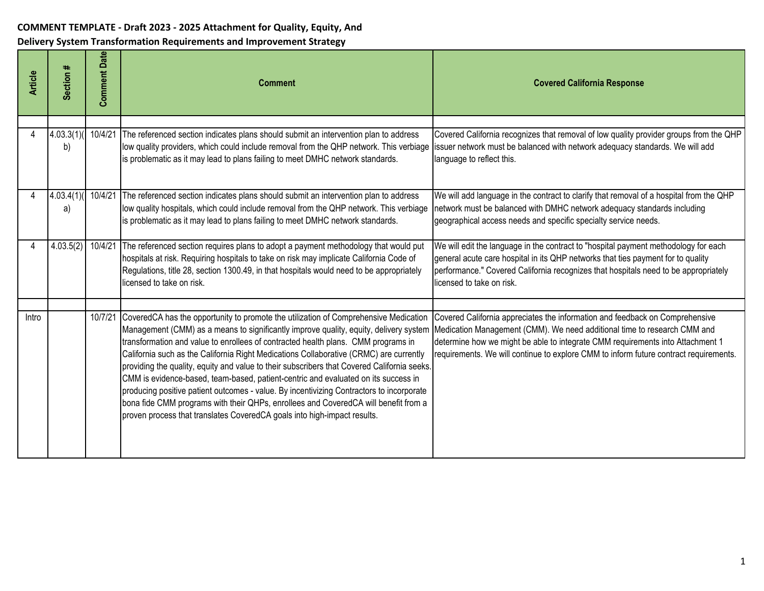**COMMENT TEMPLATE - Draft 2023 - 2025 Attachment for Quality, Equity, And Delivery System Transformation Requirements and Improvement Strategy**

| Article | Section # | Comment Date | Comment | Covered California Response |
|---|---|---|---|---|
| | | | | |
| 4 | 4.03.3(1)(b) | 10/4/21 | The referenced section indicates plans should submit an intervention plan to address low quality providers, which could include removal from the QHP network. This verbiage is problematic as it may lead to plans failing to meet DMHC network standards. | Covered California recognizes that removal of low quality provider groups from the QHP issuer network must be balanced with network adequacy standards. We will add language to reflect this. |
| 4 | 4.03.4(1)(a) | 10/4/21 | The referenced section indicates plans should submit an intervention plan to address low quality hospitals, which could include removal from the QHP network. This verbiage is problematic as it may lead to plans failing to meet DMHC network standards. | We will add language in the contract to clarify that removal of a hospital from the QHP network must be balanced with DMHC network adequacy standards including geographical access needs and specific specialty service needs. |
| 4 | 4.03.5(2) | 10/4/21 | The referenced section requires plans to adopt a payment methodology that would put hospitals at risk. Requiring hospitals to take on risk may implicate California Code of Regulations, title 28, section 1300.49, in that hospitals would need to be appropriately licensed to take on risk. | We will edit the language in the contract to "hospital payment methodology for each general acute care hospital in its QHP networks that ties payment for to quality performance." Covered California recognizes that hospitals need to be appropriately licensed to take on risk. |
| | | | | |
| Intro | | 10/7/21 | CoveredCA has the opportunity to promote the utilization of Comprehensive Medication Management (CMM) as a means to significantly improve quality, equity, delivery system transformation and value to enrollees of contracted health plans. CMM programs in California such as the California Right Medications Collaborative (CRMC) are currently providing the quality, equity and value to their subscribers that Covered California seeks. CMM is evidence-based, team-based, patient-centric and evaluated on its success in producing positive patient outcomes - value. By incentivizing Contractors to incorporate bona fide CMM programs with their QHPs, enrollees and CoveredCA will benefit from a proven process that translates CoveredCA goals into high-impact results. | Covered California appreciates the information and feedback on Comprehensive Medication Management (CMM). We need additional time to research CMM and determine how we might be able to integrate CMM requirements into Attachment 1 requirements. We will continue to explore CMM to inform future contract requirements. |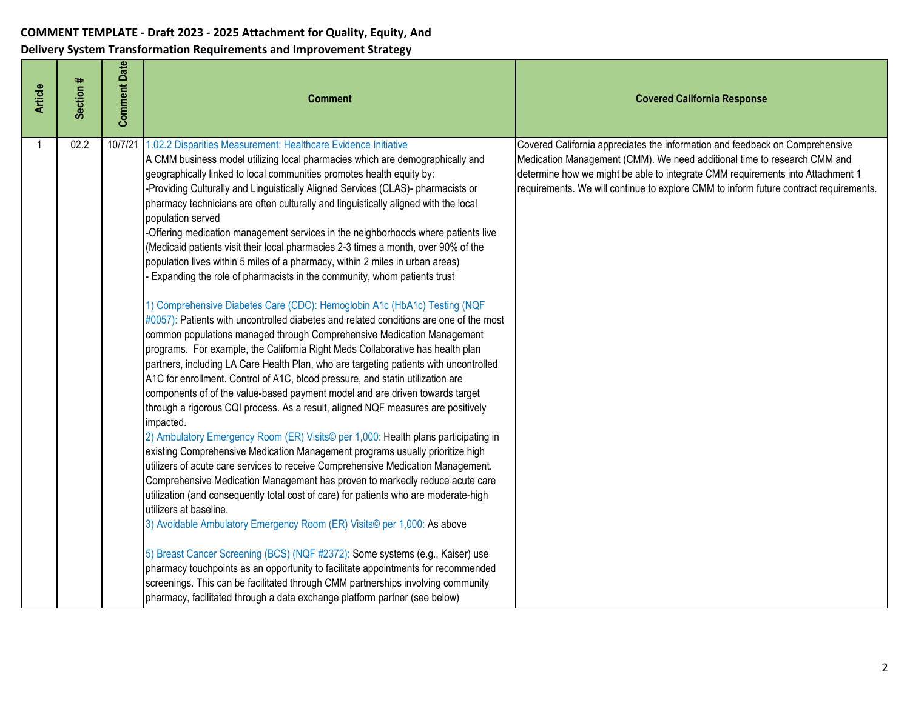**COMMENT TEMPLATE - Draft 2023 - 2025 Attachment for Quality, Equity, And Delivery System Transformation Requirements and Improvement Strategy**

| Article | Section # | Comment Date | Comment | Covered California Response |
|---|---|---|---|---|
| 1 | 02.2 | 10/7/21 | 1.02.2 Disparities Measurement: Healthcare Evidence Initiative<br>A CMM business model utilizing local pharmacies which are demographically and geographically linked to local communities promotes health equity by:<br>-Providing Culturally and Linguistically Aligned Services (CLAS)- pharmacists or pharmacy technicians are often culturally and linguistically aligned with the local population served<br>-Offering medication management services in the neighborhoods where patients live (Medicaid patients visit their local pharmacies 2-3 times a month, over 90% of the population lives within 5 miles of a pharmacy, within 2 miles in urban areas)<br>- Expanding the role of pharmacists in the community, whom patients trust<br><br>1) Comprehensive Diabetes Care (CDC): Hemoglobin A1c (HbA1c) Testing (NQF #0057): Patients with uncontrolled diabetes and related conditions are one of the most common populations managed through Comprehensive Medication Management programs. For example, the California Right Meds Collaborative has health plan partners, including LA Care Health Plan, who are targeting patients with uncontrolled A1C for enrollment. Control of A1C, blood pressure, and statin utilization are components of of the value-based payment model and are driven towards target through a rigorous CQI process. As a result, aligned NQF measures are positively impacted.<br>2) Ambulatory Emergency Room (ER) Visits© per 1,000: Health plans participating in existing Comprehensive Medication Management programs usually prioritize high utilizers of acute care services to receive Comprehensive Medication Management. Comprehensive Medication Management has proven to markedly reduce acute care utilization (and consequently total cost of care) for patients who are moderate-high utilizers at baseline.<br>3) Avoidable Ambulatory Emergency Room (ER) Visits© per 1,000: As above<br><br>5) Breast Cancer Screening (BCS) (NQF #2372): Some systems (e.g., Kaiser) use pharmacy touchpoints as an opportunity to facilitate appointments for recommended screenings. This can be facilitated through CMM partnerships involving community pharmacy, facilitated through a data exchange platform partner (see below) | Covered California appreciates the information and feedback on Comprehensive Medication Management (CMM). We need additional time to research CMM and determine how we might be able to integrate CMM requirements into Attachment 1 requirements. We will continue to explore CMM to inform future contract requirements. |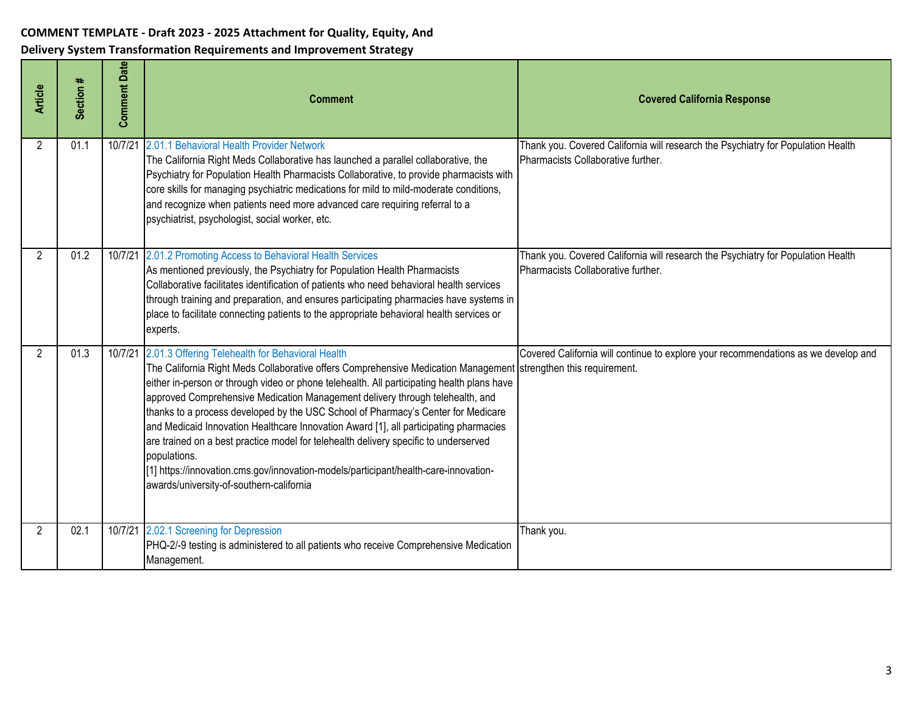**COMMENT TEMPLATE - Draft 2023 - 2025 Attachment for Quality, Equity, And Delivery System Transformation Requirements and Improvement Strategy**

| Article | Section # | Comment Date | Comment | Covered California Response |
|---|---|---|---|---|
| 2 | 01.1 | 10/7/21 | 2.01.1 Behavioral Health Provider Network<br>The California Right Meds Collaborative has launched a parallel collaborative, the Psychiatry for Population Health Pharmacists Collaborative, to provide pharmacists with core skills for managing psychiatric medications for mild to mild-moderate conditions, and recognize when patients need more advanced care requiring referral to a psychiatrist, psychologist, social worker, etc. | Thank you. Covered California will research the Psychiatry for Population Health Pharmacists Collaborative further. |
| 2 | 01.2 | 10/7/21 | 2.01.2 Promoting Access to Behavioral Health Services<br>As mentioned previously, the Psychiatry for Population Health Pharmacists Collaborative facilitates identification of patients who need behavioral health services through training and preparation, and ensures participating pharmacies have systems in place to facilitate connecting patients to the appropriate behavioral health services or experts. | Thank you. Covered California will research the Psychiatry for Population Health Pharmacists Collaborative further. |
| 2 | 01.3 | 10/7/21 | 2.01.3 Offering Telehealth for Behavioral Health<br>The California Right Meds Collaborative offers Comprehensive Medication Management either in-person or through video or phone telehealth. All participating health plans have approved Comprehensive Medication Management delivery through telehealth, and thanks to a process developed by the USC School of Pharmacy's Center for Medicare and Medicaid Innovation Healthcare Innovation Award [1], all participating pharmacies are trained on a best practice model for telehealth delivery specific to underserved populations.<br>[1] https://innovation.cms.gov/innovation-models/participant/health-care-innovation-awards/university-of-southern-california | Covered California will continue to explore your recommendations as we develop and strengthen this requirement. |
| 2 | 02.1 | 10/7/21 | 2.02.1 Screening for Depression<br>PHQ-2/-9 testing is administered to all patients who receive Comprehensive Medication Management. | Thank you. |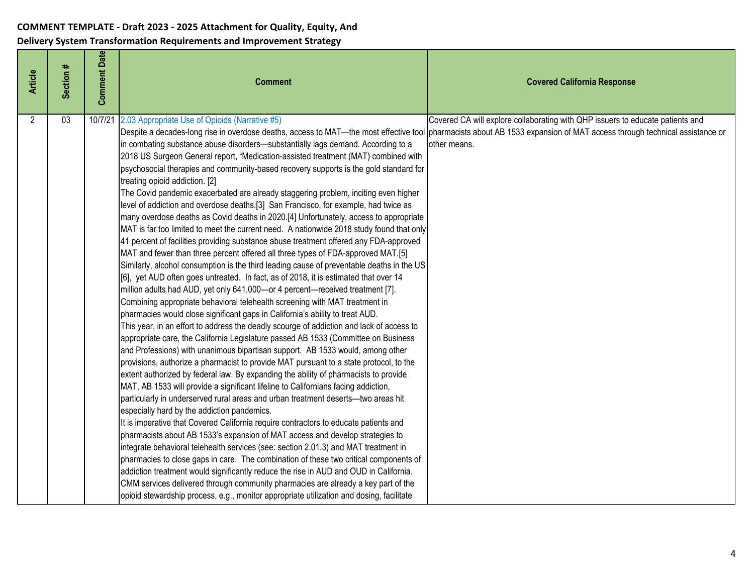**COMMENT TEMPLATE - Draft 2023 - 2025 Attachment for Quality, Equity, And Delivery System Transformation Requirements and Improvement Strategy**

| Article | Section # | Comment Date | Comment | Covered California Response |
|---|---|---|---|---|
| 2 | 03 | 10/7/21 | 2.03 Appropriate Use of Opioids (Narrative #5)<br>Despite a decades-long rise in overdose deaths, access to MAT—the most effective tool in combating substance abuse disorders—substantially lags demand. According to a 2018 US Surgeon General report, "Medication-assisted treatment (MAT) combined with psychosocial therapies and community-based recovery supports is the gold standard for treating opioid addiction. [2]<br>The Covid pandemic exacerbated are already staggering problem, inciting even higher level of addiction and overdose deaths.[3] San Francisco, for example, had twice as many overdose deaths as Covid deaths in 2020.[4] Unfortunately, access to appropriate MAT is far too limited to meet the current need. A nationwide 2018 study found that only 41 percent of facilities providing substance abuse treatment offered any FDA-approved MAT and fewer than three percent offered all three types of FDA-approved MAT.[5]<br>Similarly, alcohol consumption is the third leading cause of preventable deaths in the US [6], yet AUD often goes untreated. In fact, as of 2018, it is estimated that over 14 million adults had AUD, yet only 641,000—or 4 percent—received treatment [7].<br>Combining appropriate behavioral telehealth screening with MAT treatment in pharmacies would close significant gaps in California's ability to treat AUD.<br>This year, in an effort to address the deadly scourge of addiction and lack of access to appropriate care, the California Legislature passed AB 1533 (Committee on Business and Professions) with unanimous bipartisan support. AB 1533 would, among other provisions, authorize a pharmacist to provide MAT pursuant to a state protocol, to the extent authorized by federal law. By expanding the ability of pharmacists to provide MAT, AB 1533 will provide a significant lifeline to Californians facing addiction, particularly in underserved rural areas and urban treatment deserts—two areas hit especially hard by the addiction pandemics.<br>It is imperative that Covered California require contractors to educate patients and pharmacists about AB 1533's expansion of MAT access and develop strategies to integrate behavioral telehealth services (see: section 2.01.3) and MAT treatment in pharmacies to close gaps in care. The combination of these two critical components of addiction treatment would significantly reduce the rise in AUD and OUD in California.<br>CMM services delivered through community pharmacies are already a key part of the opioid stewardship process, e.g., monitor appropriate utilization and dosing, facilitate | Covered CA will explore collaborating with QHP issuers to educate patients and pharmacists about AB 1533 expansion of MAT access through technical assistance or other means. |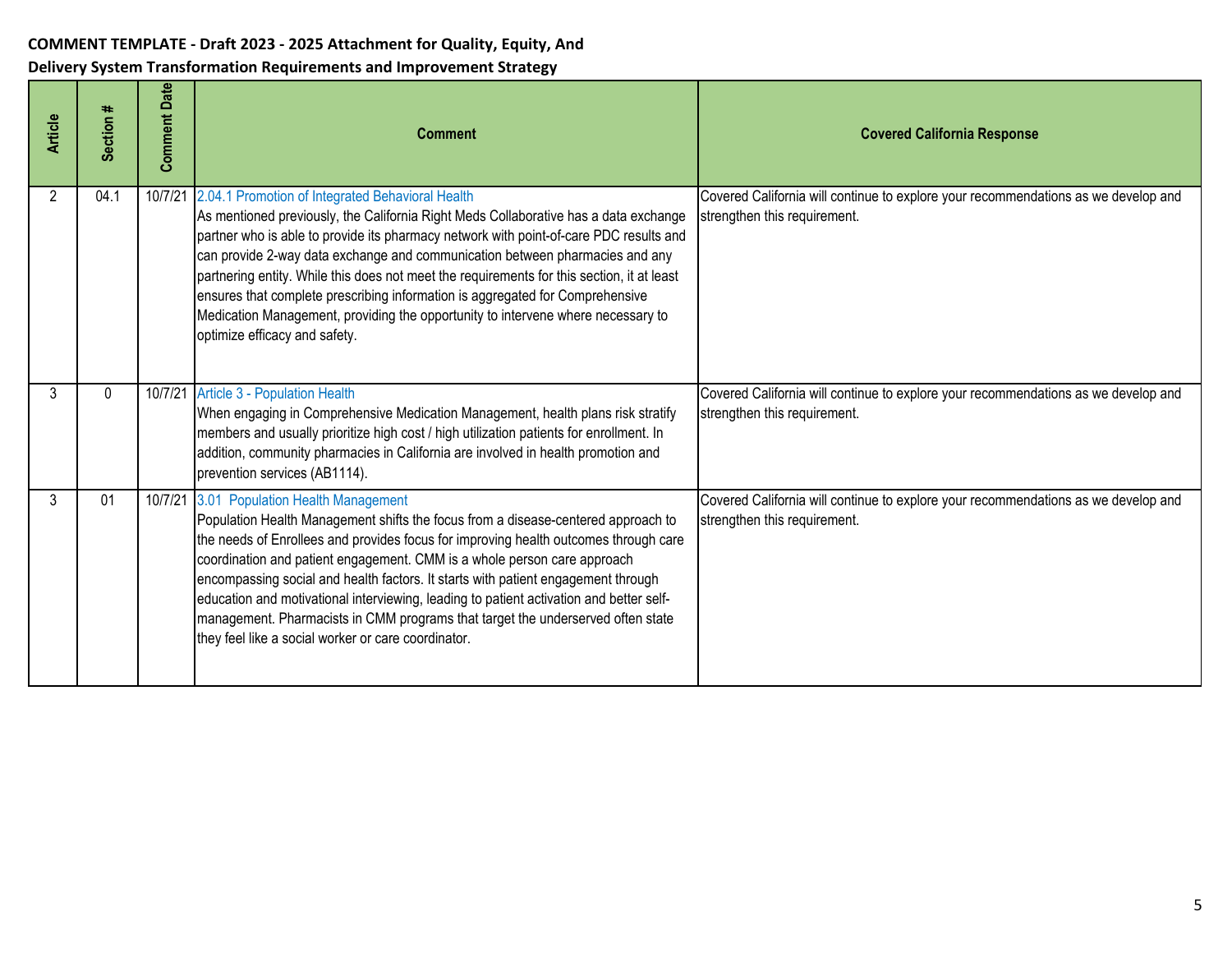**COMMENT TEMPLATE - Draft 2023 - 2025 Attachment for Quality, Equity, And Delivery System Transformation Requirements and Improvement Strategy**

| Article | Section # | Comment Date | Comment | Covered California Response |
|---|---|---|---|---|
| 2 | 04.1 | 10/7/21 | 2.04.1 Promotion of Integrated Behavioral Health<br>As mentioned previously, the California Right Meds Collaborative has a data exchange partner who is able to provide its pharmacy network with point-of-care PDC results and can provide 2-way data exchange and communication between pharmacies and any partnering entity. While this does not meet the requirements for this section, it at least ensures that complete prescribing information is aggregated for Comprehensive Medication Management, providing the opportunity to intervene where necessary to optimize efficacy and safety. | Covered California will continue to explore your recommendations as we develop and strengthen this requirement. |
| 3 | 0 | 10/7/21 | Article 3 - Population Health<br>When engaging in Comprehensive Medication Management, health plans risk stratify members and usually prioritize high cost / high utilization patients for enrollment. In addition, community pharmacies in California are involved in health promotion and prevention services (AB1114). | Covered California will continue to explore your recommendations as we develop and strengthen this requirement. |
| 3 | 01 | 10/7/21 | 3.01 Population Health Management<br>Population Health Management shifts the focus from a disease-centered approach to the needs of Enrollees and provides focus for improving health outcomes through care coordination and patient engagement. CMM is a whole person care approach encompassing social and health factors. It starts with patient engagement through education and motivational interviewing, leading to patient activation and better self-management. Pharmacists in CMM programs that target the underserved often state they feel like a social worker or care coordinator. | Covered California will continue to explore your recommendations as we develop and strengthen this requirement. |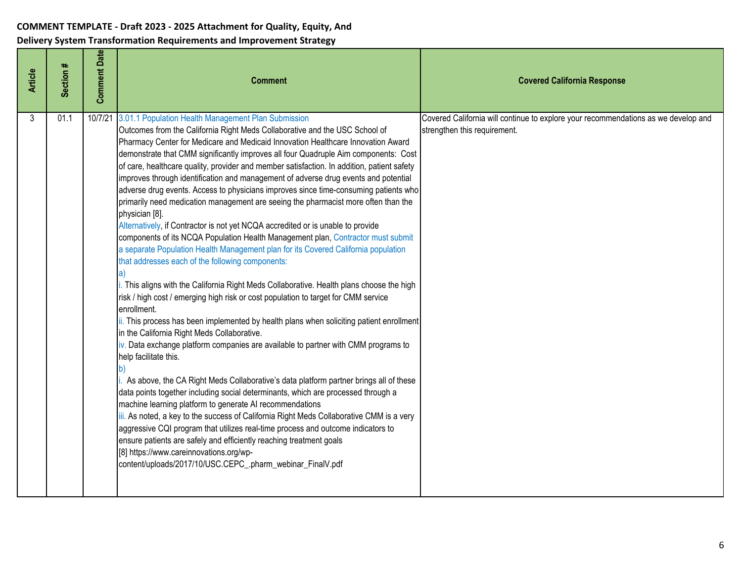**COMMENT TEMPLATE - Draft 2023 - 2025 Attachment for Quality, Equity, And Delivery System Transformation Requirements and Improvement Strategy**

| Article | Section # | Comment Date | Comment | Covered California Response |
|---|---|---|---|---|
| 3 | 01.1 | 10/7/21 | 3.01.1 Population Health Management Plan Submission<br>Outcomes from the California Right Meds Collaborative and the USC School of Pharmacy Center for Medicare and Medicaid Innovation Healthcare Innovation Award demonstrate that CMM significantly improves all four Quadruple Aim components: Cost of care, healthcare quality, provider and member satisfaction. In addition, patient safety improves through identification and management of adverse drug events and potential adverse drug events. Access to physicians improves since time-consuming patients who primarily need medication management are seeing the pharmacist more often than the physician [8].<br>Alternatively, if Contractor is not yet NCQA accredited or is unable to provide components of its NCQA Population Health Management plan, Contractor must submit a separate Population Health Management plan for its Covered California population that addresses each of the following components:<br>a)<br>i. This aligns with the California Right Meds Collaborative. Health plans choose the high risk / high cost / emerging high risk or cost population to target for CMM service enrollment.<br>ii. This process has been implemented by health plans when soliciting patient enrollment in the California Right Meds Collaborative.<br>iv. Data exchange platform companies are available to partner with CMM programs to help facilitate this.<br>b)<br>i. As above, the CA Right Meds Collaborative's data platform partner brings all of these data points together including social determinants, which are processed through a machine learning platform to generate AI recommendations<br>iii. As noted, a key to the success of California Right Meds Collaborative CMM is a very aggressive CQI program that utilizes real-time process and outcome indicators to ensure patients are safely and efficiently reaching treatment goals<br>[8] https://www.careinnovations.org/wp-content/uploads/2017/10/USC.CEPC_.pharm_webinar_FinalV.pdf | Covered California will continue to explore your recommendations as we develop and strengthen this requirement. |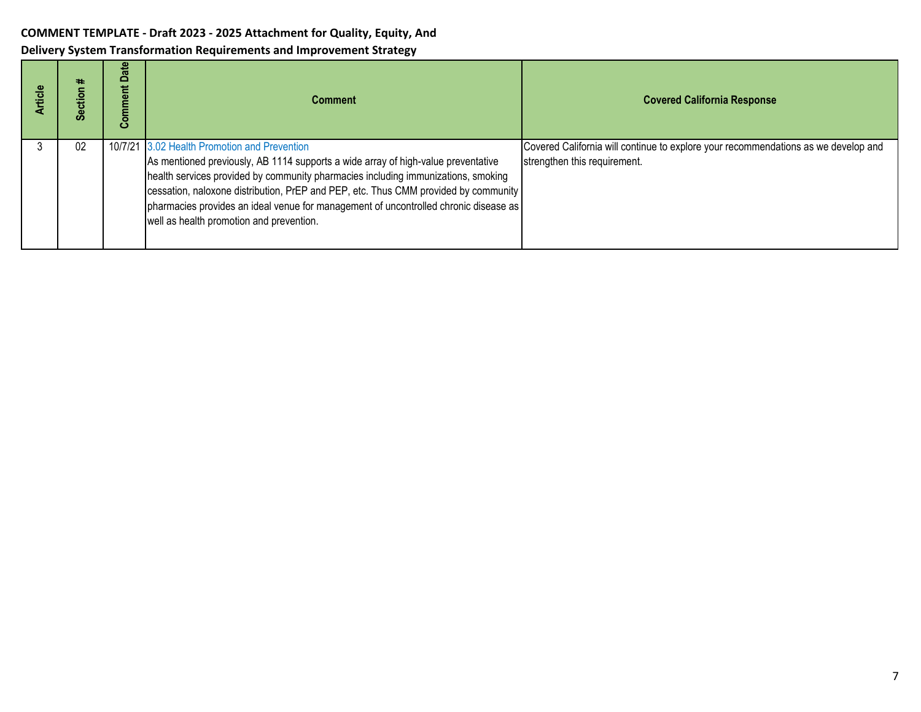**COMMENT TEMPLATE - Draft 2023 - 2025 Attachment for Quality, Equity, And Delivery System Transformation Requirements and Improvement Strategy**

| Article | Section # | Comment Date | Comment | Covered California Response |
|---|---|---|---|---|
| 3 | 02 | 10/7/21 | 3.02 Health Promotion and Prevention<br>As mentioned previously, AB 1114 supports a wide array of high-value preventative health services provided by community pharmacies including immunizations, smoking cessation, naloxone distribution, PrEP and PEP, etc. Thus CMM provided by community pharmacies provides an ideal venue for management of uncontrolled chronic disease as well as health promotion and prevention. | Covered California will continue to explore your recommendations as we develop and strengthen this requirement. |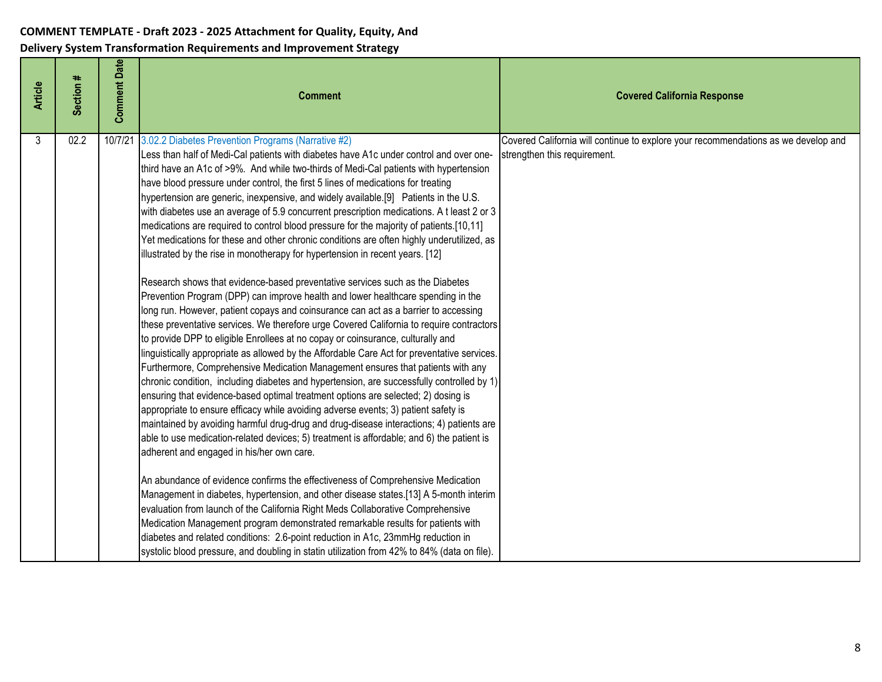**COMMENT TEMPLATE - Draft 2023 - 2025 Attachment for Quality, Equity, And Delivery System Transformation Requirements and Improvement Strategy**

| Article | Section # | Comment Date | Comment | Covered California Response |
|---|---|---|---|---|
| 3 | 02.2 | 10/7/21 | 3.02.2 Diabetes Prevention Programs (Narrative #2)<br>Less than half of Medi-Cal patients with diabetes have A1c under control and over one-third have an A1c of >9%. And while two-thirds of Medi-Cal patients with hypertension have blood pressure under control, the first 5 lines of medications for treating hypertension are generic, inexpensive, and widely available.[9] Patients in the U.S. with diabetes use an average of 5.9 concurrent prescription medications. A t least 2 or 3 medications are required to control blood pressure for the majority of patients.[10,11] Yet medications for these and other chronic conditions are often highly underutilized, as illustrated by the rise in monotherapy for hypertension in recent years. [12]<br><br>Research shows that evidence-based preventative services such as the Diabetes Prevention Program (DPP) can improve health and lower healthcare spending in the long run. However, patient copays and coinsurance can act as a barrier to accessing these preventative services. We therefore urge Covered California to require contractors to provide DPP to eligible Enrollees at no copay or coinsurance, culturally and linguistically appropriate as allowed by the Affordable Care Act for preventative services. Furthermore, Comprehensive Medication Management ensures that patients with any chronic condition, including diabetes and hypertension, are successfully controlled by 1) ensuring that evidence-based optimal treatment options are selected; 2) dosing is appropriate to ensure efficacy while avoiding adverse events; 3) patient safety is maintained by avoiding harmful drug-drug and drug-disease interactions; 4) patients are able to use medication-related devices; 5) treatment is affordable; and 6) the patient is adherent and engaged in his/her own care.<br><br>An abundance of evidence confirms the effectiveness of Comprehensive Medication Management in diabetes, hypertension, and other disease states.[13] A 5-month interim evaluation from launch of the California Right Meds Collaborative Comprehensive Medication Management program demonstrated remarkable results for patients with diabetes and related conditions: 2.6-point reduction in A1c, 23mmHg reduction in systolic blood pressure, and doubling in statin utilization from 42% to 84% (data on file). | Covered California will continue to explore your recommendations as we develop and strengthen this requirement. |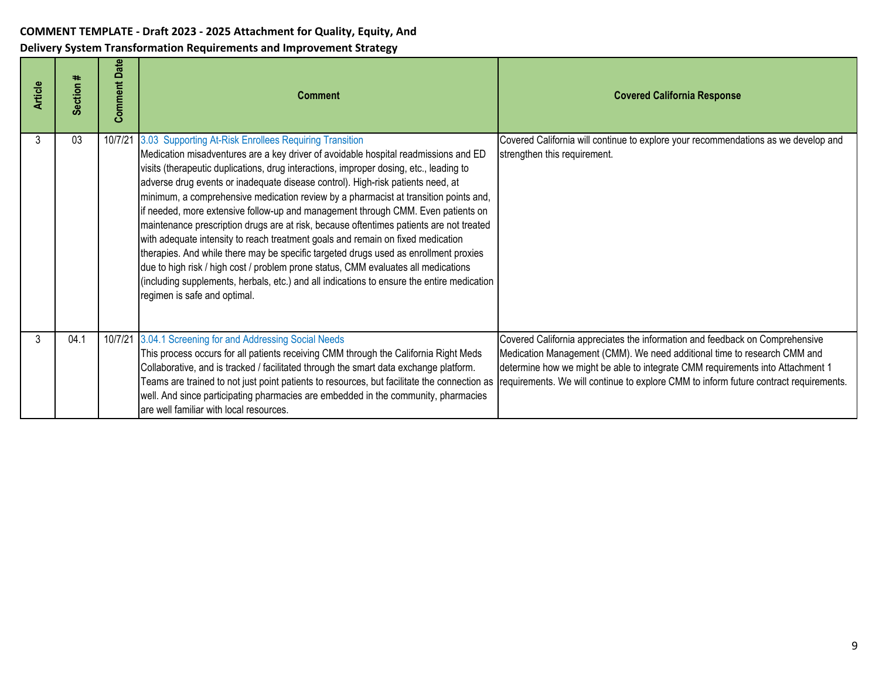**COMMENT TEMPLATE - Draft 2023 - 2025 Attachment for Quality, Equity, And Delivery System Transformation Requirements and Improvement Strategy**

| Article | Section # | Comment Date | Comment | Covered California Response |
|---|---|---|---|---|
| 3 | 03 | 10/7/21 | 3.03 Supporting At-Risk Enrollees Requiring Transition<br>Medication misadventures are a key driver of avoidable hospital readmissions and ED visits (therapeutic duplications, drug interactions, improper dosing, etc., leading to adverse drug events or inadequate disease control). High-risk patients need, at minimum, a comprehensive medication review by a pharmacist at transition points and, if needed, more extensive follow-up and management through CMM. Even patients on maintenance prescription drugs are at risk, because oftentimes patients are not treated with adequate intensity to reach treatment goals and remain on fixed medication therapies. And while there may be specific targeted drugs used as enrollment proxies due to high risk / high cost / problem prone status, CMM evaluates all medications (including supplements, herbals, etc.) and all indications to ensure the entire medication regimen is safe and optimal. | Covered California will continue to explore your recommendations as we develop and strengthen this requirement. |
| 3 | 04.1 | 10/7/21 | 3.04.1 Screening for and Addressing Social Needs<br>This process occurs for all patients receiving CMM through the California Right Meds Collaborative, and is tracked / facilitated through the smart data exchange platform. Teams are trained to not just point patients to resources, but facilitate the connection as well. And since participating pharmacies are embedded in the community, pharmacies are well familiar with local resources. | Covered California appreciates the information and feedback on Comprehensive Medication Management (CMM). We need additional time to research CMM and determine how we might be able to integrate CMM requirements into Attachment 1 requirements. We will continue to explore CMM to inform future contract requirements. |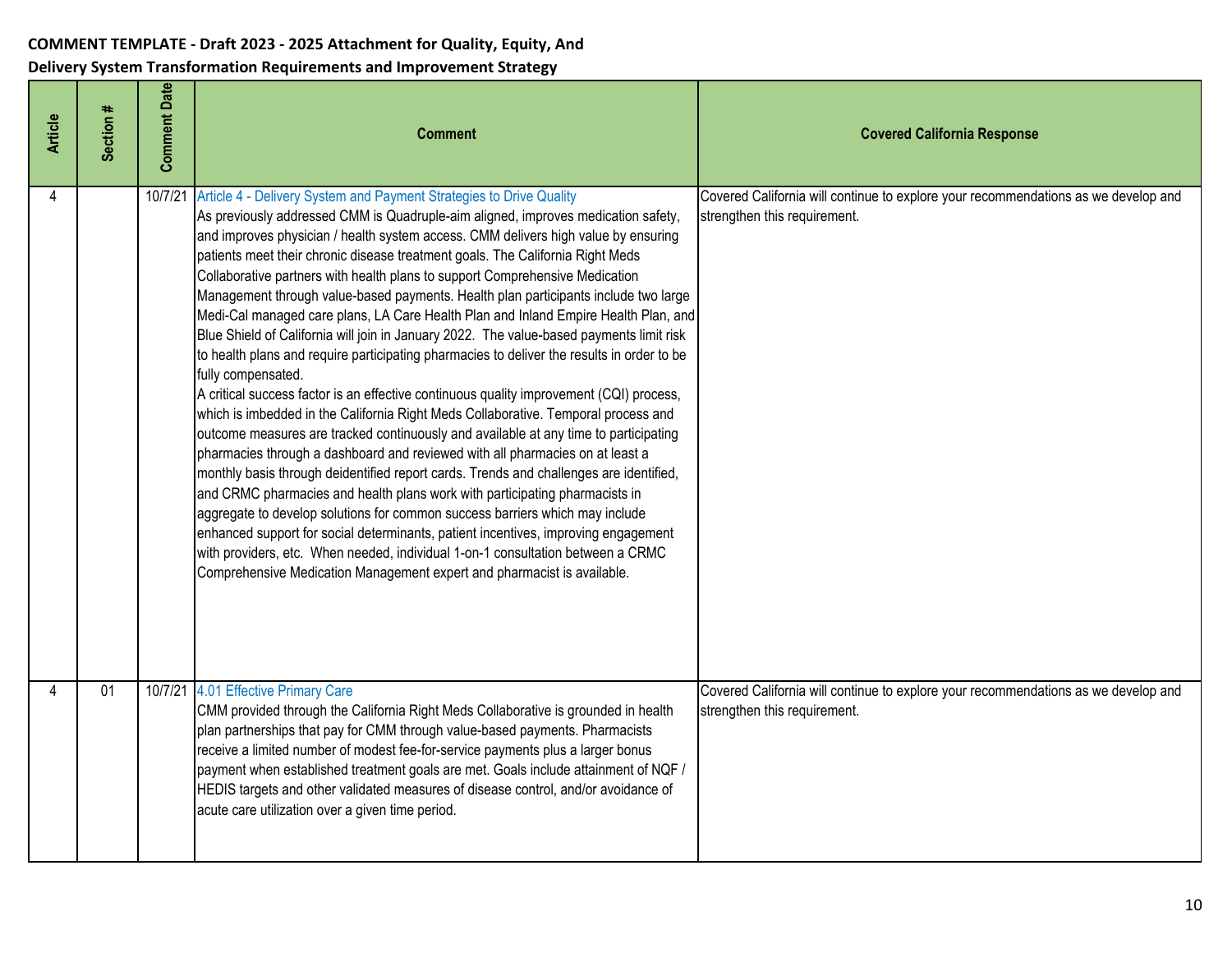**COMMENT TEMPLATE - Draft 2023 - 2025 Attachment for Quality, Equity, And Delivery System Transformation Requirements and Improvement Strategy**

| Article | Section # | Comment Date | Comment | Covered California Response |
|---|---|---|---|---|
| 4 | | 10/7/21 | Article 4 - Delivery System and Payment Strategies to Drive Quality<br>As previously addressed CMM is Quadruple-aim aligned, improves medication safety, and improves physician / health system access. CMM delivers high value by ensuring patients meet their chronic disease treatment goals. The California Right Meds Collaborative partners with health plans to support Comprehensive Medication Management through value-based payments. Health plan participants include two large Medi-Cal managed care plans, LA Care Health Plan and Inland Empire Health Plan, and Blue Shield of California will join in January 2022. The value-based payments limit risk to health plans and require participating pharmacies to deliver the results in order to be fully compensated.<br>A critical success factor is an effective continuous quality improvement (CQI) process, which is imbedded in the California Right Meds Collaborative. Temporal process and outcome measures are tracked continuously and available at any time to participating pharmacies through a dashboard and reviewed with all pharmacies on at least a monthly basis through deidentified report cards. Trends and challenges are identified, and CRMC pharmacies and health plans work with participating pharmacists in aggregate to develop solutions for common success barriers which may include enhanced support for social determinants, patient incentives, improving engagement with providers, etc. When needed, individual 1-on-1 consultation between a CRMC Comprehensive Medication Management expert and pharmacist is available. | Covered California will continue to explore your recommendations as we develop and strengthen this requirement. |
| 4 | 01 | 10/7/21 | 4.01 Effective Primary Care<br>CMM provided through the California Right Meds Collaborative is grounded in health plan partnerships that pay for CMM through value-based payments. Pharmacists receive a limited number of modest fee-for-service payments plus a larger bonus payment when established treatment goals are met. Goals include attainment of NQF / HEDIS targets and other validated measures of disease control, and/or avoidance of acute care utilization over a given time period. | Covered California will continue to explore your recommendations as we develop and strengthen this requirement. |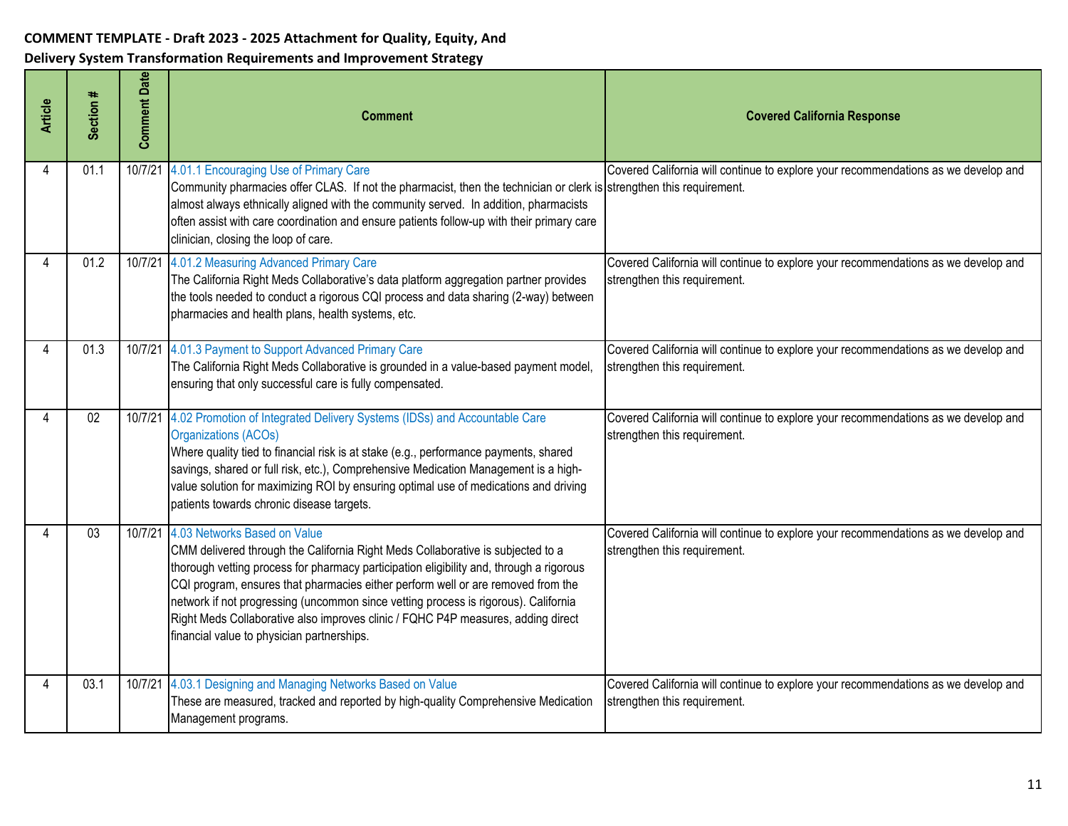**COMMENT TEMPLATE - Draft 2023 - 2025 Attachment for Quality, Equity, And Delivery System Transformation Requirements and Improvement Strategy**

| Article | Section # | Comment Date | Comment | Covered California Response |
|---|---|---|---|---|
| 4 | 01.1 | 10/7/21 | 4.01.1 Encouraging Use of Primary Care<br>Community pharmacies offer CLAS. If not the pharmacist, then the technician or clerk is almost always ethnically aligned with the community served. In addition, pharmacists often assist with care coordination and ensure patients follow-up with their primary care clinician, closing the loop of care. | Covered California will continue to explore your recommendations as we develop and strengthen this requirement. |
| 4 | 01.2 | 10/7/21 | 4.01.2 Measuring Advanced Primary Care<br>The California Right Meds Collaborative's data platform aggregation partner provides the tools needed to conduct a rigorous CQI process and data sharing (2-way) between pharmacies and health plans, health systems, etc. | Covered California will continue to explore your recommendations as we develop and strengthen this requirement. |
| 4 | 01.3 | 10/7/21 | 4.01.3 Payment to Support Advanced Primary Care<br>The California Right Meds Collaborative is grounded in a value-based payment model, ensuring that only successful care is fully compensated. | Covered California will continue to explore your recommendations as we develop and strengthen this requirement. |
| 4 | 02 | 10/7/21 | 4.02 Promotion of Integrated Delivery Systems (IDSs) and Accountable Care Organizations (ACOs)<br>Where quality tied to financial risk is at stake (e.g., performance payments, shared savings, shared or full risk, etc.), Comprehensive Medication Management is a high-value solution for maximizing ROI by ensuring optimal use of medications and driving patients towards chronic disease targets. | Covered California will continue to explore your recommendations as we develop and strengthen this requirement. |
| 4 | 03 | 10/7/21 | 4.03 Networks Based on Value<br>CMM delivered through the California Right Meds Collaborative is subjected to a thorough vetting process for pharmacy participation eligibility and, through a rigorous CQI program, ensures that pharmacies either perform well or are removed from the network if not progressing (uncommon since vetting process is rigorous). California Right Meds Collaborative also improves clinic / FQHC P4P measures, adding direct financial value to physician partnerships. | Covered California will continue to explore your recommendations as we develop and strengthen this requirement. |
| 4 | 03.1 | 10/7/21 | 4.03.1 Designing and Managing Networks Based on Value<br>These are measured, tracked and reported by high-quality Comprehensive Medication Management programs. | Covered California will continue to explore your recommendations as we develop and strengthen this requirement. |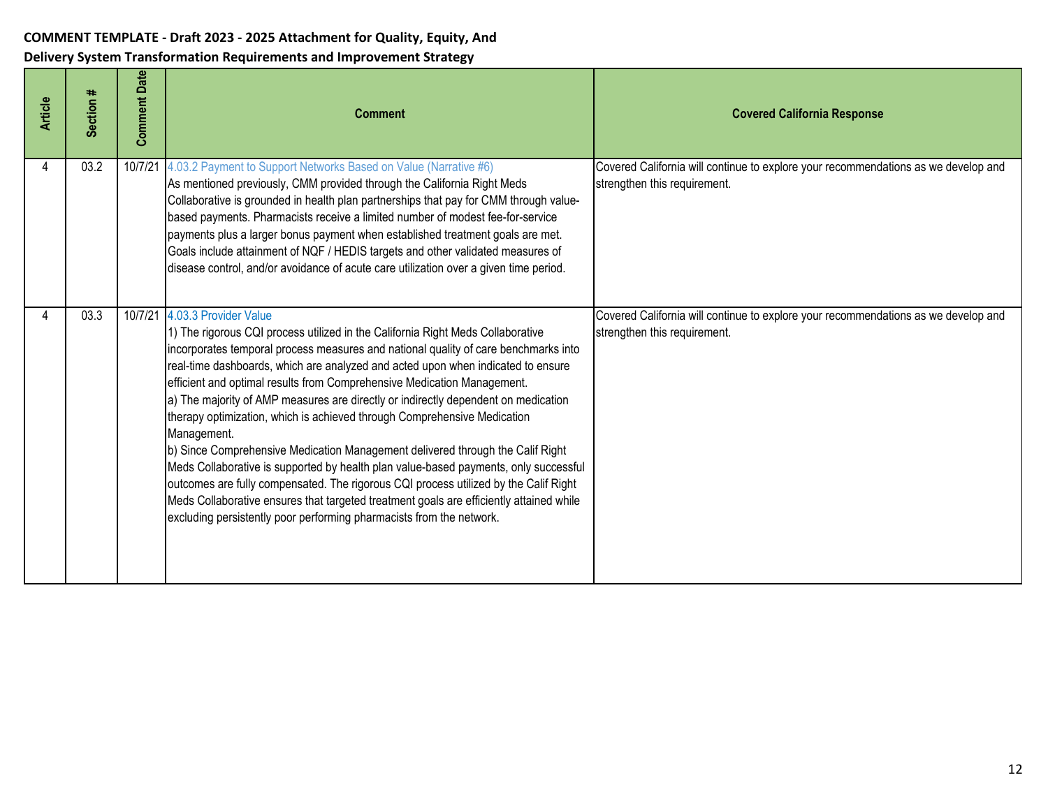**COMMENT TEMPLATE - Draft 2023 - 2025 Attachment for Quality, Equity, And Delivery System Transformation Requirements and Improvement Strategy**

| Article | Section # | Comment Date | Comment | Covered California Response |
|---|---|---|---|---|
| 4 | 03.2 | 10/7/21 | 4.03.2 Payment to Support Networks Based on Value (Narrative #6)<br>As mentioned previously, CMM provided through the California Right Meds Collaborative is grounded in health plan partnerships that pay for CMM through value-based payments. Pharmacists receive a limited number of modest fee-for-service payments plus a larger bonus payment when established treatment goals are met. Goals include attainment of NQF / HEDIS targets and other validated measures of disease control, and/or avoidance of acute care utilization over a given time period. | Covered California will continue to explore your recommendations as we develop and strengthen this requirement. |
| 4 | 03.3 | 10/7/21 | 4.03.3 Provider Value<br>1) The rigorous CQI process utilized in the California Right Meds Collaborative incorporates temporal process measures and national quality of care benchmarks into real-time dashboards, which are analyzed and acted upon when indicated to ensure efficient and optimal results from Comprehensive Medication Management.<br>a) The majority of AMP measures are directly or indirectly dependent on medication therapy optimization, which is achieved through Comprehensive Medication Management.<br>b) Since Comprehensive Medication Management delivered through the Calif Right Meds Collaborative is supported by health plan value-based payments, only successful outcomes are fully compensated. The rigorous CQI process utilized by the Calif Right Meds Collaborative ensures that targeted treatment goals are efficiently attained while excluding persistently poor performing pharmacists from the network. | Covered California will continue to explore your recommendations as we develop and strengthen this requirement. |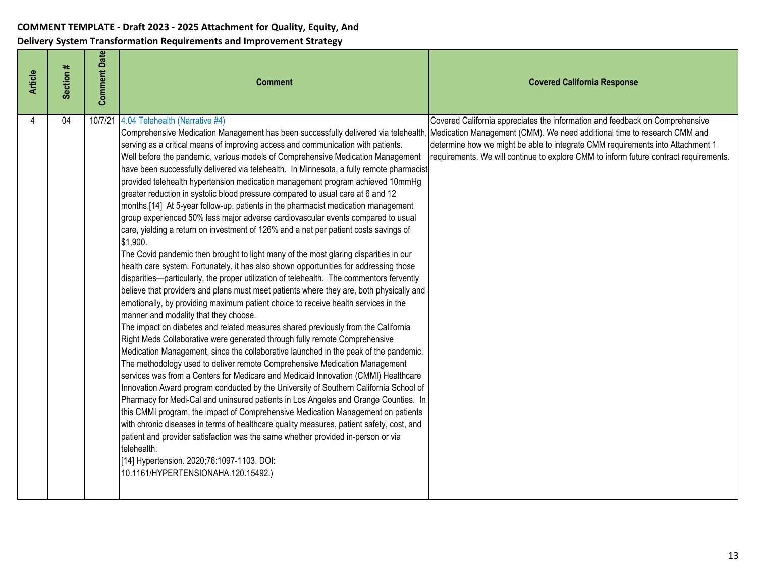**COMMENT TEMPLATE - Draft 2023 - 2025 Attachment for Quality, Equity, And Delivery System Transformation Requirements and Improvement Strategy**

| Article | Section # | Comment Date | Comment | Covered California Response |
|---|---|---|---|---|
| 4 | 04 | 10/7/21 | 4.04 Telehealth (Narrative #4)<br>Comprehensive Medication Management has been successfully delivered via telehealth, serving as a critical means of improving access and communication with patients.<br>Well before the pandemic, various models of Comprehensive Medication Management have been successfully delivered via telehealth. In Minnesota, a fully remote pharmacist-provided telehealth hypertension medication management program achieved 10mmHg greater reduction in systolic blood pressure compared to usual care at 6 and 12 months.[14] At 5-year follow-up, patients in the pharmacist medication management group experienced 50% less major adverse cardiovascular events compared to usual care, yielding a return on investment of 126% and a net per patient costs savings of $1,900.<br>The Covid pandemic then brought to light many of the most glaring disparities in our health care system. Fortunately, it has also shown opportunities for addressing those disparities—particularly, the proper utilization of telehealth. The commentors fervently believe that providers and plans must meet patients where they are, both physically and emotionally, by providing maximum patient choice to receive health services in the manner and modality that they choose.<br>The impact on diabetes and related measures shared previously from the California Right Meds Collaborative were generated through fully remote Comprehensive Medication Management, since the collaborative launched in the peak of the pandemic. The methodology used to deliver remote Comprehensive Medication Management services was from a Centers for Medicare and Medicaid Innovation (CMMI) Healthcare Innovation Award program conducted by the University of Southern California School of Pharmacy for Medi-Cal and uninsured patients in Los Angeles and Orange Counties. In this CMMI program, the impact of Comprehensive Medication Management on patients with chronic diseases in terms of healthcare quality measures, patient safety, cost, and patient and provider satisfaction was the same whether provided in-person or via telehealth.<br>[14] Hypertension. 2020;76:1097-1103. DOI: 10.1161/HYPERTENSIONAHA.120.15492.) | Covered California appreciates the information and feedback on Comprehensive Medication Management (CMM). We need additional time to research CMM and determine how we might be able to integrate CMM requirements into Attachment 1 requirements. We will continue to explore CMM to inform future contract requirements. |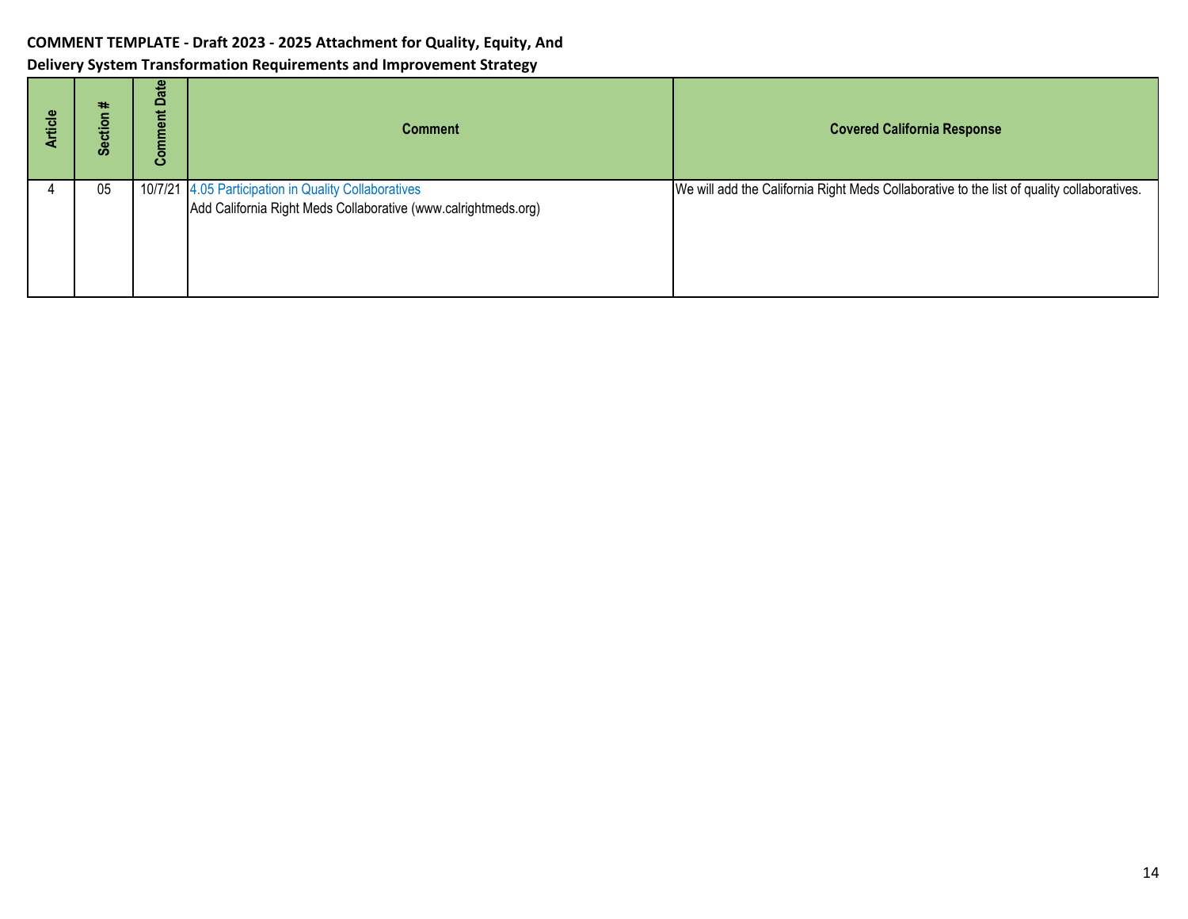**COMMENT TEMPLATE - Draft 2023 - 2025 Attachment for Quality, Equity, And Delivery System Transformation Requirements and Improvement Strategy**

| Article | Section # | Comment Date | Comment | Covered California Response |
|---|---|---|---|---|
| 4 | 05 | 10/7/21 | 4.05 Participation in Quality Collaboratives<br>Add California Right Meds Collaborative (www.calrightmeds.org) | We will add the California Right Meds Collaborative to the list of quality collaboratives. |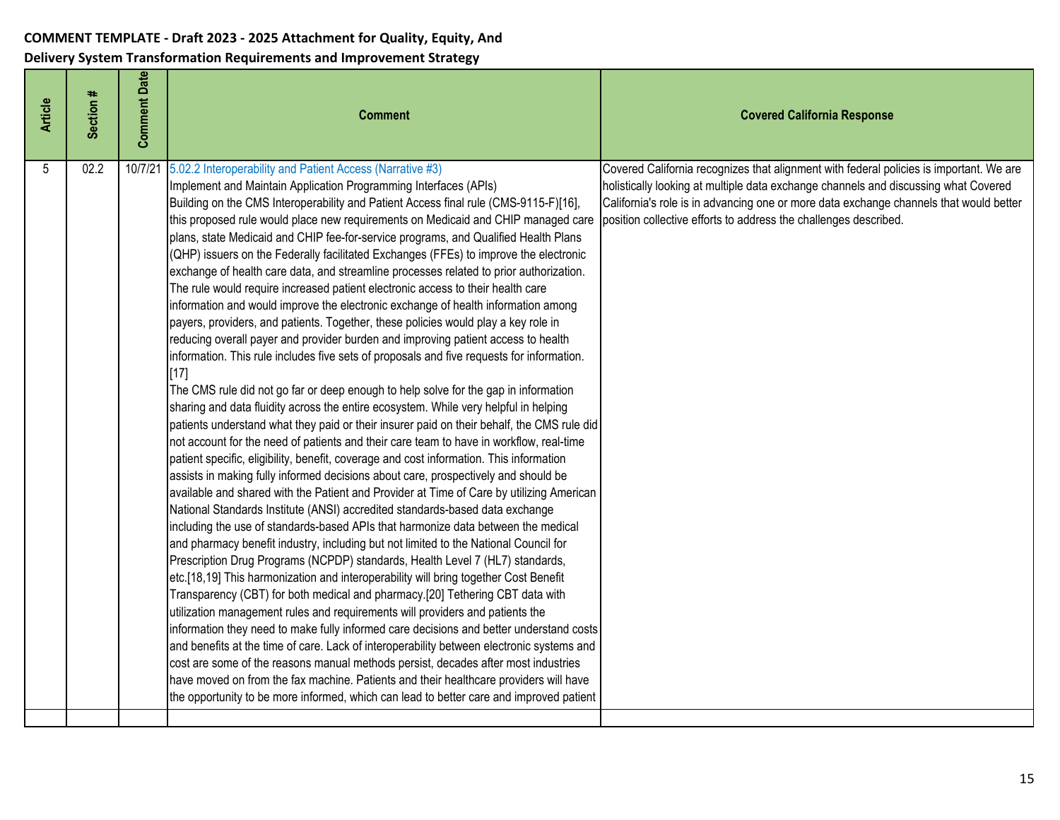**COMMENT TEMPLATE - Draft 2023 - 2025 Attachment for Quality, Equity, And Delivery System Transformation Requirements and Improvement Strategy**

| Article | Section # | Comment Date | Comment | Covered California Response |
|---|---|---|---|---|
| 5 | 02.2 | 10/7/21 | 5.02.2 Interoperability and Patient Access (Narrative #3)<br>Implement and Maintain Application Programming Interfaces (APIs)<br>Building on the CMS Interoperability and Patient Access final rule (CMS-9115-F)[16], this proposed rule would place new requirements on Medicaid and CHIP managed care plans, state Medicaid and CHIP fee-for-service programs, and Qualified Health Plans (QHP) issuers on the Federally facilitated Exchanges (FFEs) to improve the electronic exchange of health care data, and streamline processes related to prior authorization. The rule would require increased patient electronic access to their health care information and would improve the electronic exchange of health information among payers, providers, and patients. Together, these policies would play a key role in reducing overall payer and provider burden and improving patient access to health information. This rule includes five sets of proposals and five requests for information.[17]<br>The CMS rule did not go far or deep enough to help solve for the gap in information sharing and data fluidity across the entire ecosystem. While very helpful in helping patients understand what they paid or their insurer paid on their behalf, the CMS rule did not account for the need of patients and their care team to have in workflow, real-time patient specific, eligibility, benefit, coverage and cost information. This information assists in making fully informed decisions about care, prospectively and should be available and shared with the Patient and Provider at Time of Care by utilizing American National Standards Institute (ANSI) accredited standards-based data exchange including the use of standards-based APIs that harmonize data between the medical and pharmacy benefit industry, including but not limited to the National Council for Prescription Drug Programs (NCPDP) standards, Health Level 7 (HL7) standards, etc.[18,19] This harmonization and interoperability will bring together Cost Benefit Transparency (CBT) for both medical and pharmacy.[20] Tethering CBT data with utilization management rules and requirements will providers and patients the information they need to make fully informed care decisions and better understand costs and benefits at the time of care. Lack of interoperability between electronic systems and cost are some of the reasons manual methods persist, decades after most industries have moved on from the fax machine. Patients and their healthcare providers will have the opportunity to be more informed, which can lead to better care and improved patient | Covered California recognizes that alignment with federal policies is important. We are holistically looking at multiple data exchange channels and discussing what Covered California's role is in advancing one or more data exchange channels that would better position collective efforts to address the challenges described. |
| | | | | |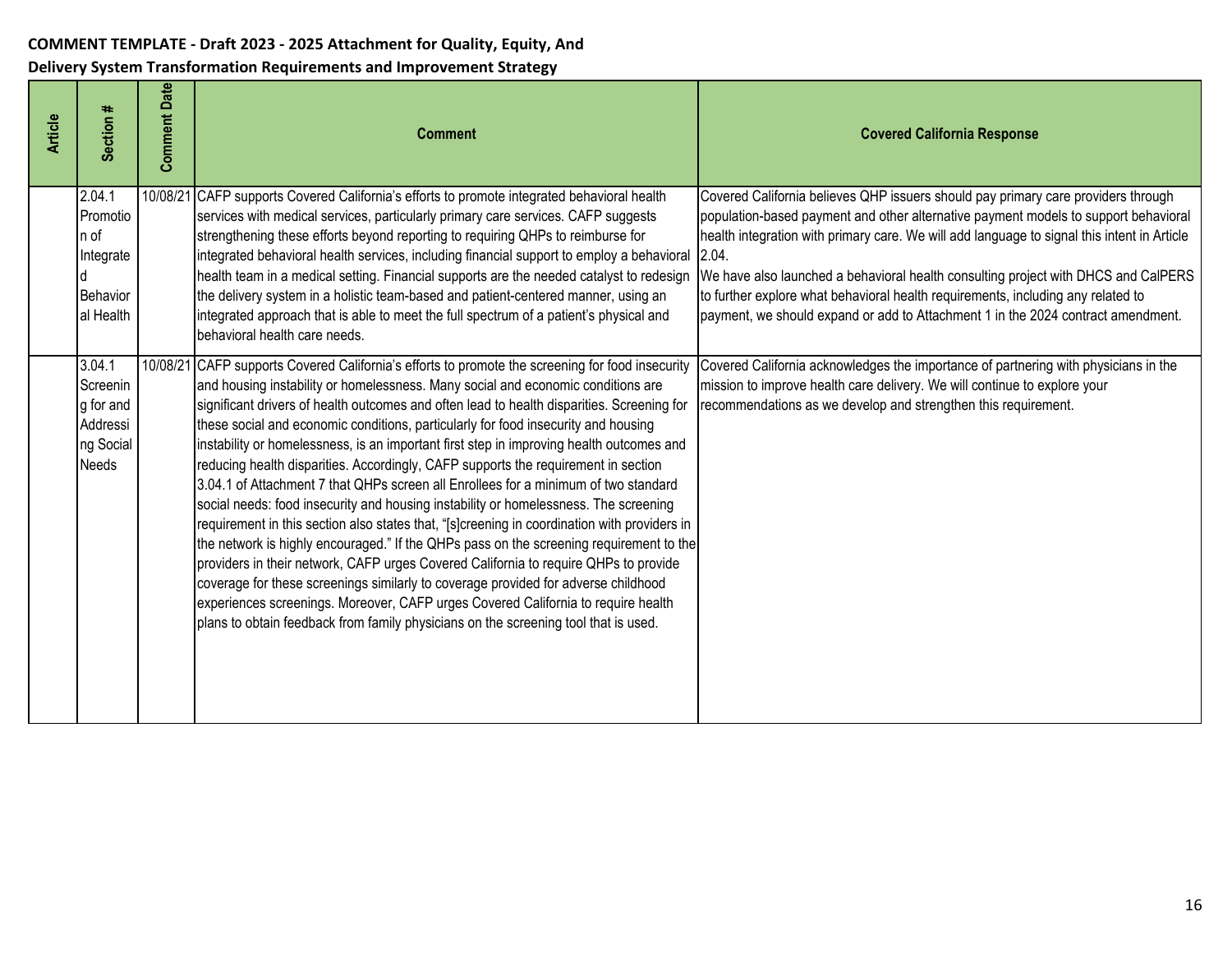**COMMENT TEMPLATE - Draft 2023 - 2025 Attachment for Quality, Equity, And Delivery System Transformation Requirements and Improvement Strategy**

| Article | Section # | Comment Date | Comment | Covered California Response |
|---|---|---|---|---|
| | 2.04.1 Promotion of Integrated Behavioral Health | 10/08/21 | CAFP supports Covered California's efforts to promote integrated behavioral health services with medical services, particularly primary care services. CAFP suggests strengthening these efforts beyond reporting to requiring QHPs to reimburse for integrated behavioral health services, including financial support to employ a behavioral health team in a medical setting. Financial supports are the needed catalyst to redesign the delivery system in a holistic team-based and patient-centered manner, using an integrated approach that is able to meet the full spectrum of a patient's physical and behavioral health care needs. | Covered California believes QHP issuers should pay primary care providers through population-based payment and other alternative payment models to support behavioral health integration with primary care. We will add language to signal this intent in Article 2.04.<br>We have also launched a behavioral health consulting project with DHCS and CalPERS to further explore what behavioral health requirements, including any related to payment, we should expand or add to Attachment 1 in the 2024 contract amendment. |
| | 3.04.1 Screening for and Addressing Social Needs | 10/08/21 | CAFP supports Covered California's efforts to promote the screening for food insecurity and housing instability or homelessness. Many social and economic conditions are significant drivers of health outcomes and often lead to health disparities. Screening for these social and economic conditions, particularly for food insecurity and housing instability or homelessness, is an important first step in improving health outcomes and reducing health disparities. Accordingly, CAFP supports the requirement in section 3.04.1 of Attachment 7 that QHPs screen all Enrollees for a minimum of two standard social needs: food insecurity and housing instability or homelessness. The screening requirement in this section also states that, "[s]creening in coordination with providers in the network is highly encouraged." If the QHPs pass on the screening requirement to the providers in their network, CAFP urges Covered California to require QHPs to provide coverage for these screenings similarly to coverage provided for adverse childhood experiences screenings. Moreover, CAFP urges Covered California to require health plans to obtain feedback from family physicians on the screening tool that is used. | Covered California acknowledges the importance of partnering with physicians in the mission to improve health care delivery. We will continue to explore your recommendations as we develop and strengthen this requirement. |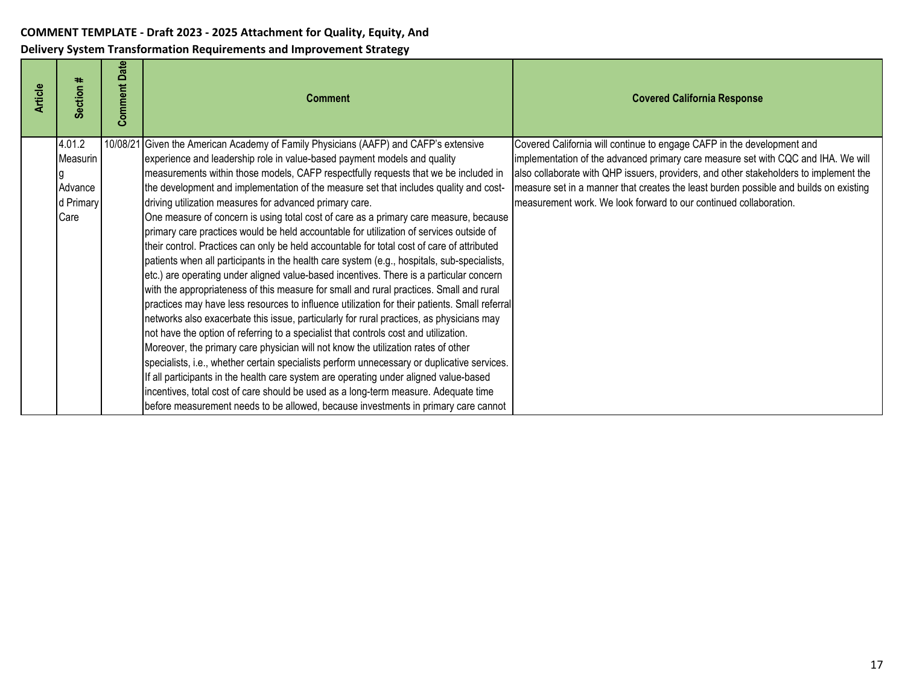**COMMENT TEMPLATE - Draft 2023 - 2025 Attachment for Quality, Equity, And Delivery System Transformation Requirements and Improvement Strategy**

| Article | Section # | Comment Date | Comment | Covered California Response |
|---|---|---|---|---|
| | 4.01.2 Measuring Advanced Primary Care | 10/08/21 | Given the American Academy of Family Physicians (AAFP) and CAFP's extensive experience and leadership role in value-based payment models and quality measurements within those models, CAFP respectfully requests that we be included in the development and implementation of the measure set that includes quality and cost-driving utilization measures for advanced primary care.<br>One measure of concern is using total cost of care as a primary care measure, because primary care practices would be held accountable for utilization of services outside of their control. Practices can only be held accountable for total cost of care of attributed patients when all participants in the health care system (e.g., hospitals, sub-specialists, etc.) are operating under aligned value-based incentives. There is a particular concern with the appropriateness of this measure for small and rural practices. Small and rural practices may have less resources to influence utilization for their patients. Small referral networks also exacerbate this issue, particularly for rural practices, as physicians may not have the option of referring to a specialist that controls cost and utilization. Moreover, the primary care physician will not know the utilization rates of other specialists, i.e., whether certain specialists perform unnecessary or duplicative services. If all participants in the health care system are operating under aligned value-based incentives, total cost of care should be used as a long-term measure. Adequate time before measurement needs to be allowed, because investments in primary care cannot | Covered California will continue to engage CAFP in the development and implementation of the advanced primary care measure set with CQC and IHA. We will also collaborate with QHP issuers, providers, and other stakeholders to implement the measure set in a manner that creates the least burden possible and builds on existing measurement work. We look forward to our continued collaboration. |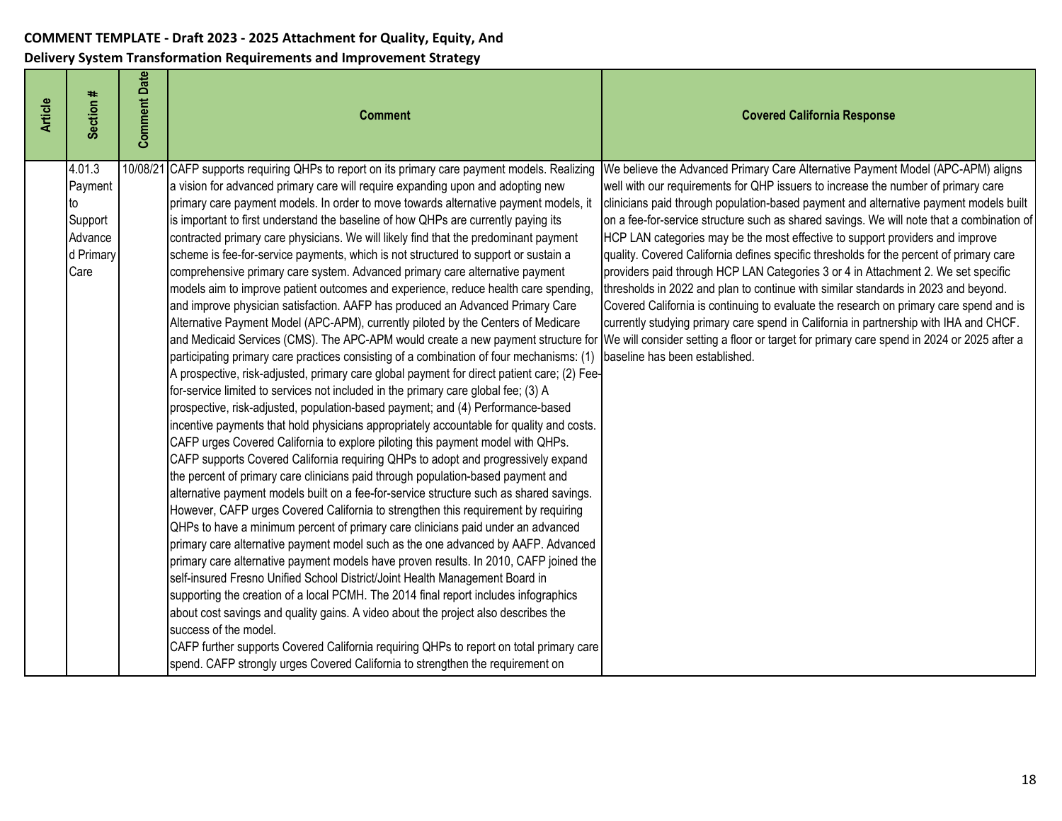**COMMENT TEMPLATE - Draft 2023 - 2025 Attachment for Quality, Equity, And Delivery System Transformation Requirements and Improvement Strategy**

| Article | Section # | Comment Date | Comment | Covered California Response |
|---|---|---|---|---|
| | 4.01.3 Payment to Support Advanced Primary Care | 10/08/21 | CAFP supports requiring QHPs to report on its primary care payment models. Realizing a vision for advanced primary care will require expanding upon and adopting new primary care payment models. In order to move towards alternative payment models, it is important to first understand the baseline of how QHPs are currently paying its contracted primary care physicians. We will likely find that the predominant payment scheme is fee-for-service payments, which is not structured to support or sustain a comprehensive primary care system. Advanced primary care alternative payment models aim to improve patient outcomes and experience, reduce health care spending, and improve physician satisfaction. AAFP has produced an Advanced Primary Care Alternative Payment Model (APC-APM), currently piloted by the Centers of Medicare and Medicaid Services (CMS). The APC-APM would create a new payment structure for participating primary care practices consisting of a combination of four mechanisms: (1) A prospective, risk-adjusted, primary care global payment for direct patient care; (2) Fee-for-service limited to services not included in the primary care global fee; (3) A prospective, risk-adjusted, population-based payment; and (4) Performance-based incentive payments that hold physicians appropriately accountable for quality and costs. CAFP urges Covered California to explore piloting this payment model with QHPs.<br>CAFP supports Covered California requiring QHPs to adopt and progressively expand the percent of primary care clinicians paid through population-based payment and alternative payment models built on a fee-for-service structure such as shared savings. However, CAFP urges Covered California to strengthen this requirement by requiring QHPs to have a minimum percent of primary care clinicians paid under an advanced primary care alternative payment model such as the one advanced by AAFP. Advanced primary care alternative payment models have proven results. In 2010, CAFP joined the self-insured Fresno Unified School District/Joint Health Management Board in supporting the creation of a local PCMH. The 2014 final report includes infographics about cost savings and quality gains. A video about the project also describes the success of the model.<br>CAFP further supports Covered California requiring QHPs to report on total primary care spend. CAFP strongly urges Covered California to strengthen the requirement on | We believe the Advanced Primary Care Alternative Payment Model (APC-APM) aligns well with our requirements for QHP issuers to increase the number of primary care clinicians paid through population-based payment and alternative payment models built on a fee-for-service structure such as shared savings. We will note that a combination of HCP LAN categories may be the most effective to support providers and improve quality. Covered California defines specific thresholds for the percent of primary care providers paid through HCP LAN Categories 3 or 4 in Attachment 2. We set specific thresholds in 2022 and plan to continue with similar standards in 2023 and beyond. Covered California is continuing to evaluate the research on primary care spend and is currently studying primary care spend in California in partnership with IHA and CHCF. We will consider setting a floor or target for primary care spend in 2024 or 2025 after a baseline has been established. |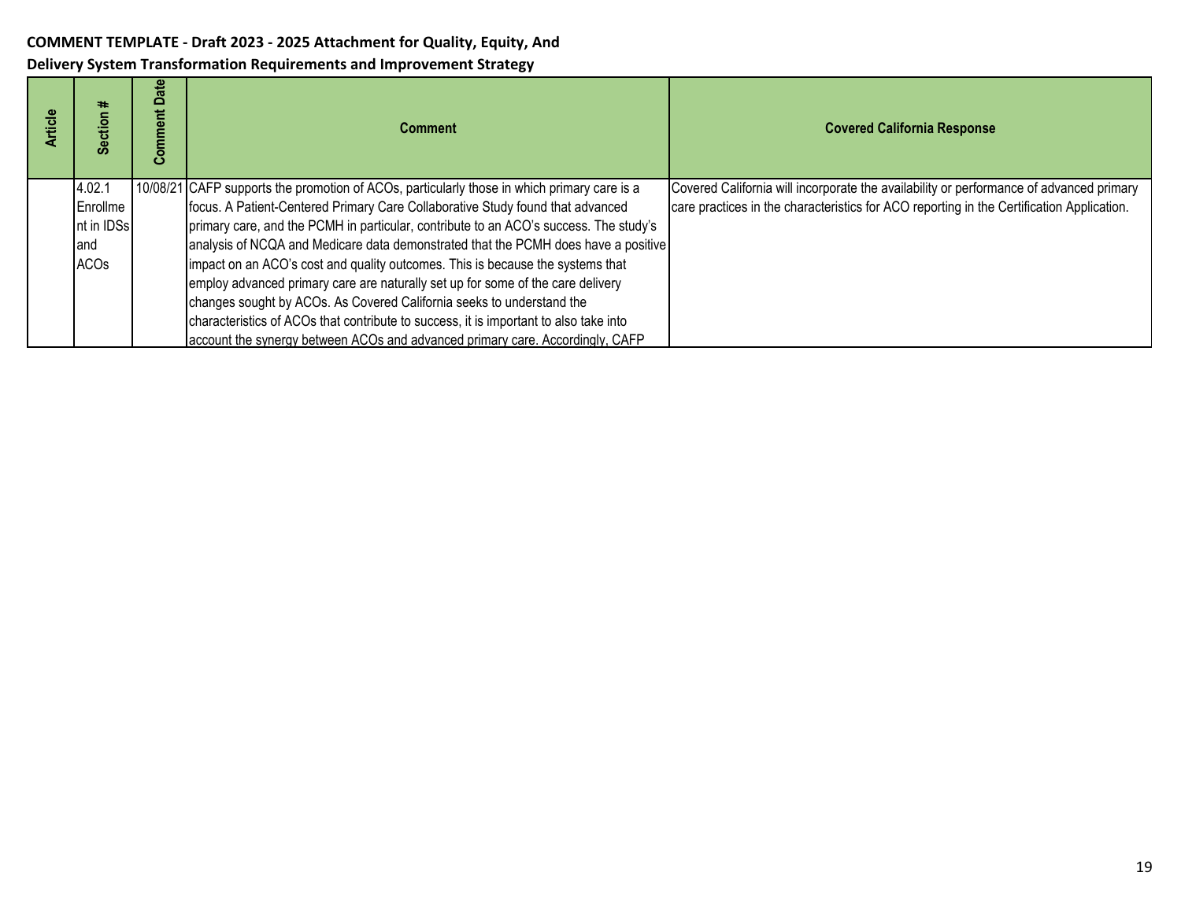**COMMENT TEMPLATE - Draft 2023 - 2025 Attachment for Quality, Equity, And Delivery System Transformation Requirements and Improvement Strategy**

| Article | Section # | Comment Date | Comment | Covered California Response |
|---|---|---|---|---|
| | 4.02.1 Enrollment in IDSs and ACOs | 10/08/21 | CAFP supports the promotion of ACOs, particularly those in which primary care is a focus. A Patient-Centered Primary Care Collaborative Study found that advanced primary care, and the PCMH in particular, contribute to an ACO's success. The study's analysis of NCQA and Medicare data demonstrated that the PCMH does have a positive impact on an ACO's cost and quality outcomes. This is because the systems that employ advanced primary care are naturally set up for some of the care delivery changes sought by ACOs. As Covered California seeks to understand the characteristics of ACOs that contribute to success, it is important to also take into account the synergy between ACOs and advanced primary care. Accordingly, CAFP | Covered California will incorporate the availability or performance of advanced primary care practices in the characteristics for ACO reporting in the Certification Application. |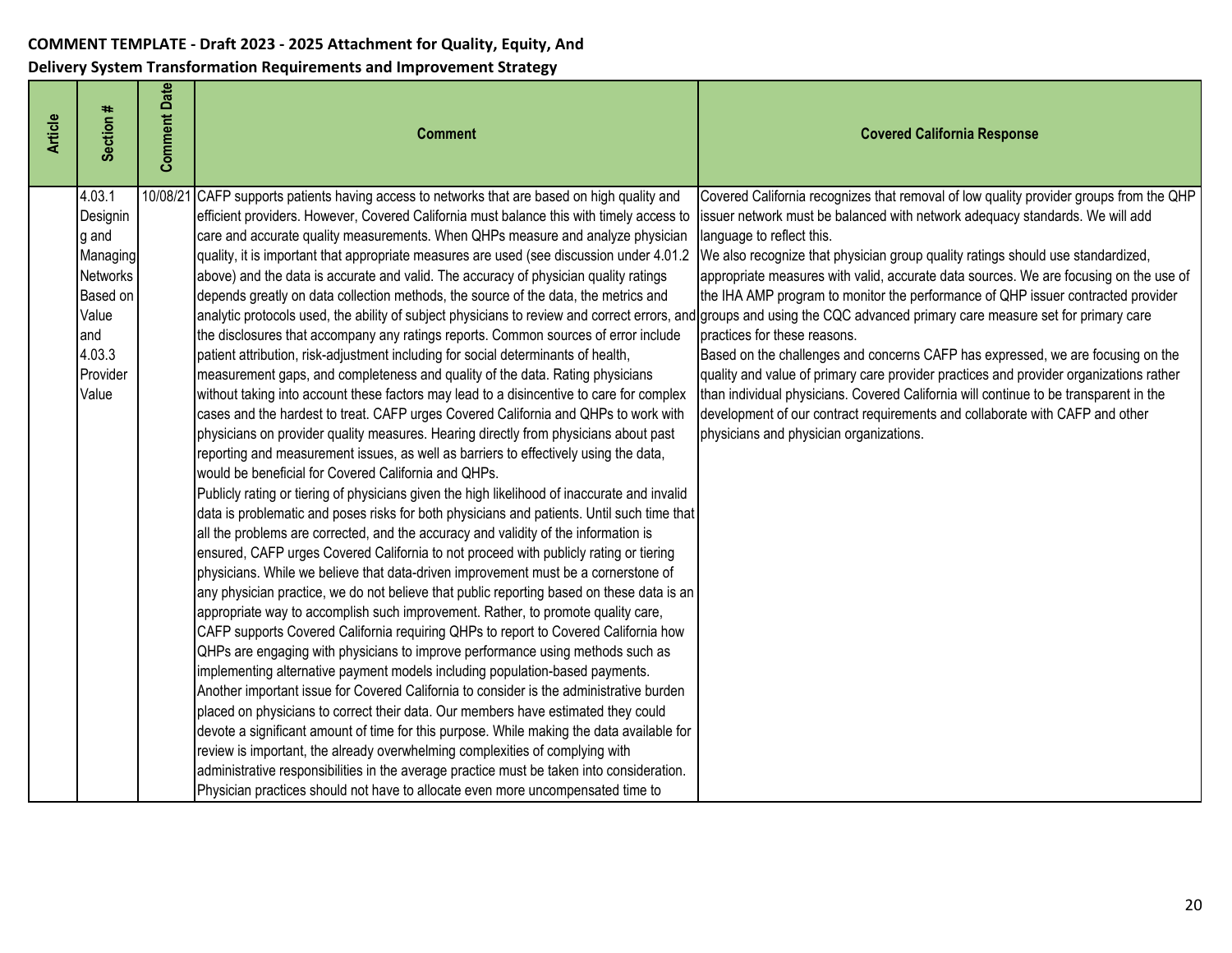**COMMENT TEMPLATE - Draft 2023 - 2025 Attachment for Quality, Equity, And Delivery System Transformation Requirements and Improvement Strategy**

| Article | Section # | Comment Date | Comment | Covered California Response |
|---|---|---|---|---|
| | 4.03.1 Designing and Managing Networks Based on Value and 4.03.3 Provider Value | 10/08/21 | CAFP supports patients having access to networks that are based on high quality and efficient providers. However, Covered California must balance this with timely access to care and accurate quality measurements. When QHPs measure and analyze physician quality, it is important that appropriate measures are used (see discussion under 4.01.2 above) and the data is accurate and valid. The accuracy of physician quality ratings depends greatly on data collection methods, the source of the data, the metrics and analytic protocols used, the ability of subject physicians to review and correct errors, and the disclosures that accompany any ratings reports. Common sources of error include patient attribution, risk-adjustment including for social determinants of health, measurement gaps, and completeness and quality of the data. Rating physicians without taking into account these factors may lead to a disincentive to care for complex cases and the hardest to treat. CAFP urges Covered California and QHPs to work with physicians on provider quality measures. Hearing directly from physicians about past reporting and measurement issues, as well as barriers to effectively using the data, would be beneficial for Covered California and QHPs.<br>Publicly rating or tiering of physicians given the high likelihood of inaccurate and invalid data is problematic and poses risks for both physicians and patients. Until such time that all the problems are corrected, and the accuracy and validity of the information is ensured, CAFP urges Covered California to not proceed with publicly rating or tiering physicians. While we believe that data-driven improvement must be a cornerstone of any physician practice, we do not believe that public reporting based on these data is an appropriate way to accomplish such improvement. Rather, to promote quality care, CAFP supports Covered California requiring QHPs to report to Covered California how QHPs are engaging with physicians to improve performance using methods such as implementing alternative payment models including population-based payments.<br>Another important issue for Covered California to consider is the administrative burden placed on physicians to correct their data. Our members have estimated they could devote a significant amount of time for this purpose. While making the data available for review is important, the already overwhelming complexities of complying with administrative responsibilities in the average practice must be taken into consideration. Physician practices should not have to allocate even more uncompensated time to | Covered California recognizes that removal of low quality provider groups from the QHP issuer network must be balanced with network adequacy standards. We will add language to reflect this.<br>We also recognize that physician group quality ratings should use standardized, appropriate measures with valid, accurate data sources. We are focusing on the use of the IHA AMP program to monitor the performance of QHP issuer contracted provider groups and using the CQC advanced primary care measure set for primary care practices for these reasons.<br>Based on the challenges and concerns CAFP has expressed, we are focusing on the quality and value of primary care provider practices and provider organizations rather than individual physicians. Covered California will continue to be transparent in the development of our contract requirements and collaborate with CAFP and other physicians and physician organizations. |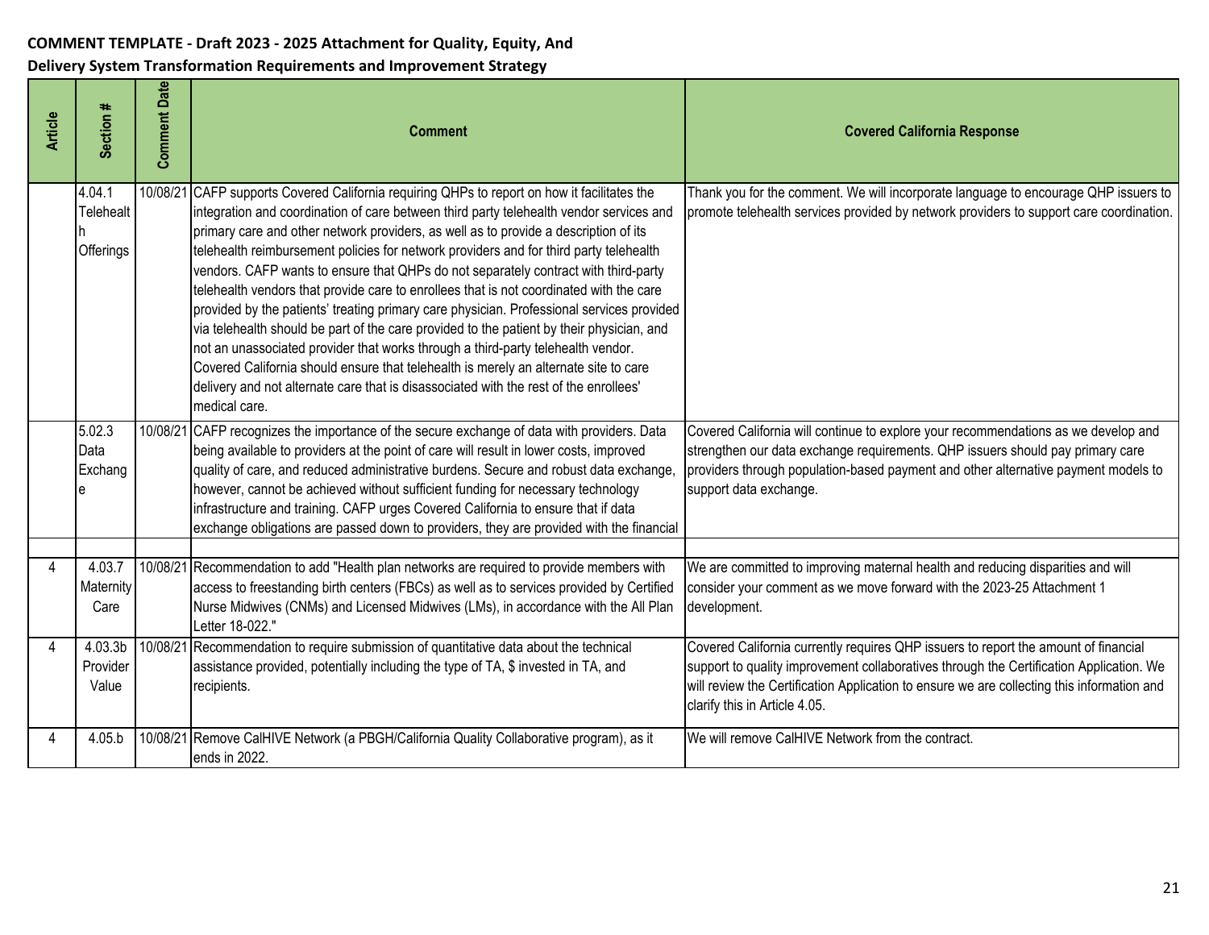**COMMENT TEMPLATE - Draft 2023 - 2025 Attachment for Quality, Equity, And Delivery System Transformation Requirements and Improvement Strategy**

| Article | Section # | Comment Date | Comment | Covered California Response |
|---|---|---|---|---|
| | 4.04.1 Telehealth Offerings | 10/08/21 | CAFP supports Covered California requiring QHPs to report on how it facilitates the integration and coordination of care between third party telehealth vendor services and primary care and other network providers, as well as to provide a description of its telehealth reimbursement policies for network providers and for third party telehealth vendors. CAFP wants to ensure that QHPs do not separately contract with third-party telehealth vendors that provide care to enrollees that is not coordinated with the care provided by the patients' treating primary care physician. Professional services provided via telehealth should be part of the care provided to the patient by their physician, and not an unassociated provider that works through a third-party telehealth vendor. Covered California should ensure that telehealth is merely an alternate site to care delivery and not alternate care that is disassociated with the rest of the enrollees' medical care. | Thank you for the comment. We will incorporate language to encourage QHP issuers to promote telehealth services provided by network providers to support care coordination. |
| | 5.02.3 Data Exchange | 10/08/21 | CAFP recognizes the importance of the secure exchange of data with providers. Data being available to providers at the point of care will result in lower costs, improved quality of care, and reduced administrative burdens. Secure and robust data exchange, however, cannot be achieved without sufficient funding for necessary technology infrastructure and training. CAFP urges Covered California to ensure that if data exchange obligations are passed down to providers, they are provided with the financial | Covered California will continue to explore your recommendations as we develop and strengthen our data exchange requirements. QHP issuers should pay primary care providers through population-based payment and other alternative payment models to support data exchange. |
| | | | | |
| 4 | 4.03.7 Maternity Care | 10/08/21 | Recommendation to add "Health plan networks are required to provide members with access to freestanding birth centers (FBCs) as well as to services provided by Certified Nurse Midwives (CNMs) and Licensed Midwives (LMs), in accordance with the All Plan Letter 18-022." | We are committed to improving maternal health and reducing disparities and will consider your comment as we move forward with the 2023-25 Attachment 1 development. |
| 4 | 4.03.3b Provider Value | 10/08/21 | Recommendation to require submission of quantitative data about the technical assistance provided, potentially including the type of TA, $ invested in TA, and recipients. | Covered California currently requires QHP issuers to report the amount of financial support to quality improvement collaboratives through the Certification Application. We will review the Certification Application to ensure we are collecting this information and clarify this in Article 4.05. |
| 4 | 4.05.b | 10/08/21 | Remove CalHIVE Network (a PBGH/California Quality Collaborative program), as it ends in 2022. | We will remove CalHIVE Network from the contract. |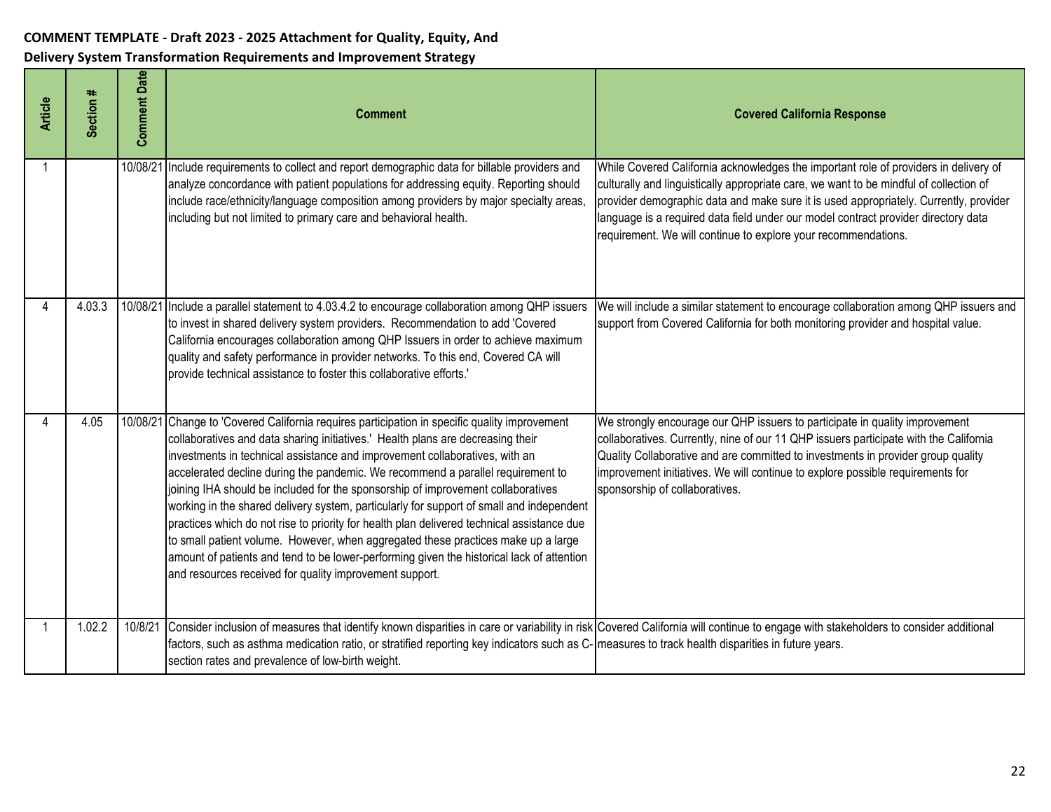**COMMENT TEMPLATE - Draft 2023 - 2025 Attachment for Quality, Equity, And Delivery System Transformation Requirements and Improvement Strategy**

| Article | Section # | Comment Date | Comment | Covered California Response |
|---|---|---|---|---|
| 1 | | 10/08/21 | Include requirements to collect and report demographic data for billable providers and analyze concordance with patient populations for addressing equity. Reporting should include race/ethnicity/language composition among providers by major specialty areas, including but not limited to primary care and behavioral health. | While Covered California acknowledges the important role of providers in delivery of culturally and linguistically appropriate care, we want to be mindful of collection of provider demographic data and make sure it is used appropriately. Currently, provider language is a required data field under our model contract provider directory data requirement. We will continue to explore your recommendations. |
| 4 | 4.03.3 | 10/08/21 | Include a parallel statement to 4.03.4.2 to encourage collaboration among QHP issuers to invest in shared delivery system providers. Recommendation to add 'Covered California encourages collaboration among QHP Issuers in order to achieve maximum quality and safety performance in provider networks. To this end, Covered CA will provide technical assistance to foster this collaborative efforts.' | We will include a similar statement to encourage collaboration among QHP issuers and support from Covered California for both monitoring provider and hospital value. |
| 4 | 4.05 | 10/08/21 | Change to 'Covered California requires participation in specific quality improvement collaboratives and data sharing initiatives.' Health plans are decreasing their investments in technical assistance and improvement collaboratives, with an accelerated decline during the pandemic. We recommend a parallel requirement to joining IHA should be included for the sponsorship of improvement collaboratives working in the shared delivery system, particularly for support of small and independent practices which do not rise to priority for health plan delivered technical assistance due to small patient volume. However, when aggregated these practices make up a large amount of patients and tend to be lower-performing given the historical lack of attention and resources received for quality improvement support. | We strongly encourage our QHP issuers to participate in quality improvement collaboratives. Currently, nine of our 11 QHP issuers participate with the California Quality Collaborative and are committed to investments in provider group quality improvement initiatives. We will continue to explore possible requirements for sponsorship of collaboratives. |
| 1 | 1.02.2 | 10/8/21 | Consider inclusion of measures that identify known disparities in care or variability in risk factors, such as asthma medication ratio, or stratified reporting key indicators such as C-section rates and prevalence of low-birth weight. | Covered California will continue to engage with stakeholders to consider additional measures to track health disparities in future years. |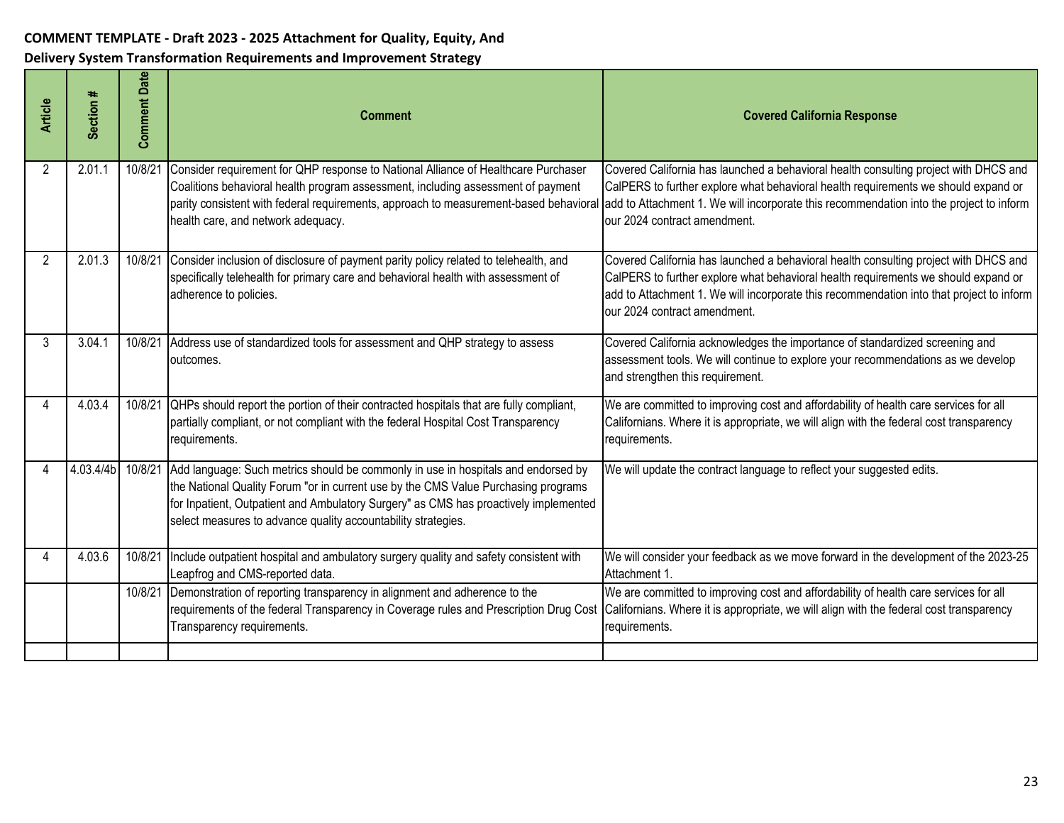**COMMENT TEMPLATE - Draft 2023 - 2025 Attachment for Quality, Equity, And Delivery System Transformation Requirements and Improvement Strategy**

| Article | Section # | Comment Date | Comment | Covered California Response |
|---|---|---|---|---|
| 2 | 2.01.1 | 10/8/21 | Consider requirement for QHP response to National Alliance of Healthcare Purchaser Coalitions behavioral health program assessment, including assessment of payment parity consistent with federal requirements, approach to measurement-based behavioral health care, and network adequacy. | Covered California has launched a behavioral health consulting project with DHCS and CalPERS to further explore what behavioral health requirements we should expand or add to Attachment 1. We will incorporate this recommendation into the project to inform our 2024 contract amendment. |
| 2 | 2.01.3 | 10/8/21 | Consider inclusion of disclosure of payment parity policy related to telehealth, and specifically telehealth for primary care and behavioral health with assessment of adherence to policies. | Covered California has launched a behavioral health consulting project with DHCS and CalPERS to further explore what behavioral health requirements we should expand or add to Attachment 1. We will incorporate this recommendation into that project to inform our 2024 contract amendment. |
| 3 | 3.04.1 | 10/8/21 | Address use of standardized tools for assessment and QHP strategy to assess outcomes. | Covered California acknowledges the importance of standardized screening and assessment tools. We will continue to explore your recommendations as we develop and strengthen this requirement. |
| 4 | 4.03.4 | 10/8/21 | QHPs should report the portion of their contracted hospitals that are fully compliant, partially compliant, or not compliant with the federal Hospital Cost Transparency requirements. | We are committed to improving cost and affordability of health care services for all Californians. Where it is appropriate, we will align with the federal cost transparency requirements. |
| 4 | 4.03.4/4b | 10/8/21 | Add language: Such metrics should be commonly in use in hospitals and endorsed by the National Quality Forum "or in current use by the CMS Value Purchasing programs for Inpatient, Outpatient and Ambulatory Surgery" as CMS has proactively implemented select measures to advance quality accountability strategies. | We will update the contract language to reflect your suggested edits. |
| 4 | 4.03.6 | 10/8/21 | Include outpatient hospital and ambulatory surgery quality and safety consistent with Leapfrog and CMS-reported data. | We will consider your feedback as we move forward in the development of the 2023-25 Attachment 1. |
| | | 10/8/21 | Demonstration of reporting transparency in alignment and adherence to the requirements of the federal Transparency in Coverage rules and Prescription Drug Cost Transparency requirements. | We are committed to improving cost and affordability of health care services for all Californians. Where it is appropriate, we will align with the federal cost transparency requirements. |
| | | | | |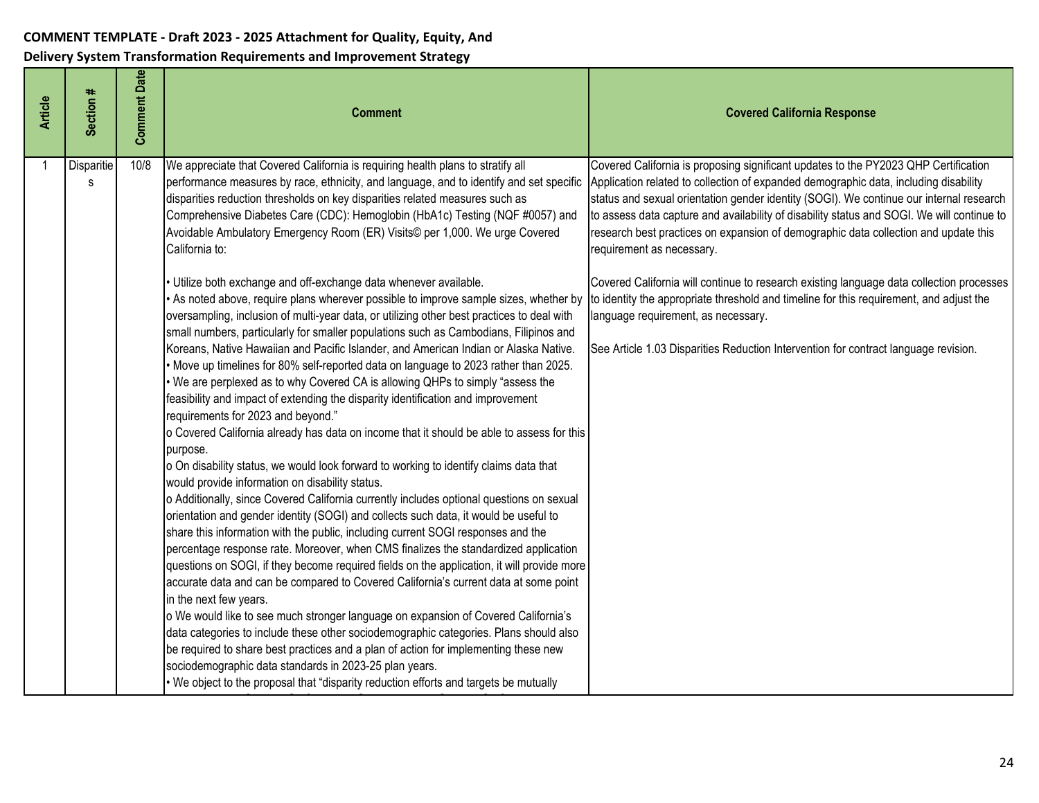**COMMENT TEMPLATE - Draft 2023 - 2025 Attachment for Quality, Equity, And Delivery System Transformation Requirements and Improvement Strategy**

| Article | Section # | Comment Date | Comment | Covered California Response |
|---|---|---|---|---|
| 1 | Disparities | 10/8 | We appreciate that Covered California is requiring health plans to stratify all performance measures by race, ethnicity, and language, and to identify and set specific disparities reduction thresholds on key disparities related measures such as Comprehensive Diabetes Care (CDC): Hemoglobin (HbA1c) Testing (NQF #0057) and Avoidable Ambulatory Emergency Room (ER) Visits© per 1,000. We urge Covered California to:<br><br>• Utilize both exchange and off-exchange data whenever available.<br>• As noted above, require plans wherever possible to improve sample sizes, whether by oversampling, inclusion of multi-year data, or utilizing other best practices to deal with small numbers, particularly for smaller populations such as Cambodians, Filipinos and Koreans, Native Hawaiian and Pacific Islander, and American Indian or Alaska Native.<br>• Move up timelines for 80% self-reported data on language to 2023 rather than 2025.<br>• We are perplexed as to why Covered CA is allowing QHPs to simply "assess the feasibility and impact of extending the disparity identification and improvement requirements for 2023 and beyond."<br>o Covered California already has data on income that it should be able to assess for this purpose.<br>o On disability status, we would look forward to working to identify claims data that would provide information on disability status.<br>o Additionally, since Covered California currently includes optional questions on sexual orientation and gender identity (SOGI) and collects such data, it would be useful to share this information with the public, including current SOGI responses and the percentage response rate. Moreover, when CMS finalizes the standardized application questions on SOGI, if they become required fields on the application, it will provide more accurate data and can be compared to Covered California's current data at some point in the next few years.<br>o We would like to see much stronger language on expansion of Covered California's data categories to include these other sociodemographic categories. Plans should also be required to share best practices and a plan of action for implementing these new sociodemographic data standards in 2023-25 plan years.<br>• We object to the proposal that "disparity reduction efforts and targets be mutually | Covered California is proposing significant updates to the PY2023 QHP Certification Application related to collection of expanded demographic data, including disability status and sexual orientation gender identity (SOGI). We continue our internal research to assess data capture and availability of disability status and SOGI. We will continue to research best practices on expansion of demographic data collection and update this requirement as necessary.<br><br>Covered California will continue to research existing language data collection processes to identity the appropriate threshold and timeline for this requirement, and adjust the language requirement, as necessary.<br><br>See Article 1.03 Disparities Reduction Intervention for contract language revision. |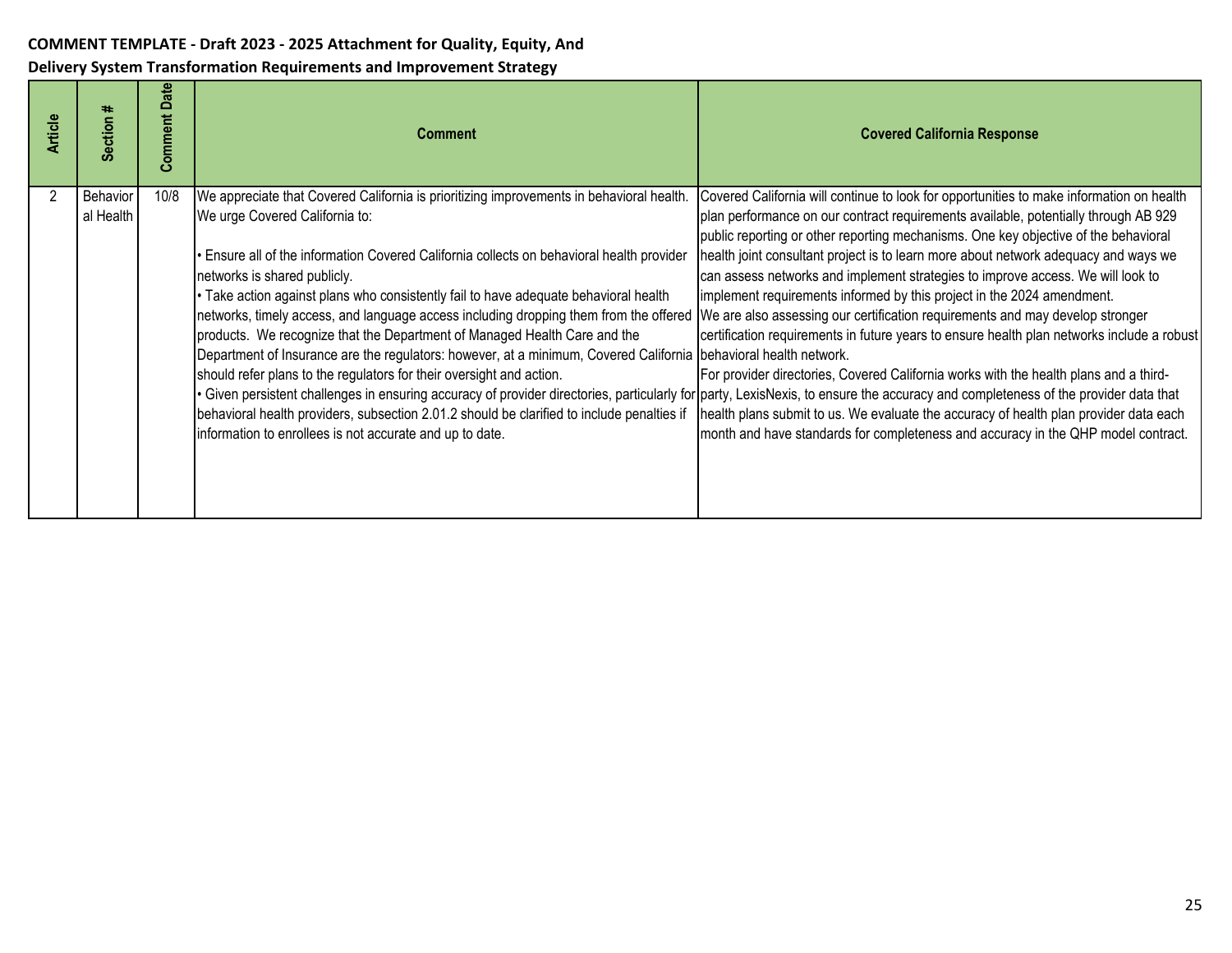**COMMENT TEMPLATE - Draft 2023 - 2025 Attachment for Quality, Equity, And Delivery System Transformation Requirements and Improvement Strategy**

| Article | Section # | Comment Date | Comment | Covered California Response |
|---|---|---|---|---|
| 2 | Behavioral Health | 10/8 | We appreciate that Covered California is prioritizing improvements in behavioral health. We urge Covered California to:<br><br>• Ensure all of the information Covered California collects on behavioral health provider networks is shared publicly.<br>• Take action against plans who consistently fail to have adequate behavioral health networks, timely access, and language access including dropping them from the offered products. We recognize that the Department of Managed Health Care and the Department of Insurance are the regulators: however, at a minimum, Covered California should refer plans to the regulators for their oversight and action.<br>• Given persistent challenges in ensuring accuracy of provider directories, particularly for behavioral health providers, subsection 2.01.2 should be clarified to include penalties if information to enrollees is not accurate and up to date. | Covered California will continue to look for opportunities to make information on health plan performance on our contract requirements available, potentially through AB 929 public reporting or other reporting mechanisms. One key objective of the behavioral health joint consultant project is to learn more about network adequacy and ways we can assess networks and implement strategies to improve access. We will look to implement requirements informed by this project in the 2024 amendment.<br>We are also assessing our certification requirements and may develop stronger certification requirements in future years to ensure health plan networks include a robust behavioral health network.<br>For provider directories, Covered California works with the health plans and a third-party, LexisNexis, to ensure the accuracy and completeness of the provider data that health plans submit to us. We evaluate the accuracy of health plan provider data each month and have standards for completeness and accuracy in the QHP model contract. |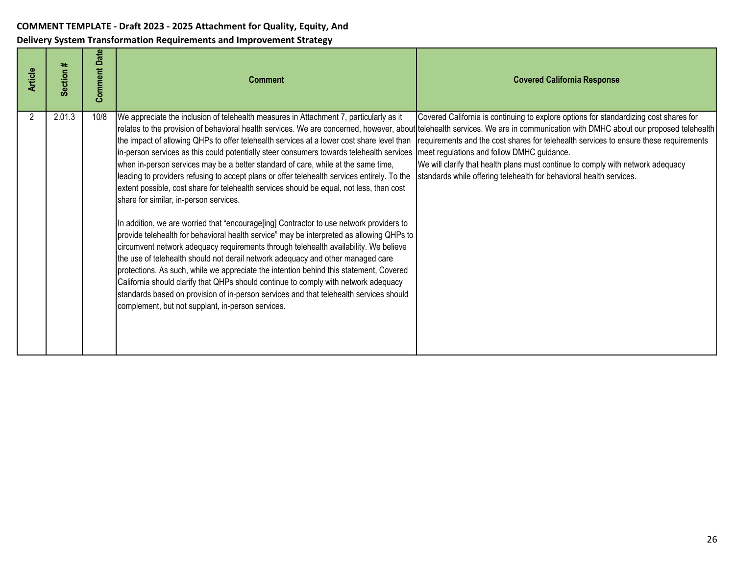**COMMENT TEMPLATE - Draft 2023 - 2025 Attachment for Quality, Equity, And Delivery System Transformation Requirements and Improvement Strategy**

| Article | Section # | Comment Date | Comment | Covered California Response |
|---|---|---|---|---|
| 2 | 2.01.3 | 10/8 | We appreciate the inclusion of telehealth measures in Attachment 7, particularly as it relates to the provision of behavioral health services. We are concerned, however, about the impact of allowing QHPs to offer telehealth services at a lower cost share level than in-person services as this could potentially steer consumers towards telehealth services when in-person services may be a better standard of care, while at the same time, leading to providers refusing to accept plans or offer telehealth services entirely. To the extent possible, cost share for telehealth services should be equal, not less, than cost share for similar, in-person services.<br><br>In addition, we are worried that "encourage[ing] Contractor to use network providers to provide telehealth for behavioral health service" may be interpreted as allowing QHPs to circumvent network adequacy requirements through telehealth availability. We believe the use of telehealth should not derail network adequacy and other managed care protections. As such, while we appreciate the intention behind this statement, Covered California should clarify that QHPs should continue to comply with network adequacy standards based on provision of in-person services and that telehealth services should complement, but not supplant, in-person services. | Covered California is continuing to explore options for standardizing cost shares for telehealth services. We are in communication with DMHC about our proposed telehealth requirements and the cost shares for telehealth services to ensure these requirements meet regulations and follow DMHC guidance.<br>We will clarify that health plans must continue to comply with network adequacy standards while offering telehealth for behavioral health services. |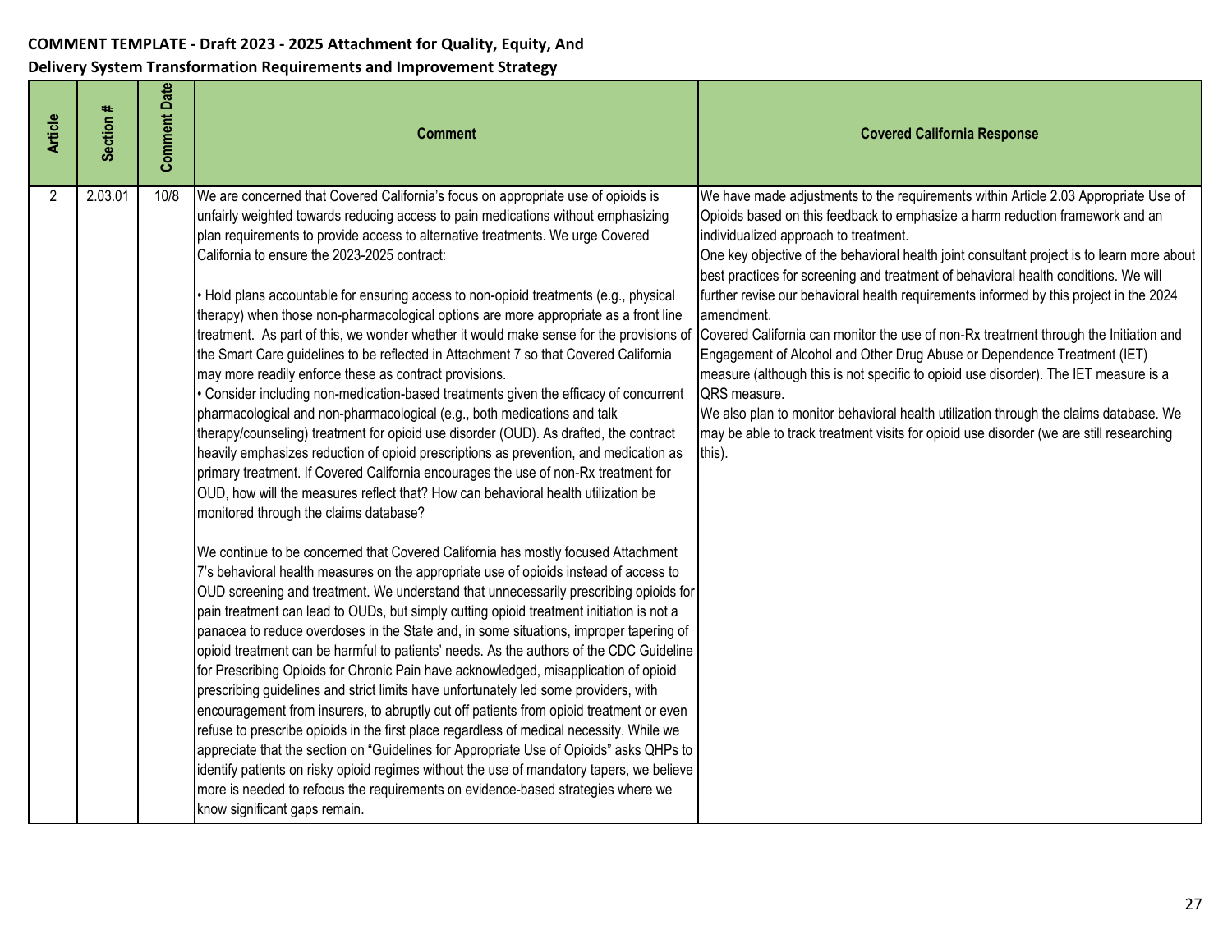**COMMENT TEMPLATE - Draft 2023 - 2025 Attachment for Quality, Equity, And Delivery System Transformation Requirements and Improvement Strategy**

| Article | Section # | Comment Date | Comment | Covered California Response |
|---|---|---|---|---|
| 2 | 2.03.01 | 10/8 | We are concerned that Covered California's focus on appropriate use of opioids is unfairly weighted towards reducing access to pain medications without emphasizing plan requirements to provide access to alternative treatments. We urge Covered California to ensure the 2023-2025 contract:<br><br>• Hold plans accountable for ensuring access to non-opioid treatments (e.g., physical therapy) when those non-pharmacological options are more appropriate as a front line treatment. As part of this, we wonder whether it would make sense for the provisions of the Smart Care guidelines to be reflected in Attachment 7 so that Covered California may more readily enforce these as contract provisions.<br>• Consider including non-medication-based treatments given the efficacy of concurrent pharmacological and non-pharmacological (e.g., both medications and talk therapy/counseling) treatment for opioid use disorder (OUD). As drafted, the contract heavily emphasizes reduction of opioid prescriptions as prevention, and medication as primary treatment. If Covered California encourages the use of non-Rx treatment for OUD, how will the measures reflect that? How can behavioral health utilization be monitored through the claims database?<br><br>We continue to be concerned that Covered California has mostly focused Attachment 7's behavioral health measures on the appropriate use of opioids instead of access to OUD screening and treatment. We understand that unnecessarily prescribing opioids for pain treatment can lead to OUDs, but simply cutting opioid treatment initiation is not a panacea to reduce overdoses in the State and, in some situations, improper tapering of opioid treatment can be harmful to patients' needs. As the authors of the CDC Guideline for Prescribing Opioids for Chronic Pain have acknowledged, misapplication of opioid prescribing guidelines and strict limits have unfortunately led some providers, with encouragement from insurers, to abruptly cut off patients from opioid treatment or even refuse to prescribe opioids in the first place regardless of medical necessity. While we appreciate that the section on "Guidelines for Appropriate Use of Opioids" asks QHPs to identify patients on risky opioid regimes without the use of mandatory tapers, we believe more is needed to refocus the requirements on evidence-based strategies where we know significant gaps remain. | We have made adjustments to the requirements within Article 2.03 Appropriate Use of Opioids based on this feedback to emphasize a harm reduction framework and an individualized approach to treatment.<br>One key objective of the behavioral health joint consultant project is to learn more about best practices for screening and treatment of behavioral health conditions. We will further revise our behavioral health requirements informed by this project in the 2024 amendment.<br>Covered California can monitor the use of non-Rx treatment through the Initiation and Engagement of Alcohol and Other Drug Abuse or Dependence Treatment (IET) measure (although this is not specific to opioid use disorder). The IET measure is a QRS measure.<br>We also plan to monitor behavioral health utilization through the claims database. We may be able to track treatment visits for opioid use disorder (we are still researching this). |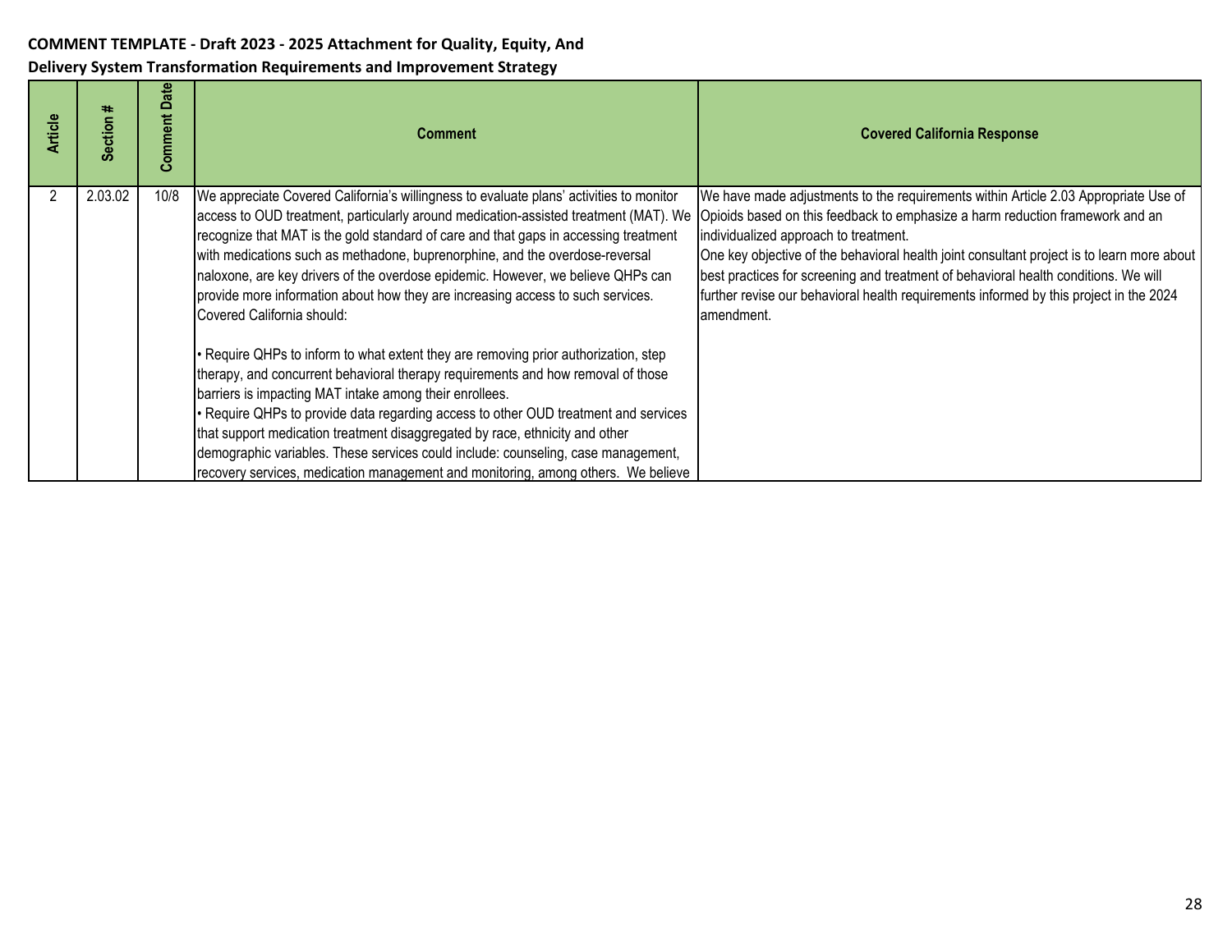**COMMENT TEMPLATE - Draft 2023 - 2025 Attachment for Quality, Equity, And Delivery System Transformation Requirements and Improvement Strategy**

| Article | Section # | Comment Date | Comment | Covered California Response |
|---|---|---|---|---|
| 2 | 2.03.02 | 10/8 | We appreciate Covered California's willingness to evaluate plans' activities to monitor access to OUD treatment, particularly around medication-assisted treatment (MAT). We recognize that MAT is the gold standard of care and that gaps in accessing treatment with medications such as methadone, buprenorphine, and the overdose-reversal naloxone, are key drivers of the overdose epidemic. However, we believe QHPs can provide more information about how they are increasing access to such services. Covered California should:<br><br>• Require QHPs to inform to what extent they are removing prior authorization, step therapy, and concurrent behavioral therapy requirements and how removal of those barriers is impacting MAT intake among their enrollees.<br>• Require QHPs to provide data regarding access to other OUD treatment and services that support medication treatment disaggregated by race, ethnicity and other demographic variables. These services could include: counseling, case management, recovery services, medication management and monitoring, among others. We believe | We have made adjustments to the requirements within Article 2.03 Appropriate Use of Opioids based on this feedback to emphasize a harm reduction framework and an individualized approach to treatment.<br>One key objective of the behavioral health joint consultant project is to learn more about best practices for screening and treatment of behavioral health conditions. We will further revise our behavioral health requirements informed by this project in the 2024 amendment. |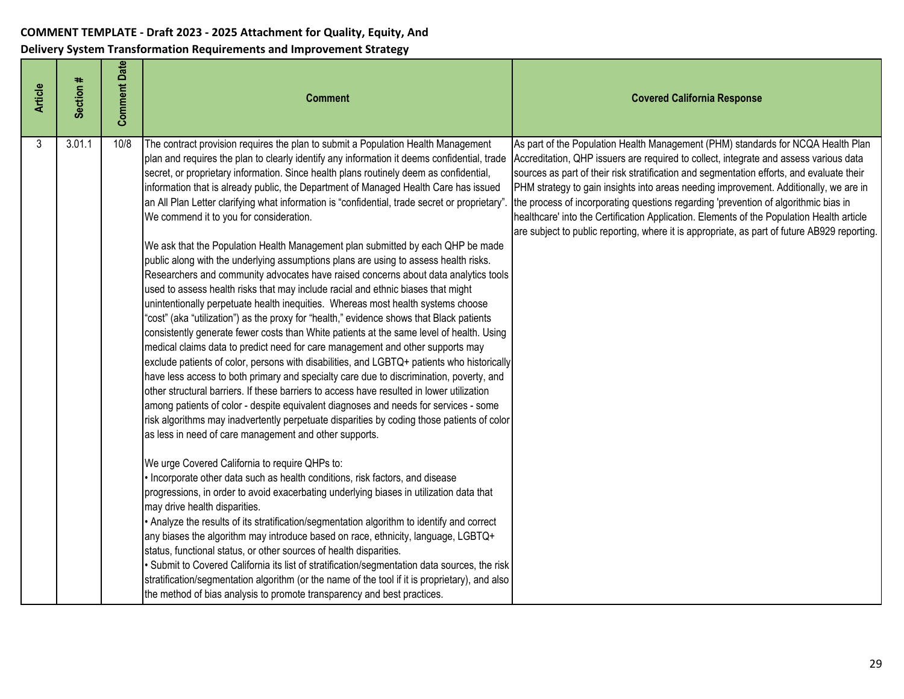**COMMENT TEMPLATE - Draft 2023 - 2025 Attachment for Quality, Equity, And Delivery System Transformation Requirements and Improvement Strategy**

| Article | Section # | Comment Date | Comment | Covered California Response |
|---|---|---|---|---|
| 3 | 3.01.1 | 10/8 | The contract provision requires the plan to submit a Population Health Management plan and requires the plan to clearly identify any information it deems confidential, trade secret, or proprietary information. Since health plans routinely deem as confidential, information that is already public, the Department of Managed Health Care has issued an All Plan Letter clarifying what information is "confidential, trade secret or proprietary". We commend it to you for consideration.<br><br>We ask that the Population Health Management plan submitted by each QHP be made public along with the underlying assumptions plans are using to assess health risks. Researchers and community advocates have raised concerns about data analytics tools used to assess health risks that may include racial and ethnic biases that might unintentionally perpetuate health inequities. Whereas most health systems choose "cost" (aka "utilization") as the proxy for "health," evidence shows that Black patients consistently generate fewer costs than White patients at the same level of health. Using medical claims data to predict need for care management and other supports may exclude patients of color, persons with disabilities, and LGBTQ+ patients who historically have less access to both primary and specialty care due to discrimination, poverty, and other structural barriers. If these barriers to access have resulted in lower utilization among patients of color - despite equivalent diagnoses and needs for services - some risk algorithms may inadvertently perpetuate disparities by coding those patients of color as less in need of care management and other supports.<br><br>We urge Covered California to require QHPs to:<br>• Incorporate other data such as health conditions, risk factors, and disease progressions, in order to avoid exacerbating underlying biases in utilization data that may drive health disparities.<br>• Analyze the results of its stratification/segmentation algorithm to identify and correct any biases the algorithm may introduce based on race, ethnicity, language, LGBTQ+ status, functional status, or other sources of health disparities.<br>• Submit to Covered California its list of stratification/segmentation data sources, the risk stratification/segmentation algorithm (or the name of the tool if it is proprietary), and also the method of bias analysis to promote transparency and best practices. | As part of the Population Health Management (PHM) standards for NCQA Health Plan Accreditation, QHP issuers are required to collect, integrate and assess various data sources as part of their risk stratification and segmentation efforts, and evaluate their PHM strategy to gain insights into areas needing improvement. Additionally, we are in the process of incorporating questions regarding 'prevention of algorithmic bias in healthcare' into the Certification Application. Elements of the Population Health article are subject to public reporting, where it is appropriate, as part of future AB929 reporting. |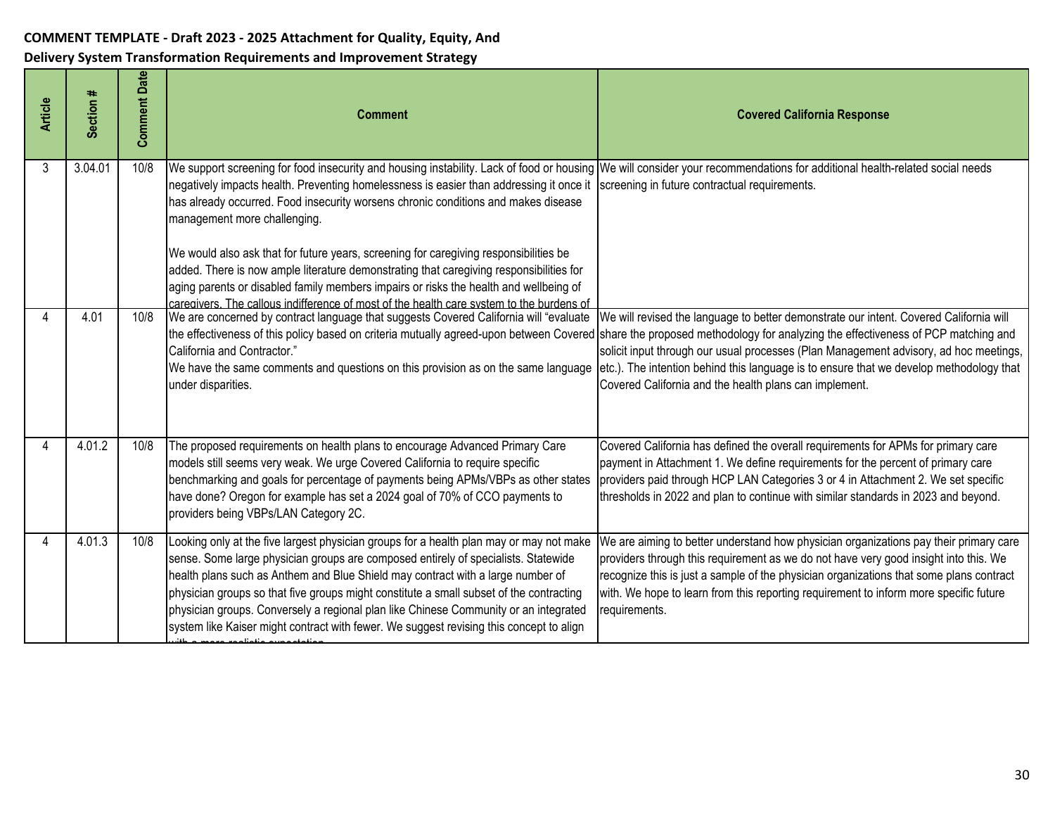**COMMENT TEMPLATE - Draft 2023 - 2025 Attachment for Quality, Equity, And Delivery System Transformation Requirements and Improvement Strategy**

| Article | Section # | Comment Date | Comment | Covered California Response |
|---|---|---|---|---|
| 3 | 3.04.01 | 10/8 | We support screening for food insecurity and housing instability. Lack of food or housing negatively impacts health. Preventing homelessness is easier than addressing it once it has already occurred. Food insecurity worsens chronic conditions and makes disease management more challenging.<br><br>We would also ask that for future years, screening for caregiving responsibilities be added. There is now ample literature demonstrating that caregiving responsibilities for aging parents or disabled family members impairs or risks the health and wellbeing of caregivers. The callous indifference of most of the health care system to the burdens of | We will consider your recommendations for additional health-related social needs screening in future contractual requirements. |
| 4 | 4.01 | 10/8 | We are concerned by contract language that suggests Covered California will "evaluate the effectiveness of this policy based on criteria mutually agreed-upon between Covered California and Contractor."<br>We have the same comments and questions on this provision as on the same language under disparities. | We will revised the language to better demonstrate our intent. Covered California will share the proposed methodology for analyzing the effectiveness of PCP matching and solicit input through our usual processes (Plan Management advisory, ad hoc meetings, etc.). The intention behind this language is to ensure that we develop methodology that Covered California and the health plans can implement. |
| 4 | 4.01.2 | 10/8 | The proposed requirements on health plans to encourage Advanced Primary Care models still seems very weak. We urge Covered California to require specific benchmarking and goals for percentage of payments being APMs/VBPs as other states have done? Oregon for example has set a 2024 goal of 70% of CCO payments to providers being VBPs/LAN Category 2C. | Covered California has defined the overall requirements for APMs for primary care payment in Attachment 1. We define requirements for the percent of primary care providers paid through HCP LAN Categories 3 or 4 in Attachment 2. We set specific thresholds in 2022 and plan to continue with similar standards in 2023 and beyond. |
| 4 | 4.01.3 | 10/8 | Looking only at the five largest physician groups for a health plan may or may not make sense. Some large physician groups are composed entirely of specialists. Statewide health plans such as Anthem and Blue Shield may contract with a large number of physician groups so that five groups might constitute a small subset of the contracting physician groups. Conversely a regional plan like Chinese Community or an integrated system like Kaiser might contract with fewer. We suggest revising this concept to align with a more realistic expectation | We are aiming to better understand how physician organizations pay their primary care providers through this requirement as we do not have very good insight into this. We recognize this is just a sample of the physician organizations that some plans contract with. We hope to learn from this reporting requirement to inform more specific future requirements. |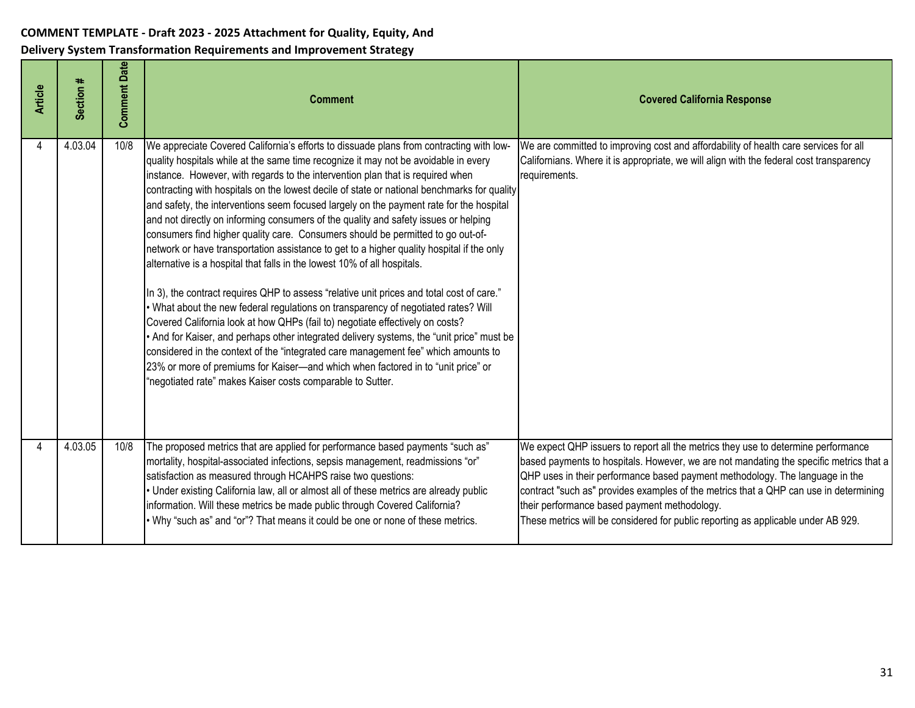**COMMENT TEMPLATE - Draft 2023 - 2025 Attachment for Quality, Equity, And Delivery System Transformation Requirements and Improvement Strategy**

| Article | Section # | Comment Date | Comment | Covered California Response |
|---|---|---|---|---|
| 4 | 4.03.04 | 10/8 | We appreciate Covered California's efforts to dissuade plans from contracting with low-quality hospitals while at the same time recognize it may not be avoidable in every instance. However, with regards to the intervention plan that is required when contracting with hospitals on the lowest decile of state or national benchmarks for quality and safety, the interventions seem focused largely on the payment rate for the hospital and not directly on informing consumers of the quality and safety issues or helping consumers find higher quality care. Consumers should be permitted to go out-of-network or have transportation assistance to get to a higher quality hospital if the only alternative is a hospital that falls in the lowest 10% of all hospitals.<br><br>In 3), the contract requires QHP to assess "relative unit prices and total cost of care."<br>• What about the new federal regulations on transparency of negotiated rates? Will Covered California look at how QHPs (fail to) negotiate effectively on costs?<br>• And for Kaiser, and perhaps other integrated delivery systems, the "unit price" must be considered in the context of the "integrated care management fee" which amounts to 23% or more of premiums for Kaiser—and which when factored in to "unit price" or "negotiated rate" makes Kaiser costs comparable to Sutter. | We are committed to improving cost and affordability of health care services for all Californians. Where it is appropriate, we will align with the federal cost transparency requirements. |
| 4 | 4.03.05 | 10/8 | The proposed metrics that are applied for performance based payments "such as" mortality, hospital-associated infections, sepsis management, readmissions "or" satisfaction as measured through HCAHPS raise two questions:<br>• Under existing California law, all or almost all of these metrics are already public information. Will these metrics be made public through Covered California?<br>• Why "such as" and "or"? That means it could be one or none of these metrics. | We expect QHP issuers to report all the metrics they use to determine performance based payments to hospitals. However, we are not mandating the specific metrics that a QHP uses in their performance based payment methodology. The language in the contract "such as" provides examples of the metrics that a QHP can use in determining their performance based payment methodology.<br>These metrics will be considered for public reporting as applicable under AB 929. |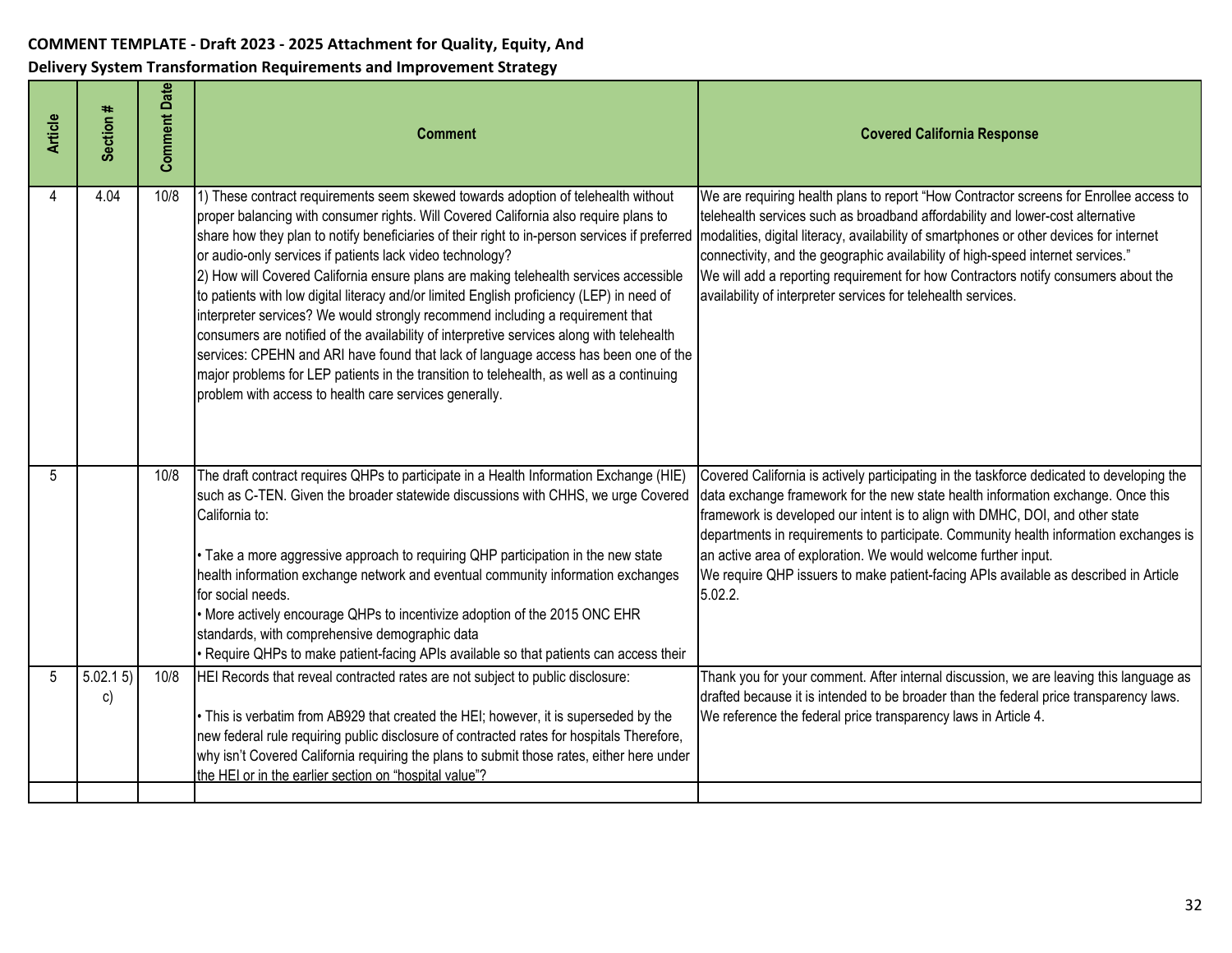**COMMENT TEMPLATE - Draft 2023 - 2025 Attachment for Quality, Equity, And Delivery System Transformation Requirements and Improvement Strategy**

| Article | Section # | Comment Date | Comment | Covered California Response |
|---|---|---|---|---|
| 4 | 4.04 | 10/8 | 1) These contract requirements seem skewed towards adoption of telehealth without proper balancing with consumer rights. Will Covered California also require plans to share how they plan to notify beneficiaries of their right to in-person services if preferred or audio-only services if patients lack video technology?<br>2) How will Covered California ensure plans are making telehealth services accessible to patients with low digital literacy and/or limited English proficiency (LEP) in need of interpreter services? We would strongly recommend including a requirement that consumers are notified of the availability of interpretive services along with telehealth services: CPEHN and ARI have found that lack of language access has been one of the major problems for LEP patients in the transition to telehealth, as well as a continuing problem with access to health care services generally. | We are requiring health plans to report "How Contractor screens for Enrollee access to telehealth services such as broadband affordability and lower-cost alternative modalities, digital literacy, availability of smartphones or other devices for internet connectivity, and the geographic availability of high-speed internet services."<br>We will add a reporting requirement for how Contractors notify consumers about the availability of interpreter services for telehealth services. |
| 5 | | 10/8 | The draft contract requires QHPs to participate in a Health Information Exchange (HIE) such as C-TEN. Given the broader statewide discussions with CHHS, we urge Covered California to:<br><br>• Take a more aggressive approach to requiring QHP participation in the new state health information exchange network and eventual community information exchanges for social needs.<br>• More actively encourage QHPs to incentivize adoption of the 2015 ONC EHR standards, with comprehensive demographic data<br>• Require QHPs to make patient-facing APIs available so that patients can access their | Covered California is actively participating in the taskforce dedicated to developing the data exchange framework for the new state health information exchange. Once this framework is developed our intent is to align with DMHC, DOI, and other state departments in requirements to participate. Community health information exchanges is an active area of exploration. We would welcome further input.<br>We require QHP issuers to make patient-facing APIs available as described in Article 5.02.2. |
| 5 | 5.02.1 5) c) | 10/8 | HEI Records that reveal contracted rates are not subject to public disclosure:<br><br>• This is verbatim from AB929 that created the HEI; however, it is superseded by the new federal rule requiring public disclosure of contracted rates for hospitals Therefore, why isn't Covered California requiring the plans to submit those rates, either here under the HEI or in the earlier section on "hospital value"? | Thank you for your comment. After internal discussion, we are leaving this language as drafted because it is intended to be broader than the federal price transparency laws. We reference the federal price transparency laws in Article 4. |
| | | | | |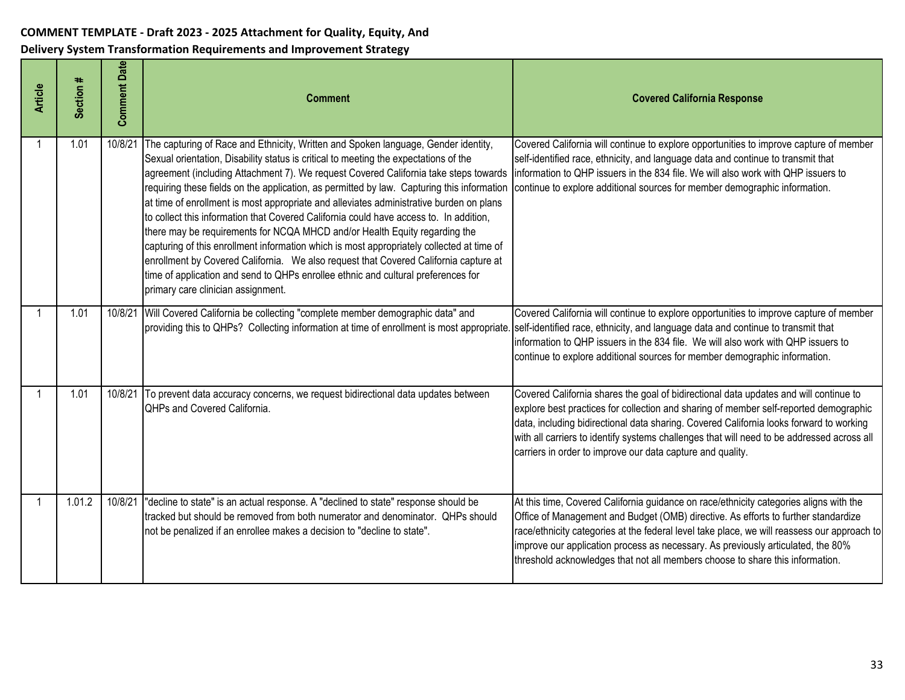**COMMENT TEMPLATE - Draft 2023 - 2025 Attachment for Quality, Equity, And Delivery System Transformation Requirements and Improvement Strategy**

| Article | Section # | Comment Date | Comment | Covered California Response |
|---|---|---|---|---|
| 1 | 1.01 | 10/8/21 | The capturing of Race and Ethnicity, Written and Spoken language, Gender identity, Sexual orientation, Disability status is critical to meeting the expectations of the agreement (including Attachment 7). We request Covered California take steps towards requiring these fields on the application, as permitted by law. Capturing this information at time of enrollment is most appropriate and alleviates administrative burden on plans to collect this information that Covered California could have access to. In addition, there may be requirements for NCQA MHCD and/or Health Equity regarding the capturing of this enrollment information which is most appropriately collected at time of enrollment by Covered California. We also request that Covered California capture at time of application and send to QHPs enrollee ethnic and cultural preferences for primary care clinician assignment. | Covered California will continue to explore opportunities to improve capture of member self-identified race, ethnicity, and language data and continue to transmit that information to QHP issuers in the 834 file. We will also work with QHP issuers to continue to explore additional sources for member demographic information. |
| 1 | 1.01 | 10/8/21 | Will Covered California be collecting "complete member demographic data" and providing this to QHPs? Collecting information at time of enrollment is most appropriate. | Covered California will continue to explore opportunities to improve capture of member self-identified race, ethnicity, and language data and continue to transmit that information to QHP issuers in the 834 file. We will also work with QHP issuers to continue to explore additional sources for member demographic information. |
| 1 | 1.01 | 10/8/21 | To prevent data accuracy concerns, we request bidirectional data updates between QHPs and Covered California. | Covered California shares the goal of bidirectional data updates and will continue to explore best practices for collection and sharing of member self-reported demographic data, including bidirectional data sharing. Covered California looks forward to working with all carriers to identify systems challenges that will need to be addressed across all carriers in order to improve our data capture and quality. |
| 1 | 1.01.2 | 10/8/21 | "decline to state" is an actual response. A "declined to state" response should be tracked but should be removed from both numerator and denominator. QHPs should not be penalized if an enrollee makes a decision to "decline to state". | At this time, Covered California guidance on race/ethnicity categories aligns with the Office of Management and Budget (OMB) directive. As efforts to further standardize race/ethnicity categories at the federal level take place, we will reassess our approach to improve our application process as necessary. As previously articulated, the 80% threshold acknowledges that not all members choose to share this information. |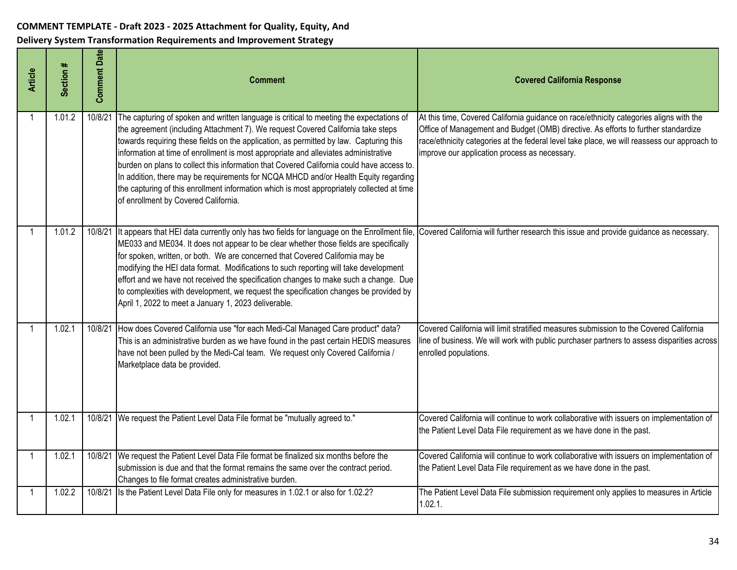**COMMENT TEMPLATE - Draft 2023 - 2025 Attachment for Quality, Equity, And Delivery System Transformation Requirements and Improvement Strategy**

| Article | Section # | Comment Date | Comment | Covered California Response |
|---|---|---|---|---|
| 1 | 1.01.2 | 10/8/21 | The capturing of spoken and written language is critical to meeting the expectations of the agreement (including Attachment 7). We request Covered California take steps towards requiring these fields on the application, as permitted by law. Capturing this information at time of enrollment is most appropriate and alleviates administrative burden on plans to collect this information that Covered California could have access to. In addition, there may be requirements for NCQA MHCD and/or Health Equity regarding the capturing of this enrollment information which is most appropriately collected at time of enrollment by Covered California. | At this time, Covered California guidance on race/ethnicity categories aligns with the Office of Management and Budget (OMB) directive. As efforts to further standardize race/ethnicity categories at the federal level take place, we will reassess our approach to improve our application process as necessary. |
| 1 | 1.01.2 | 10/8/21 | It appears that HEI data currently only has two fields for language on the Enrollment file, ME033 and ME034. It does not appear to be clear whether those fields are specifically for spoken, written, or both. We are concerned that Covered California may be modifying the HEI data format. Modifications to such reporting will take development effort and we have not received the specification changes to make such a change. Due to complexities with development, we request the specification changes be provided by April 1, 2022 to meet a January 1, 2023 deliverable. | Covered California will further research this issue and provide guidance as necessary. |
| 1 | 1.02.1 | 10/8/21 | How does Covered California use "for each Medi-Cal Managed Care product" data? This is an administrative burden as we have found in the past certain HEDIS measures have not been pulled by the Medi-Cal team. We request only Covered California / Marketplace data be provided. | Covered California will limit stratified measures submission to the Covered California line of business. We will work with public purchaser partners to assess disparities across enrolled populations. |
| 1 | 1.02.1 | 10/8/21 | We request the Patient Level Data File format be "mutually agreed to." | Covered California will continue to work collaborative with issuers on implementation of the Patient Level Data File requirement as we have done in the past. |
| 1 | 1.02.1 | 10/8/21 | We request the Patient Level Data File format be finalized six months before the submission is due and that the format remains the same over the contract period. Changes to file format creates administrative burden. | Covered California will continue to work collaborative with issuers on implementation of the Patient Level Data File requirement as we have done in the past. |
| 1 | 1.02.2 | 10/8/21 | Is the Patient Level Data File only for measures in 1.02.1 or also for 1.02.2? | The Patient Level Data File submission requirement only applies to measures in Article 1.02.1. |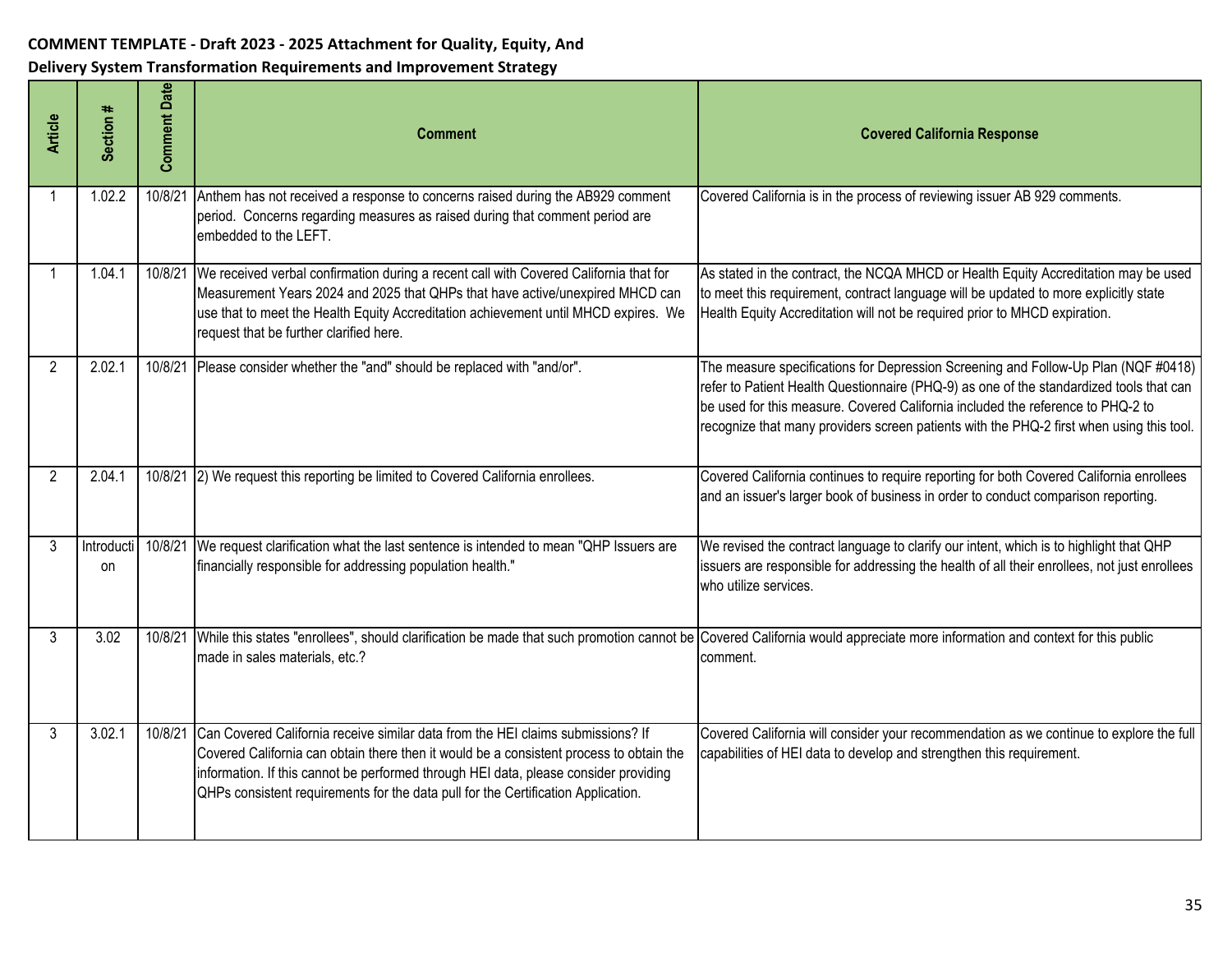**COMMENT TEMPLATE - Draft 2023 - 2025 Attachment for Quality, Equity, And Delivery System Transformation Requirements and Improvement Strategy**

| Article | Section # | Comment Date | Comment | Covered California Response |
|---|---|---|---|---|
| 1 | 1.02.2 | 10/8/21 | Anthem has not received a response to concerns raised during the AB929 comment period. Concerns regarding measures as raised during that comment period are embedded to the LEFT. | Covered California is in the process of reviewing issuer AB 929 comments. |
| 1 | 1.04.1 | 10/8/21 | We received verbal confirmation during a recent call with Covered California that for Measurement Years 2024 and 2025 that QHPs that have active/unexpired MHCD can use that to meet the Health Equity Accreditation achievement until MHCD expires. We request that be further clarified here. | As stated in the contract, the NCQA MHCD or Health Equity Accreditation may be used to meet this requirement, contract language will be updated to more explicitly state Health Equity Accreditation will not be required prior to MHCD expiration. |
| 2 | 2.02.1 | 10/8/21 | Please consider whether the "and" should be replaced with "and/or". | The measure specifications for Depression Screening and Follow-Up Plan (NQF #0418) refer to Patient Health Questionnaire (PHQ-9) as one of the standardized tools that can be used for this measure. Covered California included the reference to PHQ-2 to recognize that many providers screen patients with the PHQ-2 first when using this tool. |
| 2 | 2.04.1 | 10/8/21 | 2) We request this reporting be limited to Covered California enrollees. | Covered California continues to require reporting for both Covered California enrollees and an issuer's larger book of business in order to conduct comparison reporting. |
| 3 | Introduction | 10/8/21 | We request clarification what the last sentence is intended to mean "QHP Issuers are financially responsible for addressing population health." | We revised the contract language to clarify our intent, which is to highlight that QHP issuers are responsible for addressing the health of all their enrollees, not just enrollees who utilize services. |
| 3 | 3.02 | 10/8/21 | While this states "enrollees", should clarification be made that such promotion cannot be made in sales materials, etc.? | Covered California would appreciate more information and context for this public comment. |
| 3 | 3.02.1 | 10/8/21 | Can Covered California receive similar data from the HEI claims submissions? If Covered California can obtain there then it would be a consistent process to obtain the information. If this cannot be performed through HEI data, please consider providing QHPs consistent requirements for the data pull for the Certification Application. | Covered California will consider your recommendation as we continue to explore the full capabilities of HEI data to develop and strengthen this requirement. |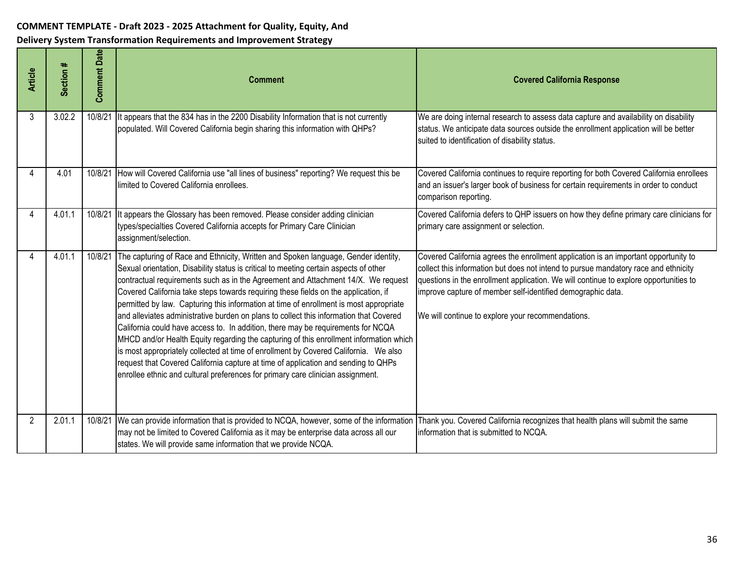**COMMENT TEMPLATE - Draft 2023 - 2025 Attachment for Quality, Equity, And Delivery System Transformation Requirements and Improvement Strategy**

| Article | Section # | Comment Date | Comment | Covered California Response |
|---|---|---|---|---|
| 3 | 3.02.2 | 10/8/21 | It appears that the 834 has in the 2200 Disability Information that is not currently populated. Will Covered California begin sharing this information with QHPs? | We are doing internal research to assess data capture and availability on disability status. We anticipate data sources outside the enrollment application will be better suited to identification of disability status. |
| 4 | 4.01 | 10/8/21 | How will Covered California use "all lines of business" reporting? We request this be limited to Covered California enrollees. | Covered California continues to require reporting for both Covered California enrollees and an issuer's larger book of business for certain requirements in order to conduct comparison reporting. |
| 4 | 4.01.1 | 10/8/21 | It appears the Glossary has been removed. Please consider adding clinician types/specialties Covered California accepts for Primary Care Clinician assignment/selection. | Covered California defers to QHP issuers on how they define primary care clinicians for primary care assignment or selection. |
| 4 | 4.01.1 | 10/8/21 | The capturing of Race and Ethnicity, Written and Spoken language, Gender identity, Sexual orientation, Disability status is critical to meeting certain aspects of other contractual requirements such as in the Agreement and Attachment 14/X. We request Covered California take steps towards requiring these fields on the application, if permitted by law. Capturing this information at time of enrollment is most appropriate and alleviates administrative burden on plans to collect this information that Covered California could have access to. In addition, there may be requirements for NCQA MHCD and/or Health Equity regarding the capturing of this enrollment information which is most appropriately collected at time of enrollment by Covered California. We also request that Covered California capture at time of application and sending to QHPs enrollee ethnic and cultural preferences for primary care clinician assignment. | Covered California agrees the enrollment application is an important opportunity to collect this information but does not intend to pursue mandatory race and ethnicity questions in the enrollment application. We will continue to explore opportunities to improve capture of member self-identified demographic data.<br><br>We will continue to explore your recommendations. |
| 2 | 2.01.1 | 10/8/21 | We can provide information that is provided to NCQA, however, some of the information may not be limited to Covered California as it may be enterprise data across all our states. We will provide same information that we provide NCQA. | Thank you. Covered California recognizes that health plans will submit the same information that is submitted to NCQA. |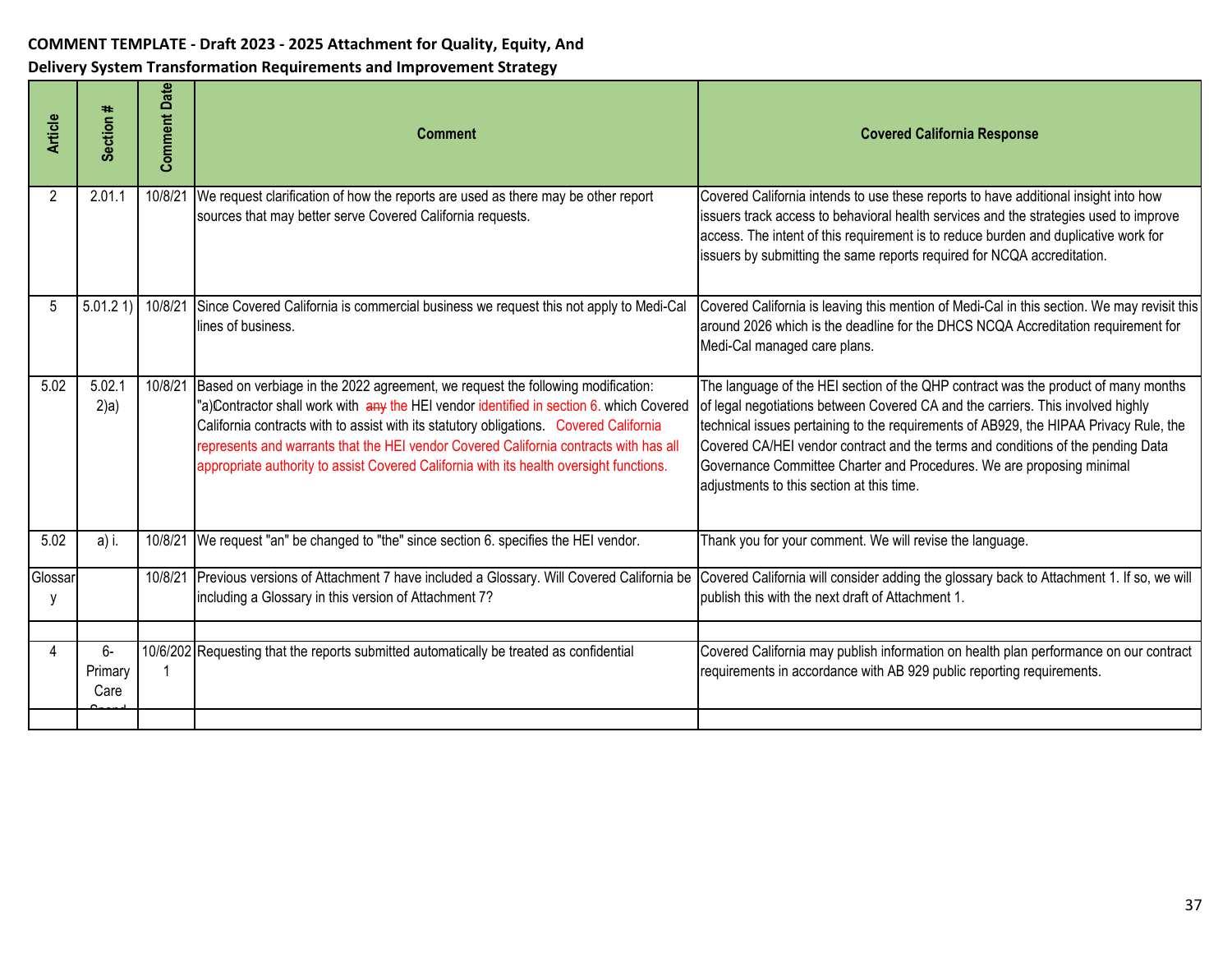**COMMENT TEMPLATE - Draft 2023 - 2025 Attachment for Quality, Equity, And Delivery System Transformation Requirements and Improvement Strategy**

| Article | Section # | Comment Date | Comment | Covered California Response |
|---|---|---|---|---|
| 2 | 2.01.1 | 10/8/21 | We request clarification of how the reports are used as there may be other report sources that may better serve Covered California requests. | Covered California intends to use these reports to have additional insight into how issuers track access to behavioral health services and the strategies used to improve access. The intent of this requirement is to reduce burden and duplicative work for issuers by submitting the same reports required for NCQA accreditation. |
| 5 | 5.01.2 1) | 10/8/21 | Since Covered California is commercial business we request this not apply to Medi-Cal lines of business. | Covered California is leaving this mention of Medi-Cal in this section. We may revisit this around 2026 which is the deadline for the DHCS NCQA Accreditation requirement for Medi-Cal managed care plans. |
| 5.02 | 5.02.1 2)a) | 10/8/21 | Based on verbiage in the 2022 agreement, we request the following modification: "a)Contractor shall work with ~~any~~ the HEI vendor identified in section 6. which Covered California contracts with to assist with its statutory obligations. Covered California represents and warrants that the HEI vendor Covered California contracts with has all appropriate authority to assist Covered California with its health oversight functions. | The language of the HEI section of the QHP contract was the product of many months of legal negotiations between Covered CA and the carriers. This involved highly technical issues pertaining to the requirements of AB929, the HIPAA Privacy Rule, the Covered CA/HEI vendor contract and the terms and conditions of the pending Data Governance Committee Charter and Procedures. We are proposing minimal adjustments to this section at this time. |
| 5.02 | a) i. | 10/8/21 | We request "an" be changed to "the" since section 6. specifies the HEI vendor. | Thank you for your comment. We will revise the language. |
| Glossary | | 10/8/21 | Previous versions of Attachment 7 have included a Glossary. Will Covered California be including a Glossary in this version of Attachment 7? | Covered California will consider adding the glossary back to Attachment 1. If so, we will publish this with the next draft of Attachment 1. |
| | | | | |
| 4 | 6- Primary Care Second | 10/6/2021 | Requesting that the reports submitted automatically be treated as confidential | Covered California may publish information on health plan performance on our contract requirements in accordance with AB 929 public reporting requirements. |
| | | | | |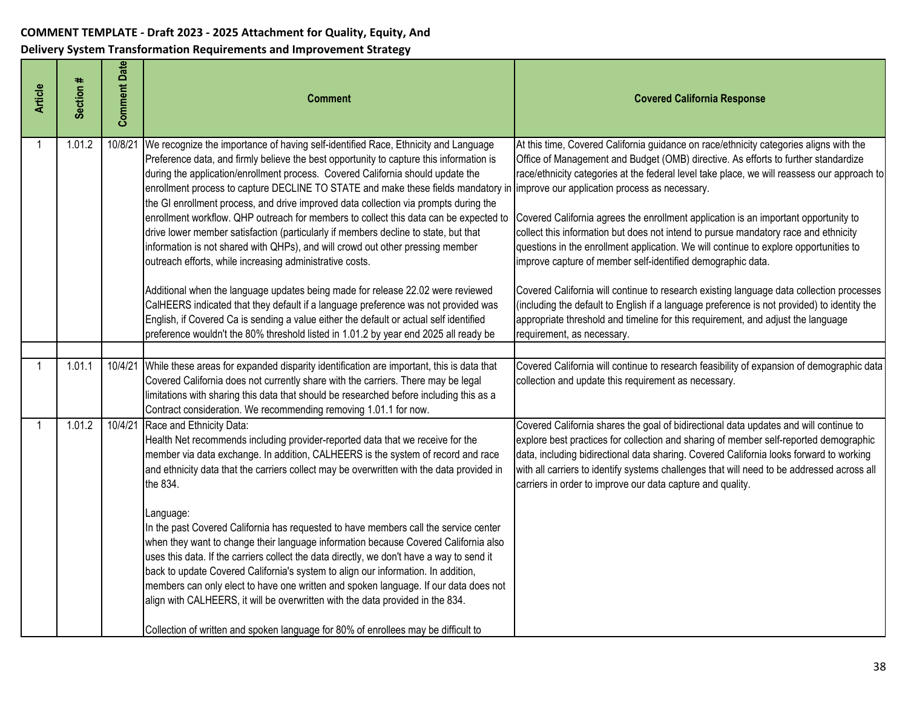**COMMENT TEMPLATE - Draft 2023 - 2025 Attachment for Quality, Equity, And Delivery System Transformation Requirements and Improvement Strategy**

| Article | Section # | Comment Date | Comment | Covered California Response |
|---|---|---|---|---|
| 1 | 1.01.2 | 10/8/21 | We recognize the importance of having self-identified Race, Ethnicity and Language Preference data, and firmly believe the best opportunity to capture this information is during the application/enrollment process. Covered California should update the enrollment process to capture DECLINE TO STATE and make these fields mandatory in the GI enrollment process, and drive improved data collection via prompts during the enrollment workflow. QHP outreach for members to collect this data can be expected to drive lower member satisfaction (particularly if members decline to state, but that information is not shared with QHPs), and will crowd out other pressing member outreach efforts, while increasing administrative costs.<br><br>Additional when the language updates being made for release 22.02 were reviewed CalHEERS indicated that they default if a language preference was not provided was English, if Covered Ca is sending a value either the default or actual self identified preference wouldn't the 80% threshold listed in 1.01.2 by year end 2025 all ready be | At this time, Covered California guidance on race/ethnicity categories aligns with the Office of Management and Budget (OMB) directive. As efforts to further standardize race/ethnicity categories at the federal level take place, we will reassess our approach to improve our application process as necessary.<br><br>Covered California agrees the enrollment application is an important opportunity to collect this information but does not intend to pursue mandatory race and ethnicity questions in the enrollment application. We will continue to explore opportunities to improve capture of member self-identified demographic data.<br><br>Covered California will continue to research existing language data collection processes (including the default to English if a language preference is not provided) to identity the appropriate threshold and timeline for this requirement, and adjust the language requirement, as necessary. |
| | | | | |
| 1 | 1.01.1 | 10/4/21 | While these areas for expanded disparity identification are important, this is data that Covered California does not currently share with the carriers. There may be legal limitations with sharing this data that should be researched before including this as a Contract consideration. We recommending removing 1.01.1 for now. | Covered California will continue to research feasibility of expansion of demographic data collection and update this requirement as necessary. |
| 1 | 1.01.2 | 10/4/21 | Race and Ethnicity Data:<br>Health Net recommends including provider-reported data that we receive for the member via data exchange. In addition, CALHEERS is the system of record and race and ethnicity data that the carriers collect may be overwritten with the data provided in the 834.<br><br>Language:<br>In the past Covered California has requested to have members call the service center when they want to change their language information because Covered California also uses this data. If the carriers collect the data directly, we don't have a way to send it back to update Covered California's system to align our information. In addition, members can only elect to have one written and spoken language. If our data does not align with CALHEERS, it will be overwritten with the data provided in the 834.<br><br>Collection of written and spoken language for 80% of enrollees may be difficult to | Covered California shares the goal of bidirectional data updates and will continue to explore best practices for collection and sharing of member self-reported demographic data, including bidirectional data sharing. Covered California looks forward to working with all carriers to identify systems challenges that will need to be addressed across all carriers in order to improve our data capture and quality. |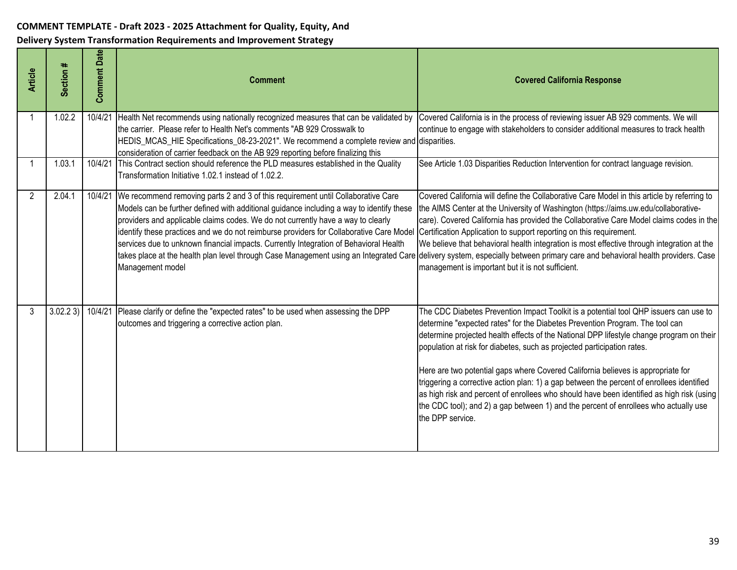**COMMENT TEMPLATE - Draft 2023 - 2025 Attachment for Quality, Equity, And Delivery System Transformation Requirements and Improvement Strategy**

| Article | Section # | Comment Date | Comment | Covered California Response |
|---|---|---|---|---|
| 1 | 1.02.2 | 10/4/21 | Health Net recommends using nationally recognized measures that can be validated by the carrier. Please refer to Health Net's comments "AB 929 Crosswalk to HEDIS_MCAS_HIE Specifications_08-23-2021". We recommend a complete review and consideration of carrier feedback on the AB 929 reporting before finalizing this | Covered California is in the process of reviewing issuer AB 929 comments. We will continue to engage with stakeholders to consider additional measures to track health disparities. |
| 1 | 1.03.1 | 10/4/21 | This Contract section should reference the PLD measures established in the Quality Transformation Initiative 1.02.1 instead of 1.02.2. | See Article 1.03 Disparities Reduction Intervention for contract language revision. |
| 2 | 2.04.1 | 10/4/21 | We recommend removing parts 2 and 3 of this requirement until Collaborative Care Models can be further defined with additional guidance including a way to identify these providers and applicable claims codes. We do not currently have a way to clearly identify these practices and we do not reimburse providers for Collaborative Care Model services due to unknown financial impacts. Currently Integration of Behavioral Health takes place at the health plan level through Case Management using an Integrated Care Management model | Covered California will define the Collaborative Care Model in this article by referring to the AIMS Center at the University of Washington (https://aims.uw.edu/collaborative-care). Covered California has provided the Collaborative Care Model claims codes in the Certification Application to support reporting on this requirement.<br>We believe that behavioral health integration is most effective through integration at the delivery system, especially between primary care and behavioral health providers. Case management is important but it is not sufficient. |
| 3 | 3.02.2 3) | 10/4/21 | Please clarify or define the "expected rates" to be used when assessing the DPP outcomes and triggering a corrective action plan. | The CDC Diabetes Prevention Impact Toolkit is a potential tool QHP issuers can use to determine "expected rates" for the Diabetes Prevention Program. The tool can determine projected health effects of the National DPP lifestyle change program on their population at risk for diabetes, such as projected participation rates.<br><br>Here are two potential gaps where Covered California believes is appropriate for triggering a corrective action plan: 1) a gap between the percent of enrollees identified as high risk and percent of enrollees who should have been identified as high risk (using the CDC tool); and 2) a gap between 1) and the percent of enrollees who actually use the DPP service. |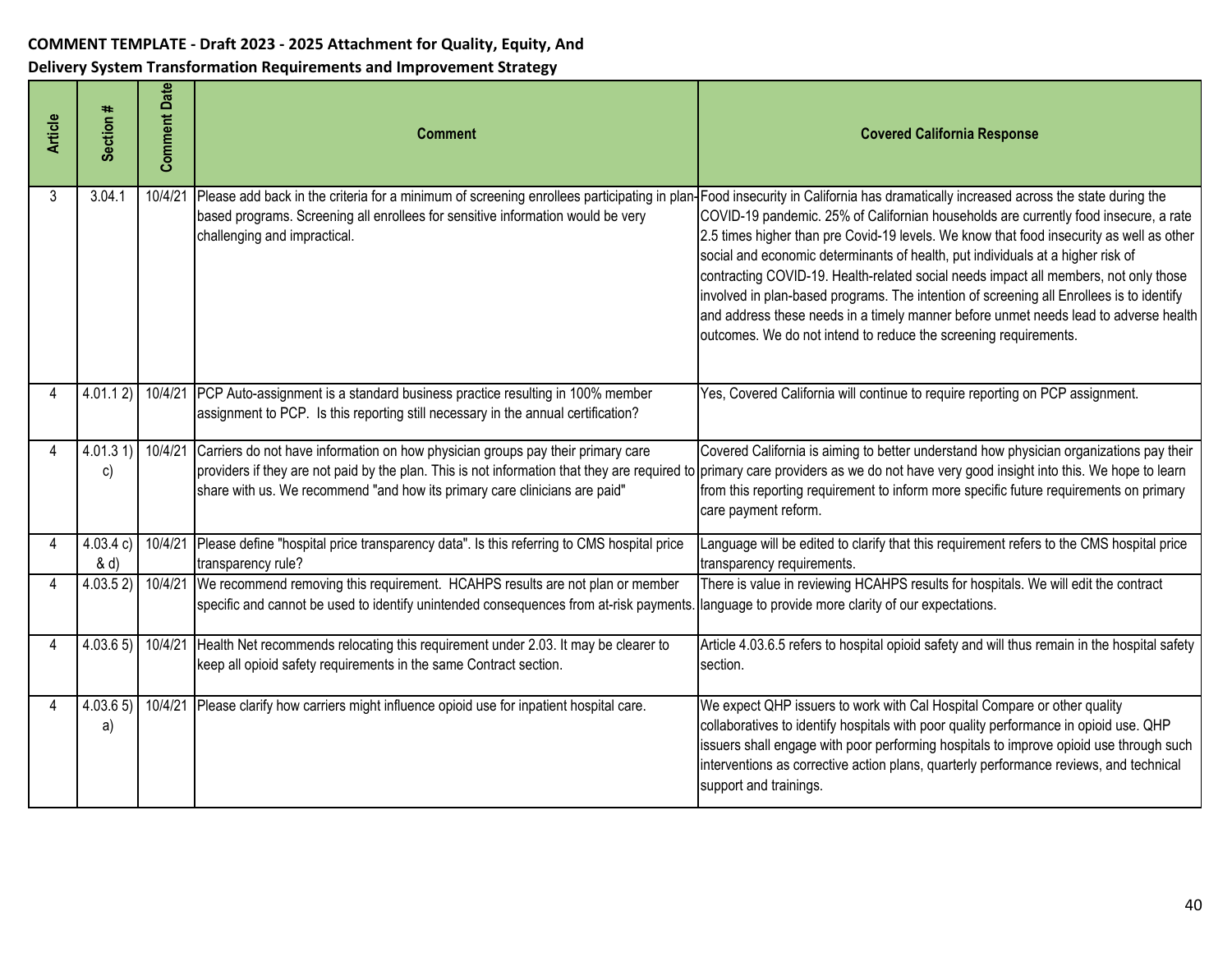**COMMENT TEMPLATE - Draft 2023 - 2025 Attachment for Quality, Equity, And Delivery System Transformation Requirements and Improvement Strategy**

| Article | Section # | Comment Date | Comment | Covered California Response |
|---|---|---|---|---|
| 3 | 3.04.1 | 10/4/21 | Please add back in the criteria for a minimum of screening enrollees participating in plan-based programs. Screening all enrollees for sensitive information would be very challenging and impractical. | Food insecurity in California has dramatically increased across the state during the COVID-19 pandemic. 25% of Californian households are currently food insecure, a rate 2.5 times higher than pre Covid-19 levels. We know that food insecurity as well as other social and economic determinants of health, put individuals at a higher risk of contracting COVID-19. Health-related social needs impact all members, not only those involved in plan-based programs. The intention of screening all Enrollees is to identify and address these needs in a timely manner before unmet needs lead to adverse health outcomes. We do not intend to reduce the screening requirements. |
| 4 | 4.01.1 2) | 10/4/21 | PCP Auto-assignment is a standard business practice resulting in 100% member assignment to PCP. Is this reporting still necessary in the annual certification? | Yes, Covered California will continue to require reporting on PCP assignment. |
| 4 | 4.01.3 1) c) | 10/4/21 | Carriers do not have information on how physician groups pay their primary care providers if they are not paid by the plan. This is not information that they are required to share with us. We recommend "and how its primary care clinicians are paid" | Covered California is aiming to better understand how physician organizations pay their primary care providers as we do not have very good insight into this. We hope to learn from this reporting requirement to inform more specific future requirements on primary care payment reform. |
| 4 | 4.03.4 c) & d) | 10/4/21 | Please define "hospital price transparency data". Is this referring to CMS hospital price transparency rule? | Language will be edited to clarify that this requirement refers to the CMS hospital price transparency requirements. |
| 4 | 4.03.5 2) | 10/4/21 | We recommend removing this requirement. HCAHPS results are not plan or member specific and cannot be used to identify unintended consequences from at-risk payments. | There is value in reviewing HCAHPS results for hospitals. We will edit the contract language to provide more clarity of our expectations. |
| 4 | 4.03.6 5) | 10/4/21 | Health Net recommends relocating this requirement under 2.03. It may be clearer to keep all opioid safety requirements in the same Contract section. | Article 4.03.6.5 refers to hospital opioid safety and will thus remain in the hospital safety section. |
| 4 | 4.03.6 5) a) | 10/4/21 | Please clarify how carriers might influence opioid use for inpatient hospital care. | We expect QHP issuers to work with Cal Hospital Compare or other quality collaboratives to identify hospitals with poor quality performance in opioid use. QHP issuers shall engage with poor performing hospitals to improve opioid use through such interventions as corrective action plans, quarterly performance reviews, and technical support and trainings. |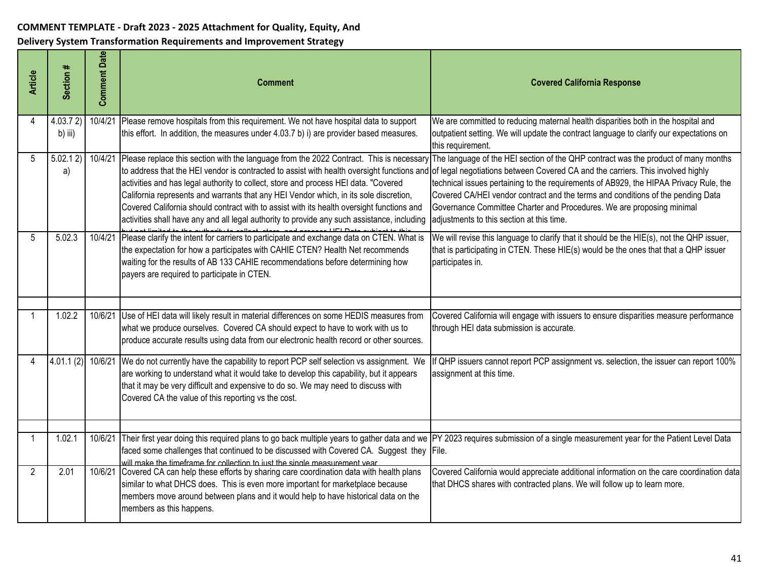**COMMENT TEMPLATE - Draft 2023 - 2025 Attachment for Quality, Equity, And Delivery System Transformation Requirements and Improvement Strategy**

| Article | Section # | Comment Date | Comment | Covered California Response |
|---|---|---|---|---|
| 4 | 4.03.7 2) b) iii) | 10/4/21 | Please remove hospitals from this requirement. We not have hospital data to support this effort. In addition, the measures under 4.03.7 b) i) are provider based measures. | We are committed to reducing maternal health disparities both in the hospital and outpatient setting. We will update the contract language to clarify our expectations on this requirement. |
| 5 | 5.02.1 2) a) | 10/4/21 | Please replace this section with the language from the 2022 Contract. This is necessary to address that the HEI vendor is contracted to assist with health oversight functions and activities and has legal authority to collect, store and process HEI data. "Covered California represents and warrants that any HEI Vendor which, in its sole discretion, Covered California should contract with to assist with its health oversight functions and activities shall have any and all legal authority to provide any such assistance, including but not limited to the authority to collect, store, and process HEI Data subject to this | The language of the HEI section of the QHP contract was the product of many months of legal negotiations between Covered CA and the carriers. This involved highly technical issues pertaining to the requirements of AB929, the HIPAA Privacy Rule, the Covered CA/HEI vendor contract and the terms and conditions of the pending Data Governance Committee Charter and Procedures. We are proposing minimal adjustments to this section at this time. |
| 5 | 5.02.3 | 10/4/21 | Please clarify the intent for carriers to participate and exchange data on CTEN. What is the expectation for how a participates with CAHIE CTEN? Health Net recommends waiting for the results of AB 133 CAHIE recommendations before determining how payers are required to participate in CTEN. | We will revise this language to clarify that it should be the HIE(s), not the QHP issuer, that is participating in CTEN. These HIE(s) would be the ones that that a QHP issuer participates in. |
| | | | | |
| 1 | 1.02.2 | 10/6/21 | Use of HEI data will likely result in material differences on some HEDIS measures from what we produce ourselves. Covered CA should expect to have to work with us to produce accurate results using data from our electronic health record or other sources. | Covered California will engage with issuers to ensure disparities measure performance through HEI data submission is accurate. |
| 4 | 4.01.1 (2) | 10/6/21 | We do not currently have the capability to report PCP self selection vs assignment. We are working to understand what it would take to develop this capability, but it appears that it may be very difficult and expensive to do so. We may need to discuss with Covered CA the value of this reporting vs the cost. | If QHP issuers cannot report PCP assignment vs. selection, the issuer can report 100% assignment at this time. |
| | | | | |
| 1 | 1.02.1 | 10/6/21 | Their first year doing this required plans to go back multiple years to gather data and we faced some challenges that continued to be discussed with Covered CA. Suggest they will make the timeframe for collection to just the single measurement year | PY 2023 requires submission of a single measurement year for the Patient Level Data File. |
| 2 | 2.01 | 10/6/21 | Covered CA can help these efforts by sharing care coordination data with health plans similar to what DHCS does. This is even more important for marketplace because members move around between plans and it would help to have historical data on the members as this happens. | Covered California would appreciate additional information on the care coordination data that DHCS shares with contracted plans. We will follow up to learn more. |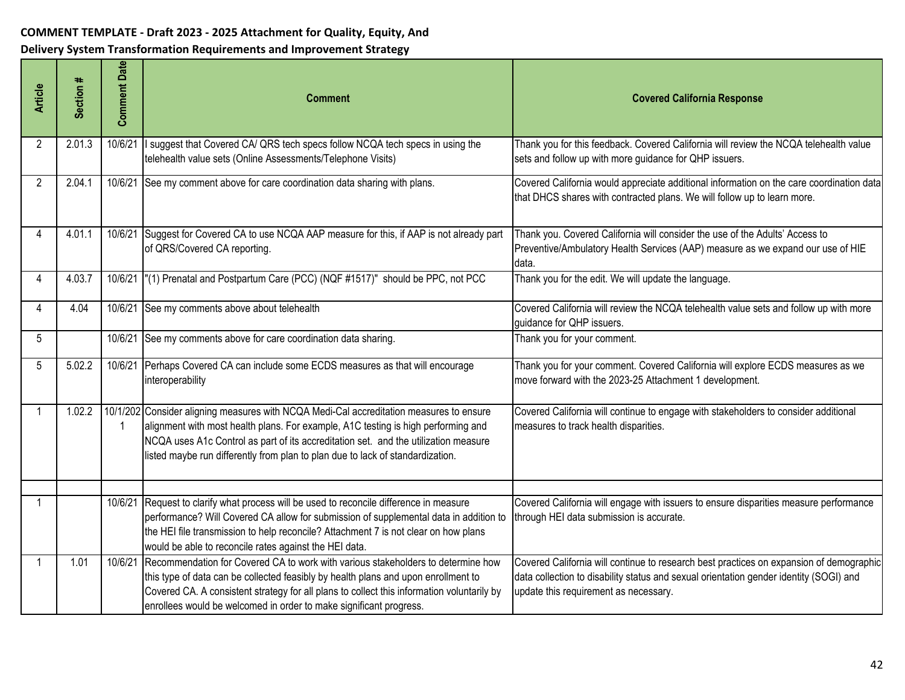**COMMENT TEMPLATE - Draft 2023 - 2025 Attachment for Quality, Equity, And Delivery System Transformation Requirements and Improvement Strategy**

| Article | Section # | Comment Date | Comment | Covered California Response |
|---|---|---|---|---|
| 2 | 2.01.3 | 10/6/21 | I suggest that Covered CA/ QRS tech specs follow NCQA tech specs in using the telehealth value sets (Online Assessments/Telephone Visits) | Thank you for this feedback. Covered California will review the NCQA telehealth value sets and follow up with more guidance for QHP issuers. |
| 2 | 2.04.1 | 10/6/21 | See my comment above for care coordination data sharing with plans. | Covered California would appreciate additional information on the care coordination data that DHCS shares with contracted plans. We will follow up to learn more. |
| 4 | 4.01.1 | 10/6/21 | Suggest for Covered CA to use NCQA AAP measure for this, if AAP is not already part of QRS/Covered CA reporting. | Thank you. Covered California will consider the use of the Adults' Access to Preventive/Ambulatory Health Services (AAP) measure as we expand our use of HIE data. |
| 4 | 4.03.7 | 10/6/21 | "(1) Prenatal and Postpartum Care (PCC) (NQF #1517)" should be PPC, not PCC | Thank you for the edit. We will update the language. |
| 4 | 4.04 | 10/6/21 | See my comments above about telehealth | Covered California will review the NCQA telehealth value sets and follow up with more guidance for QHP issuers. |
| 5 | | 10/6/21 | See my comments above for care coordination data sharing. | Thank you for your comment. |
| 5 | 5.02.2 | 10/6/21 | Perhaps Covered CA can include some ECDS measures as that will encourage interoperability | Thank you for your comment. Covered California will explore ECDS measures as we move forward with the 2023-25 Attachment 1 development. |
| 1 | 1.02.2 | 10/1/2021 | Consider aligning measures with NCQA Medi-Cal accreditation measures to ensure alignment with most health plans. For example, A1C testing is high performing and NCQA uses A1c Control as part of its accreditation set. and the utilization measure listed maybe run differently from plan to plan due to lack of standardization. | Covered California will continue to engage with stakeholders to consider additional measures to track health disparities. |
| | | | | |
| 1 | | 10/6/21 | Request to clarify what process will be used to reconcile difference in measure performance? Will Covered CA allow for submission of supplemental data in addition to the HEI file transmission to help reconcile? Attachment 7 is not clear on how plans would be able to reconcile rates against the HEI data. | Covered California will engage with issuers to ensure disparities measure performance through HEI data submission is accurate. |
| 1 | 1.01 | 10/6/21 | Recommendation for Covered CA to work with various stakeholders to determine how this type of data can be collected feasibly by health plans and upon enrollment to Covered CA. A consistent strategy for all plans to collect this information voluntarily by enrollees would be welcomed in order to make significant progress. | Covered California will continue to research best practices on expansion of demographic data collection to disability status and sexual orientation gender identity (SOGI) and update this requirement as necessary. |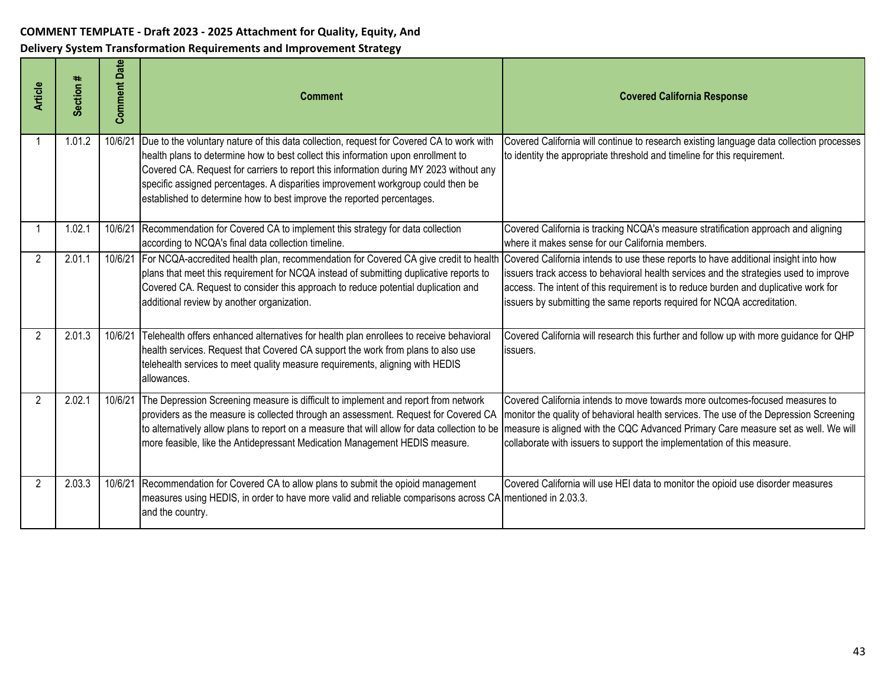**COMMENT TEMPLATE - Draft 2023 - 2025 Attachment for Quality, Equity, And Delivery System Transformation Requirements and Improvement Strategy**

| Article | Section # | Comment Date | Comment | Covered California Response |
|---|---|---|---|---|
| 1 | 1.01.2 | 10/6/21 | Due to the voluntary nature of this data collection, request for Covered CA to work with health plans to determine how to best collect this information upon enrollment to Covered CA. Request for carriers to report this information during MY 2023 without any specific assigned percentages. A disparities improvement workgroup could then be established to determine how to best improve the reported percentages. | Covered California will continue to research existing language data collection processes to identity the appropriate threshold and timeline for this requirement. |
| 1 | 1.02.1 | 10/6/21 | Recommendation for Covered CA to implement this strategy for data collection according to NCQA's final data collection timeline. | Covered California is tracking NCQA's measure stratification approach and aligning where it makes sense for our California members. |
| 2 | 2.01.1 | 10/6/21 | For NCQA-accredited health plan, recommendation for Covered CA give credit to health plans that meet this requirement for NCQA instead of submitting duplicative reports to Covered CA. Request to consider this approach to reduce potential duplication and additional review by another organization. | Covered California intends to use these reports to have additional insight into how issuers track access to behavioral health services and the strategies used to improve access. The intent of this requirement is to reduce burden and duplicative work for issuers by submitting the same reports required for NCQA accreditation. |
| 2 | 2.01.3 | 10/6/21 | Telehealth offers enhanced alternatives for health plan enrollees to receive behavioral health services. Request that Covered CA support the work from plans to also use telehealth services to meet quality measure requirements, aligning with HEDIS allowances. | Covered California will research this further and follow up with more guidance for QHP issuers. |
| 2 | 2.02.1 | 10/6/21 | The Depression Screening measure is difficult to implement and report from network providers as the measure is collected through an assessment. Request for Covered CA to alternatively allow plans to report on a measure that will allow for data collection to be more feasible, like the Antidepressant Medication Management HEDIS measure. | Covered California intends to move towards more outcomes-focused measures to monitor the quality of behavioral health services. The use of the Depression Screening measure is aligned with the CQC Advanced Primary Care measure set as well. We will collaborate with issuers to support the implementation of this measure. |
| 2 | 2.03.3 | 10/6/21 | Recommendation for Covered CA to allow plans to submit the opioid management measures using HEDIS, in order to have more valid and reliable comparisons across CA and the country. | Covered California will use HEI data to monitor the opioid use disorder measures mentioned in 2.03.3. |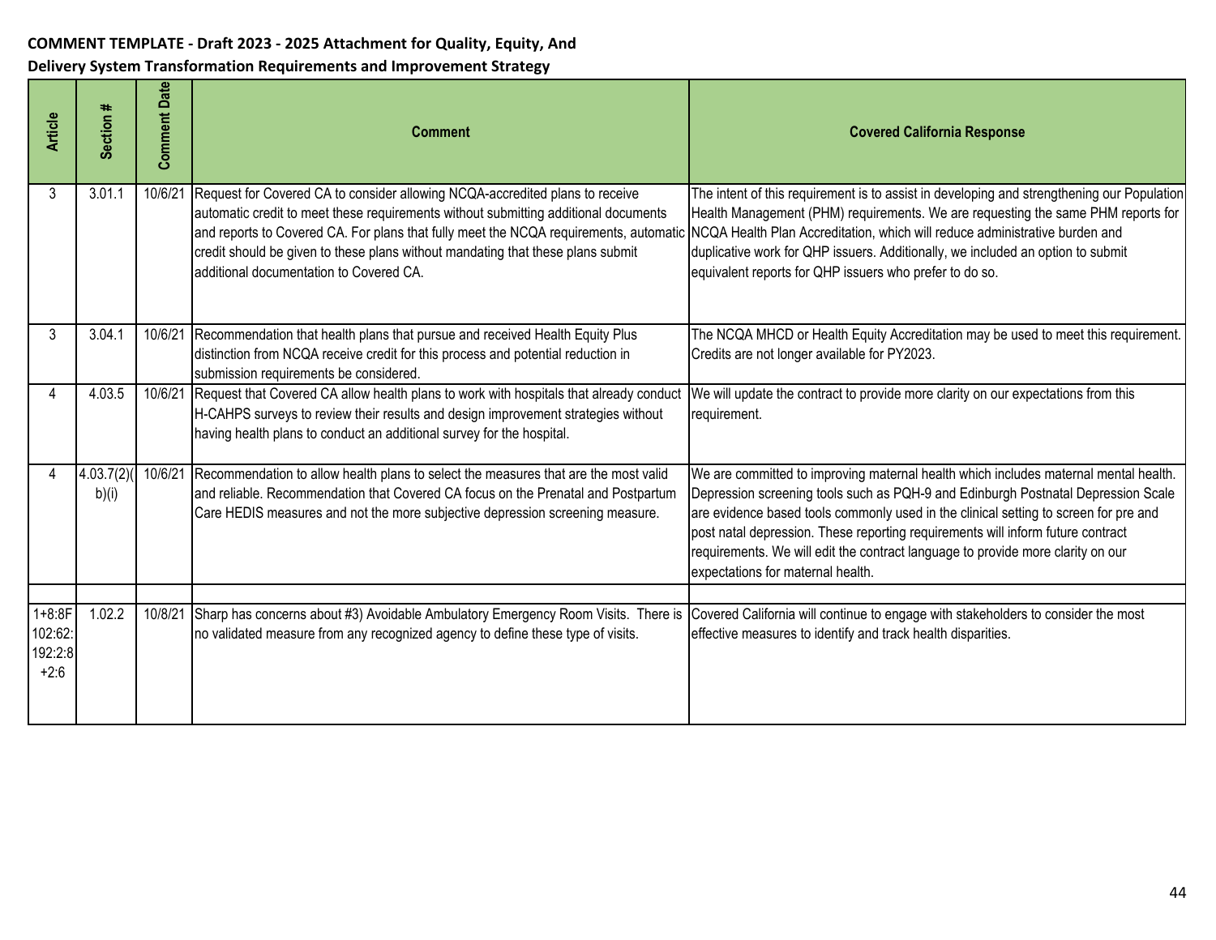**COMMENT TEMPLATE - Draft 2023 - 2025 Attachment for Quality, Equity, And Delivery System Transformation Requirements and Improvement Strategy**

| Article | Section # | Comment Date | Comment | Covered California Response |
|---|---|---|---|---|
| 3 | 3.01.1 | 10/6/21 | Request for Covered CA to consider allowing NCQA-accredited plans to receive automatic credit to meet these requirements without submitting additional documents and reports to Covered CA. For plans that fully meet the NCQA requirements, automatic credit should be given to these plans without mandating that these plans submit additional documentation to Covered CA. | The intent of this requirement is to assist in developing and strengthening our Population Health Management (PHM) requirements. We are requesting the same PHM reports for NCQA Health Plan Accreditation, which will reduce administrative burden and duplicative work for QHP issuers. Additionally, we included an option to submit equivalent reports for QHP issuers who prefer to do so. |
| 3 | 3.04.1 | 10/6/21 | Recommendation that health plans that pursue and received Health Equity Plus distinction from NCQA receive credit for this process and potential reduction in submission requirements be considered. | The NCQA MHCD or Health Equity Accreditation may be used to meet this requirement. Credits are not longer available for PY2023. |
| 4 | 4.03.5 | 10/6/21 | Request that Covered CA allow health plans to work with hospitals that already conduct H-CAHPS surveys to review their results and design improvement strategies without having health plans to conduct an additional survey for the hospital. | We will update the contract to provide more clarity on our expectations from this requirement. |
| 4 | 4.03.7(2)(b)(i) | 10/6/21 | Recommendation to allow health plans to select the measures that are the most valid and reliable. Recommendation that Covered CA focus on the Prenatal and Postpartum Care HEDIS measures and not the more subjective depression screening measure. | We are committed to improving maternal health which includes maternal mental health. Depression screening tools such as PQH-9 and Edinburgh Postnatal Depression Scale are evidence based tools commonly used in the clinical setting to screen for pre and post natal depression. These reporting requirements will inform future contract requirements. We will edit the contract language to provide more clarity on our expectations for maternal health. |
| | | | | |
| 1+8:F102:62:192:2:8+2:6 | 1.02.2 | 10/8/21 | Sharp has concerns about #3) Avoidable Ambulatory Emergency Room Visits. There is no validated measure from any recognized agency to define these type of visits. | Covered California will continue to engage with stakeholders to consider the most effective measures to identify and track health disparities. |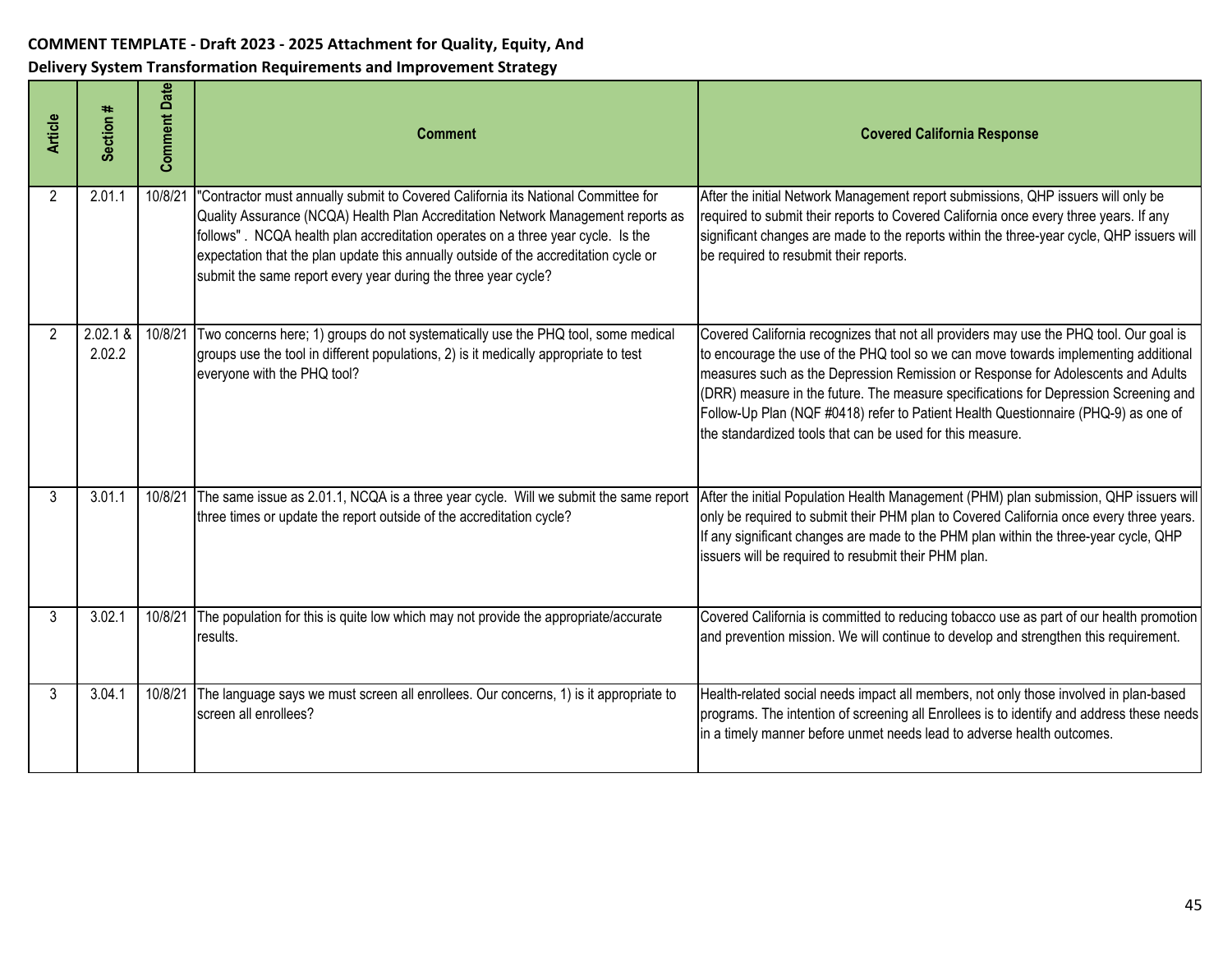**COMMENT TEMPLATE - Draft 2023 - 2025 Attachment for Quality, Equity, And Delivery System Transformation Requirements and Improvement Strategy**

| Article | Section # | Comment Date | Comment | Covered California Response |
|---|---|---|---|---|
| 2 | 2.01.1 | 10/8/21 | "Contractor must annually submit to Covered California its National Committee for Quality Assurance (NCQA) Health Plan Accreditation Network Management reports as follows" . NCQA health plan accreditation operates on a three year cycle. Is the expectation that the plan update this annually outside of the accreditation cycle or submit the same report every year during the three year cycle? | After the initial Network Management report submissions, QHP issuers will only be required to submit their reports to Covered California once every three years. If any significant changes are made to the reports within the three-year cycle, QHP issuers will be required to resubmit their reports. |
| 2 | 2.02.1 & 2.02.2 | 10/8/21 | Two concerns here; 1) groups do not systematically use the PHQ tool, some medical groups use the tool in different populations, 2) is it medically appropriate to test everyone with the PHQ tool? | Covered California recognizes that not all providers may use the PHQ tool. Our goal is to encourage the use of the PHQ tool so we can move towards implementing additional measures such as the Depression Remission or Response for Adolescents and Adults (DRR) measure in the future. The measure specifications for Depression Screening and Follow-Up Plan (NQF #0418) refer to Patient Health Questionnaire (PHQ-9) as one of the standardized tools that can be used for this measure. |
| 3 | 3.01.1 | 10/8/21 | The same issue as 2.01.1, NCQA is a three year cycle. Will we submit the same report three times or update the report outside of the accreditation cycle? | After the initial Population Health Management (PHM) plan submission, QHP issuers will only be required to submit their PHM plan to Covered California once every three years. If any significant changes are made to the PHM plan within the three-year cycle, QHP issuers will be required to resubmit their PHM plan. |
| 3 | 3.02.1 | 10/8/21 | The population for this is quite low which may not provide the appropriate/accurate results. | Covered California is committed to reducing tobacco use as part of our health promotion and prevention mission. We will continue to develop and strengthen this requirement. |
| 3 | 3.04.1 | 10/8/21 | The language says we must screen all enrollees. Our concerns, 1) is it appropriate to screen all enrollees? | Health-related social needs impact all members, not only those involved in plan-based programs. The intention of screening all Enrollees is to identify and address these needs in a timely manner before unmet needs lead to adverse health outcomes. |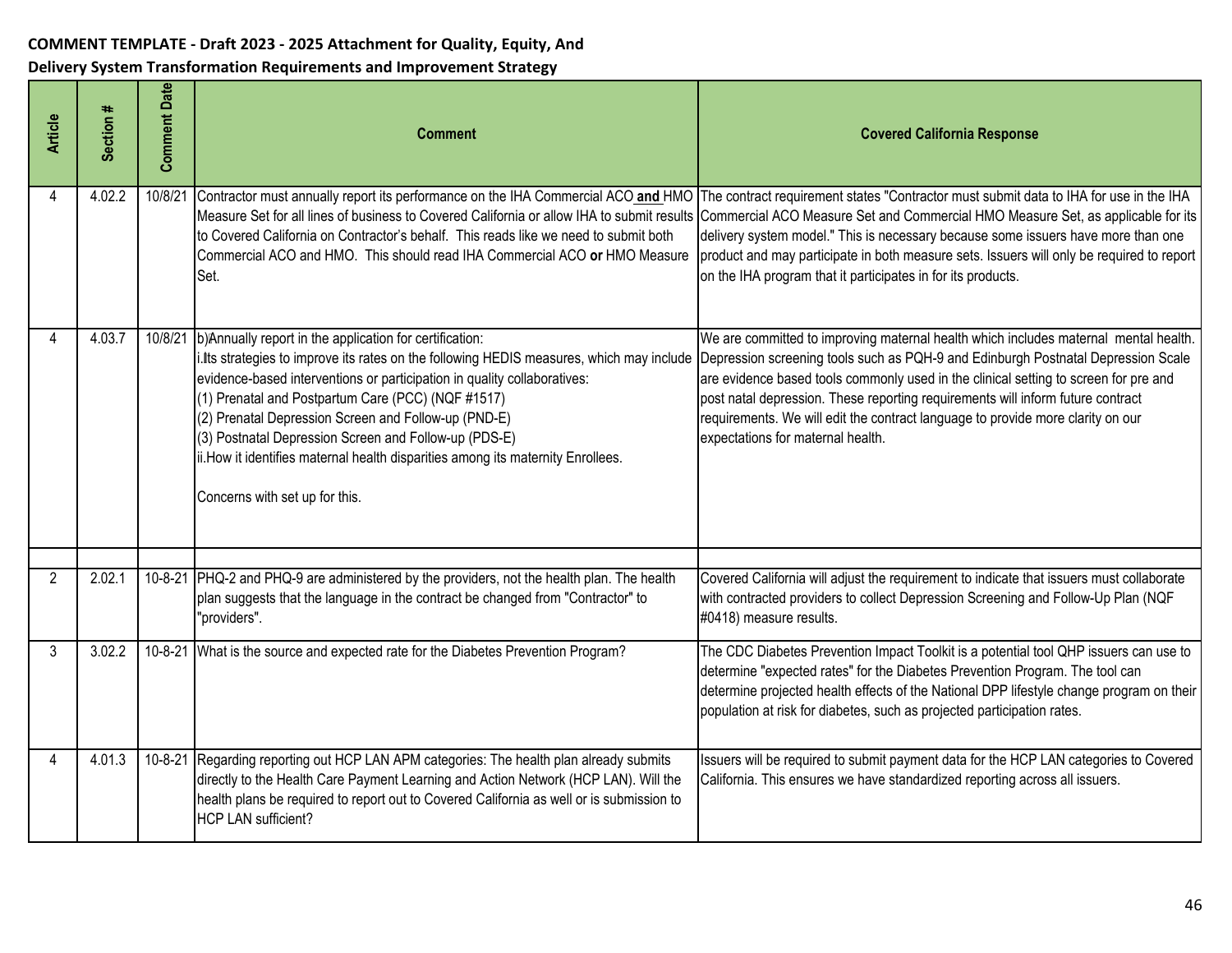**COMMENT TEMPLATE - Draft 2023 - 2025 Attachment for Quality, Equity, And Delivery System Transformation Requirements and Improvement Strategy**

| Article | Section # | Comment Date | Comment | Covered California Response |
|---|---|---|---|---|
| 4 | 4.02.2 | 10/8/21 | Contractor must annually report its performance on the IHA Commercial ACO **and** HMO Measure Set for all lines of business to Covered California or allow IHA to submit results to Covered California on Contractor's behalf. This reads like we need to submit both Commercial ACO and HMO. This should read IHA Commercial ACO **or** HMO Measure Set. | The contract requirement states "Contractor must submit data to IHA for use in the IHA Commercial ACO Measure Set and Commercial HMO Measure Set, as applicable for its delivery system model." This is necessary because some issuers have more than one product and may participate in both measure sets. Issuers will only be required to report on the IHA program that it participates in for its products. |
| 4 | 4.03.7 | 10/8/21 | b) Annually report in the application for certification:<br>i. Its strategies to improve its rates on the following HEDIS measures, which may include evidence-based interventions or participation in quality collaboratives:<br>(1) Prenatal and Postpartum Care (PCC) (NQF #1517)<br>(2) Prenatal Depression Screen and Follow-up (PND-E)<br>(3) Postnatal Depression Screen and Follow-up (PDS-E)<br>ii. How it identifies maternal health disparities among its maternity Enrollees.<br><br>Concerns with set up for this. | We are committed to improving maternal health which includes maternal mental health. Depression screening tools such as PQH-9 and Edinburgh Postnatal Depression Scale are evidence based tools commonly used in the clinical setting to screen for pre and post natal depression. These reporting requirements will inform future contract requirements. We will edit the contract language to provide more clarity on our expectations for maternal health. |
| | | | | |
| 2 | 2.02.1 | 10-8-21 | PHQ-2 and PHQ-9 are administered by the providers, not the health plan. The health plan suggests that the language in the contract be changed from "Contractor" to "providers". | Covered California will adjust the requirement to indicate that issuers must collaborate with contracted providers to collect Depression Screening and Follow-Up Plan (NQF #0418) measure results. |
| 3 | 3.02.2 | 10-8-21 | What is the source and expected rate for the Diabetes Prevention Program? | The CDC Diabetes Prevention Impact Toolkit is a potential tool QHP issuers can use to determine "expected rates" for the Diabetes Prevention Program. The tool can determine projected health effects of the National DPP lifestyle change program on their population at risk for diabetes, such as projected participation rates. |
| 4 | 4.01.3 | 10-8-21 | Regarding reporting out HCP LAN APM categories: The health plan already submits directly to the Health Care Payment Learning and Action Network (HCP LAN). Will the health plans be required to report out to Covered California as well or is submission to HCP LAN sufficient? | Issuers will be required to submit payment data for the HCP LAN categories to Covered California. This ensures we have standardized reporting across all issuers. |